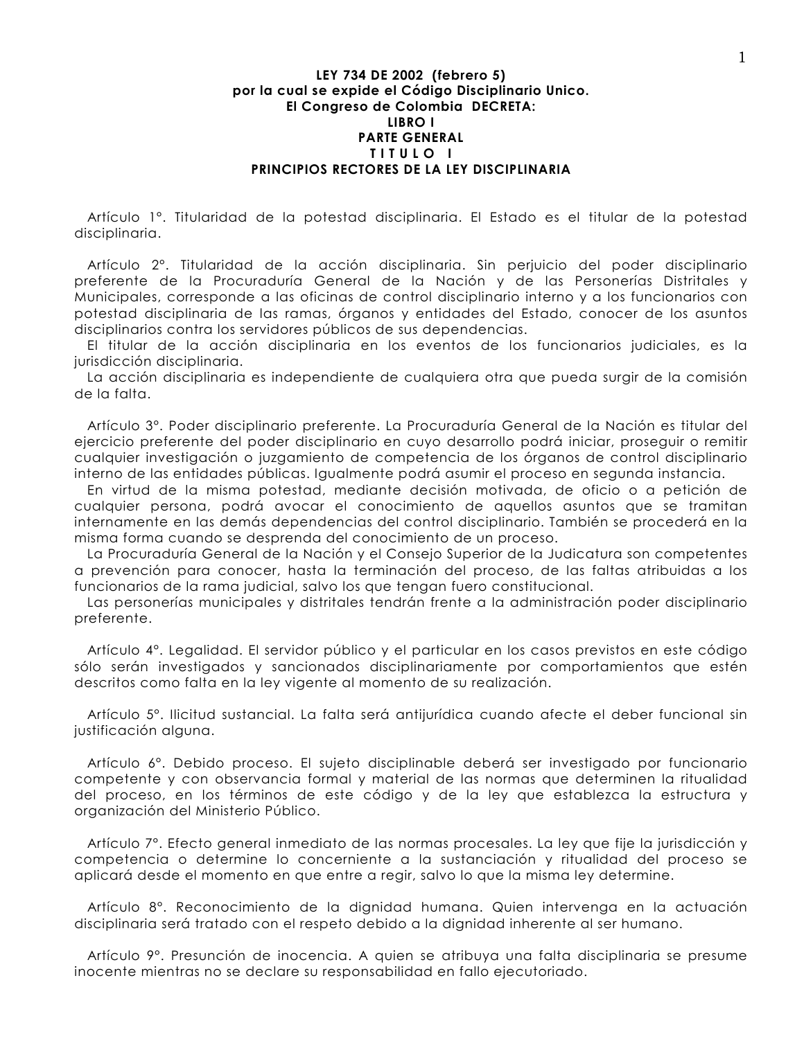# LEY 734 DE 2002 (febrero 5)

## por la cual se expide el Código Disciplinario Unico.

**El Congreso de Colombia DECRETA:**

## LIBRO I

## PARTE GENERAL

## T I T U L O I

## PRINCIPIOS RECTORES DE LA LEY DISCIPLINARIA

Artículo 1°. Titularidad de la potestad disciplinaria. El Estado es el titular de la potestad disciplinaria.

Artículo 2°. Titularidad de la acción disciplinaria. Sin perjuicio del poder disciplinario preferente de la Procuraduría General de la Nación y de las Personerías Distritales y Municipales, corresponde a las oficinas de control disciplinario interno y a los funcionarios con potestad disciplinaria de las ramas, órganos y entidades del Estado, conocer de los asuntos disciplinarios contra los servidores públicos de sus dependencias.

El titular de la acción disciplinaria en los eventos de los funcionarios judiciales, es la jurisdicción disciplinaria.

La acción disciplinaria es independiente de cualquiera otra que pueda surgir de la comisión de la falta.

Artículo 3°. Poder disciplinario preferente. La Procuraduría General de la Nación es titular del ejercicio preferente del poder disciplinario en cuyo desarrollo podrá iniciar, proseguir o remitir cualquier investigación o juzgamiento de competencia de los órganos de control disciplinario interno de las entidades públicas. Igualmente podrá asumir el proceso en segunda instancia.

En virtud de la misma potestad, mediante decisión motivada, de oficio o a petición de cualquier persona, podrá avocar el conocimiento de aquellos asuntos que se tramitan internamente en las demás dependencias del control disciplinario. También se procederá en la misma forma cuando se desprenda del conocimiento de un proceso.

La Procuraduría General de la Nación y el Consejo Superior de la Judicatura son competentes a prevención para conocer, hasta la terminación del proceso, de las faltas atribuidas a los funcionarios de la rama judicial, salvo los que tengan fuero constitucional.

Las personerías municipales y distritales tendrán frente a la administración poder disciplinario preferente.

Artículo 4°. Legalidad. El servidor público y el particular en los casos previstos en este código sólo serán investigados y sancionados disciplinariamente por comportamientos que estén descritos como falta en la ley vigente al momento de su realización.

Artículo 5°. Ilicitud sustancial. La falta será antijurídica cuando afecte el deber funcional sin justificación alguna.

Artículo 6°. Debido proceso. El sujeto disciplinable deberá ser investigado por funcionario competente y con observancia formal y material de las normas que determinen la ritualidad del proceso, en los términos de este código y de la ley que establezca la estructura y organización del Ministerio Público.

Artículo 7°. Efecto general inmediato de las normas procesales. La ley que fije la jurisdicción y competencia o determine lo concerniente a la sustanciación y ritualidad del proceso se aplicará desde el momento en que entre a regir, salvo lo que la misma ley determine.

Artículo 8°. Reconocimiento de la dignidad humana. Quien intervenga en la actuación disciplinaria será tratado con el respeto debido a la dignidad inherente al ser humano.

Artículo 9°. Presunción de inocencia. A quien se atribuya una falta disciplinaria se presume inocente mientras no se declare su responsabilidad en fallo ejecutoriado.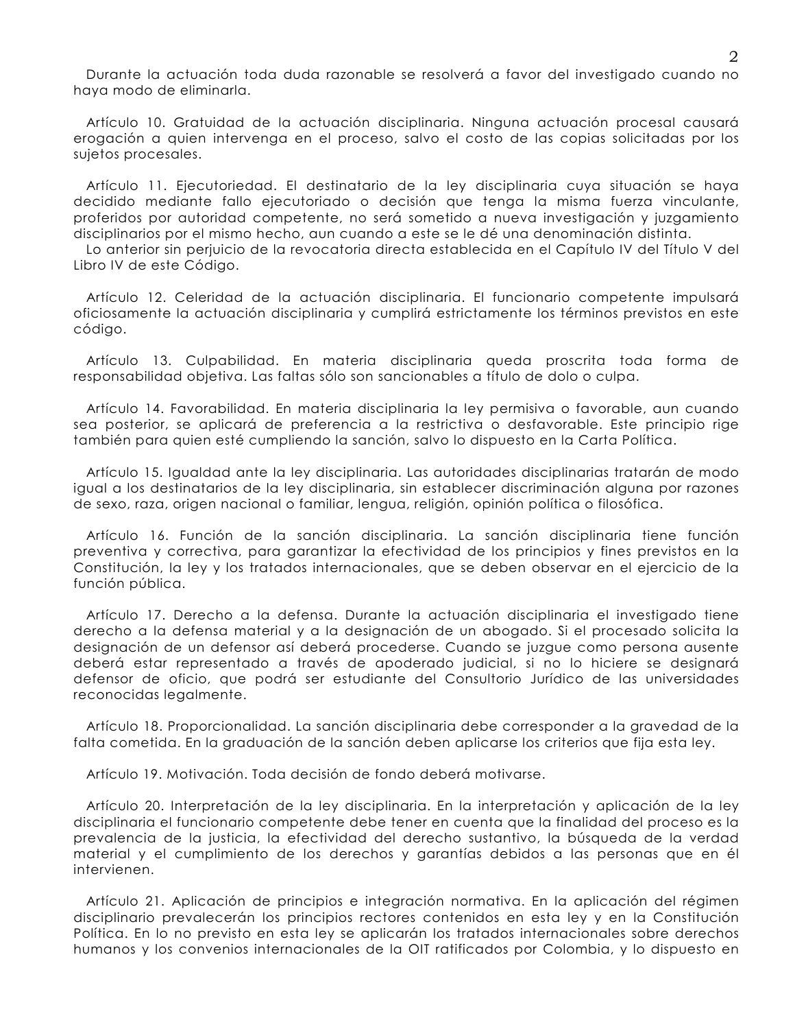Durante la actuación toda duda razonable se resolverá a favor del investigado cuando no haya modo de eliminarla.

Artículo 10. Gratuidad de la actuación disciplinaria. Ninguna actuación procesal causará erogación a quien intervenga en el proceso, salvo el costo de las copias solicitadas por los sujetos procesales.

Artículo 11. Ejecutoriedad. El destinatario de la ley disciplinaria cuya situación se haya decidido mediante fallo ejecutoriado o decisión que tenga la misma fuerza vinculante, proferidos por autoridad competente, no será sometido a nueva investigación y juzgamiento disciplinarios por el mismo hecho, aun cuando a este se le dé una denominación distinta.
Lo anterior sin perjuicio de la revocatoria directa establecida en el Capítulo IV del Título V del Libro IV de este Código.

Artículo 12. Celeridad de la actuación disciplinaria. El funcionario competente impulsará oficiosamente la actuación disciplinaria y cumplirá estrictamente los términos previstos en este código.

Artículo 13. Culpabilidad. En materia disciplinaria queda proscrita toda forma de responsabilidad objetiva. Las faltas sólo son sancionables a título de dolo o culpa.

Artículo 14. Favorabilidad. En materia disciplinaria la ley permisiva o favorable, aun cuando sea posterior, se aplicará de preferencia a la restrictiva o desfavorable. Este principio rige también para quien esté cumpliendo la sanción, salvo lo dispuesto en la Carta Política.

Artículo 15. Igualdad ante la ley disciplinaria. Las autoridades disciplinarias tratarán de modo igual a los destinatarios de la ley disciplinaria, sin establecer discriminación alguna por razones de sexo, raza, origen nacional o familiar, lengua, religión, opinión política o filosófica.

Artículo 16. Función de la sanción disciplinaria. La sanción disciplinaria tiene función preventiva y correctiva, para garantizar la efectividad de los principios y fines previstos en la Constitución, la ley y los tratados internacionales, que se deben observar en el ejercicio de la función pública.

Artículo 17. Derecho a la defensa. Durante la actuación disciplinaria el investigado tiene derecho a la defensa material y a la designación de un abogado. Si el procesado solicita la designación de un defensor así deberá procederse. Cuando se juzgue como persona ausente deberá estar representado a través de apoderado judicial, si no lo hiciere se designará defensor de oficio, que podrá ser estudiante del Consultorio Jurídico de las universidades reconocidas legalmente.

Artículo 18. Proporcionalidad. La sanción disciplinaria debe corresponder a la gravedad de la falta cometida. En la graduación de la sanción deben aplicarse los criterios que fija esta ley.

Artículo 19. Motivación. Toda decisión de fondo deberá motivarse.

Artículo 20. Interpretación de la ley disciplinaria. En la interpretación y aplicación de la ley disciplinaria el funcionario competente debe tener en cuenta que la finalidad del proceso es la prevalencia de la justicia, la efectividad del derecho sustantivo, la búsqueda de la verdad material y el cumplimiento de los derechos y garantías debidos a las personas que en él intervienen.

Artículo 21. Aplicación de principios e integración normativa. En la aplicación del régimen disciplinario prevalecerán los principios rectores contenidos en esta ley y en la Constitución Política. En lo no previsto en esta ley se aplicarán los tratados internacionales sobre derechos humanos y los convenios internacionales de la OIT ratificados por Colombia, y lo dispuesto en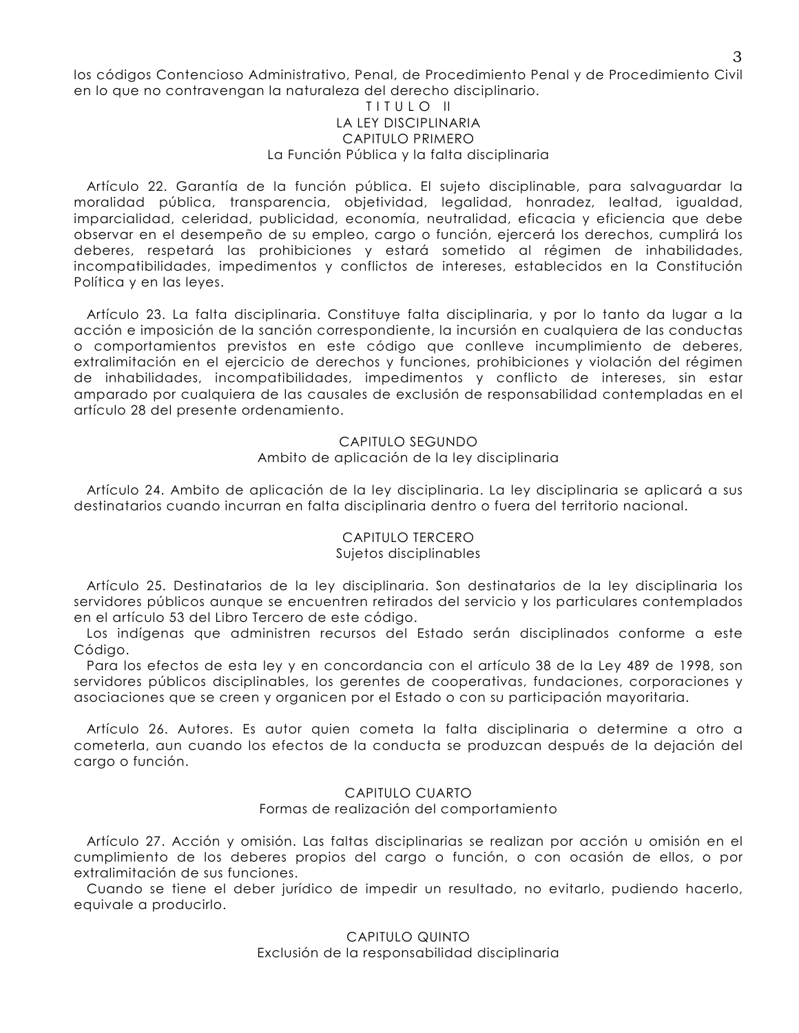los códigos Contencioso Administrativo, Penal, de Procedimiento Penal y de Procedimiento Civil en lo que no contravengan la naturaleza del derecho disciplinario.

# TITULO II

# LA LEY DISCIPLINARIA

## CAPITULO PRIMERO

### La Función Pública y la falta disciplinaria

Artículo 22. Garantía de la función pública. El sujeto disciplinable, para salvaguardar la moralidad pública, transparencia, objetividad, legalidad, honradez, lealtad, igualdad, imparcialidad, celeridad, publicidad, economía, neutralidad, eficacia y eficiencia que debe observar en el desempeño de su empleo, cargo o función, ejercerá los derechos, cumplirá los deberes, respetará las prohibiciones y estará sometido al régimen de inhabilidades, incompatibilidades, impedimentos y conflictos de intereses, establecidos en la Constitución Política y en las leyes.

Artículo 23. La falta disciplinaria. Constituye falta disciplinaria, y por lo tanto da lugar a la acción e imposición de la sanción correspondiente, la incursión en cualquiera de las conductas o comportamientos previstos en este código que conlleve incumplimiento de deberes, extralimitación en el ejercicio de derechos y funciones, prohibiciones y violación del régimen de inhabilidades, incompatibilidades, impedimentos y conflicto de intereses, sin estar amparado por cualquiera de las causales de exclusión de responsabilidad contempladas en el artículo 28 del presente ordenamiento.

## CAPITULO SEGUNDO

### Ambito de aplicación de la ley disciplinaria

Artículo 24. Ambito de aplicación de la ley disciplinaria. La ley disciplinaria se aplicará a sus destinatarios cuando incurran en falta disciplinaria dentro o fuera del territorio nacional.

## CAPITULO TERCERO

### Sujetos disciplinables

Artículo 25. Destinatarios de la ley disciplinaria. Son destinatarios de la ley disciplinaria los servidores públicos aunque se encuentren retirados del servicio y los particulares contemplados en el artículo 53 del Libro Tercero de este código.

Los indígenas que administren recursos del Estado serán disciplinados conforme a este Código.

Para los efectos de esta ley y en concordancia con el artículo 38 de la Ley 489 de 1998, son servidores públicos disciplinables, los gerentes de cooperativas, fundaciones, corporaciones y asociaciones que se creen y organicen por el Estado o con su participación mayoritaria.

Artículo 26. Autores. Es autor quien cometa la falta disciplinaria o determine a otro a cometerla, aun cuando los efectos de la conducta se produzcan después de la dejación del cargo o función.

## CAPITULO CUARTO

### Formas de realización del comportamiento

Artículo 27. Acción y omisión. Las faltas disciplinarias se realizan por acción u omisión en el cumplimiento de los deberes propios del cargo o función, o con ocasión de ellos, o por extralimitación de sus funciones.

Cuando se tiene el deber jurídico de impedir un resultado, no evitarlo, pudiendo hacerlo, equivale a producirlo.

## CAPITULO QUINTO

### Exclusión de la responsabilidad disciplinaria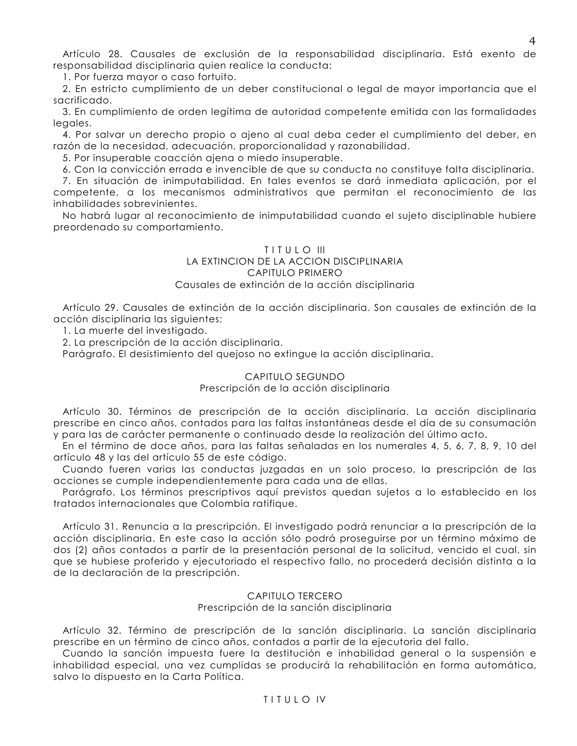Artículo 28. Causales de exclusión de la responsabilidad disciplinaria. Está exento de responsabilidad disciplinaria quien realice la conducta:

1. Por fuerza mayor o caso fortuito.
2. En estricto cumplimiento de un deber constitucional o legal de mayor importancia que el sacrificado.
3. En cumplimiento de orden legítima de autoridad competente emitida con las formalidades legales.
4. Por salvar un derecho propio o ajeno al cual deba ceder el cumplimiento del deber, en razón de la necesidad, adecuación, proporcionalidad y razonabilidad.
5. Por insuperable coacción ajena o miedo insuperable.
6. Con la convicción errada e invencible de que su conducta no constituye falta disciplinaria.
7. En situación de inimputabilidad. En tales eventos se dará inmediata aplicación, por el competente, a los mecanismos administrativos que permitan el reconocimiento de las inhabilidades sobrevinientes.

No habrá lugar al reconocimiento de inimputabilidad cuando el sujeto disciplinable hubiere preordenado su comportamiento.

## T I T U L O III
## LA EXTINCION DE LA ACCION DISCIPLINARIA
### CAPITULO PRIMERO
### Causales de extinción de la acción disciplinaria

Artículo 29. Causales de extinción de la acción disciplinaria. Son causales de extinción de la acción disciplinaria las siguientes:

1. La muerte del investigado.
2. La prescripción de la acción disciplinaria.

Parágrafo. El desistimiento del quejoso no extingue la acción disciplinaria.

### CAPITULO SEGUNDO
### Prescripción de la acción disciplinaria

Artículo 30. Términos de prescripción de la acción disciplinaria. La acción disciplinaria prescribe en cinco años, contados para las faltas instantáneas desde el día de su consumación y para las de carácter permanente o continuado desde la realización del último acto.

En el término de doce años, para las faltas señaladas en los numerales 4, 5, 6, 7, 8, 9, 10 del artículo 48 y las del artículo 55 de este código.

Cuando fueren varias las conductas juzgadas en un solo proceso, la prescripción de las acciones se cumple independientemente para cada una de ellas.

Parágrafo. Los términos prescriptivos aquí previstos quedan sujetos a lo establecido en los tratados internacionales que Colombia ratifique.

Artículo 31. Renuncia a la prescripción. El investigado podrá renunciar a la prescripción de la acción disciplinaria. En este caso la acción sólo podrá proseguirse por un término máximo de dos (2) años contados a partir de la presentación personal de la solicitud, vencido el cual, sin que se hubiese proferido y ejecutoriado el respectivo fallo, no procederá decisión distinta a la de la declaración de la prescripción.

### CAPITULO TERCERO
### Prescripción de la sanción disciplinaria

Artículo 32. Término de prescripción de la sanción disciplinaria. La sanción disciplinaria prescribe en un término de cinco años, contados a partir de la ejecutoria del fallo.

Cuando la sanción impuesta fuere la destitución e inhabilidad general o la suspensión e inhabilidad especial, una vez cumplidas se producirá la rehabilitación en forma automática, salvo lo dispuesto en la Carta Política.

## T I T U L O IV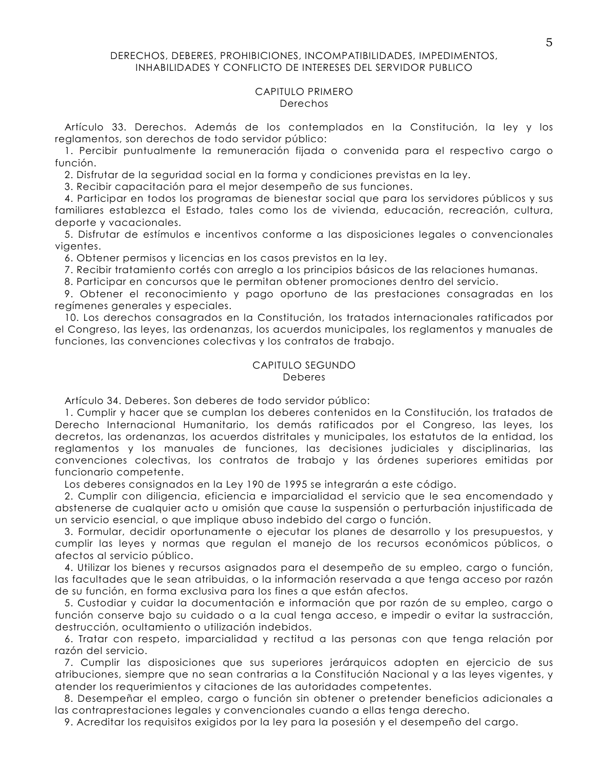## DERECHOS, DEBERES, PROHIBICIONES, INCOMPATIBILIDADES, IMPEDIMENTOS, INHABILIDADES Y CONFLICTO DE INTERESES DEL SERVIDOR PUBLICO

### CAPITULO PRIMERO
### Derechos

Artículo 33. Derechos. Además de los contemplados en la Constitución, la ley y los reglamentos, son derechos de todo servidor público:

1. Percibir puntualmente la remuneración fijada o convenida para el respectivo cargo o función.
2. Disfrutar de la seguridad social en la forma y condiciones previstas en la ley.
3. Recibir capacitación para el mejor desempeño de sus funciones.
4. Participar en todos los programas de bienestar social que para los servidores públicos y sus familiares establezca el Estado, tales como los de vivienda, educación, recreación, cultura, deporte y vacacionales.
5. Disfrutar de estímulos e incentivos conforme a las disposiciones legales o convencionales vigentes.
6. Obtener permisos y licencias en los casos previstos en la ley.
7. Recibir tratamiento cortés con arreglo a los principios básicos de las relaciones humanas.
8. Participar en concursos que le permitan obtener promociones dentro del servicio.
9. Obtener el reconocimiento y pago oportuno de las prestaciones consagradas en los regímenes generales y especiales.
10. Los derechos consagrados en la Constitución, los tratados internacionales ratificados por el Congreso, las leyes, las ordenanzas, los acuerdos municipales, los reglamentos y manuales de funciones, las convenciones colectivas y los contratos de trabajo.

### CAPITULO SEGUNDO
### Deberes

Artículo 34. Deberes. Son deberes de todo servidor público:

1. Cumplir y hacer que se cumplan los deberes contenidos en la Constitución, los tratados de Derecho Internacional Humanitario, los demás ratificados por el Congreso, las leyes, los decretos, las ordenanzas, los acuerdos distritales y municipales, los estatutos de la entidad, los reglamentos y los manuales de funciones, las decisiones judiciales y disciplinarias, las convenciones colectivas, los contratos de trabajo y las órdenes superiores emitidas por funcionario competente.

   Los deberes consignados en la Ley 190 de 1995 se integrarán a este código.

2. Cumplir con diligencia, eficiencia e imparcialidad el servicio que le sea encomendado y abstenerse de cualquier acto u omisión que cause la suspensión o perturbación injustificada de un servicio esencial, o que implique abuso indebido del cargo o función.
3. Formular, decidir oportunamente o ejecutar los planes de desarrollo y los presupuestos, y cumplir las leyes y normas que regulan el manejo de los recursos económicos públicos, o afectos al servicio público.
4. Utilizar los bienes y recursos asignados para el desempeño de su empleo, cargo o función, las facultades que le sean atribuidas, o la información reservada a que tenga acceso por razón de su función, en forma exclusiva para los fines a que están afectos.
5. Custodiar y cuidar la documentación e información que por razón de su empleo, cargo o función conserve bajo su cuidado o a la cual tenga acceso, e impedir o evitar la sustracción, destrucción, ocultamiento o utilización indebidos.
6. Tratar con respeto, imparcialidad y rectitud a las personas con que tenga relación por razón del servicio.
7. Cumplir las disposiciones que sus superiores jerárquicos adopten en ejercicio de sus atribuciones, siempre que no sean contrarias a la Constitución Nacional y a las leyes vigentes, y atender los requerimientos y citaciones de las autoridades competentes.
8. Desempeñar el empleo, cargo o función sin obtener o pretender beneficios adicionales a las contraprestaciones legales y convencionales cuando a ellas tenga derecho.
9. Acreditar los requisitos exigidos por la ley para la posesión y el desempeño del cargo.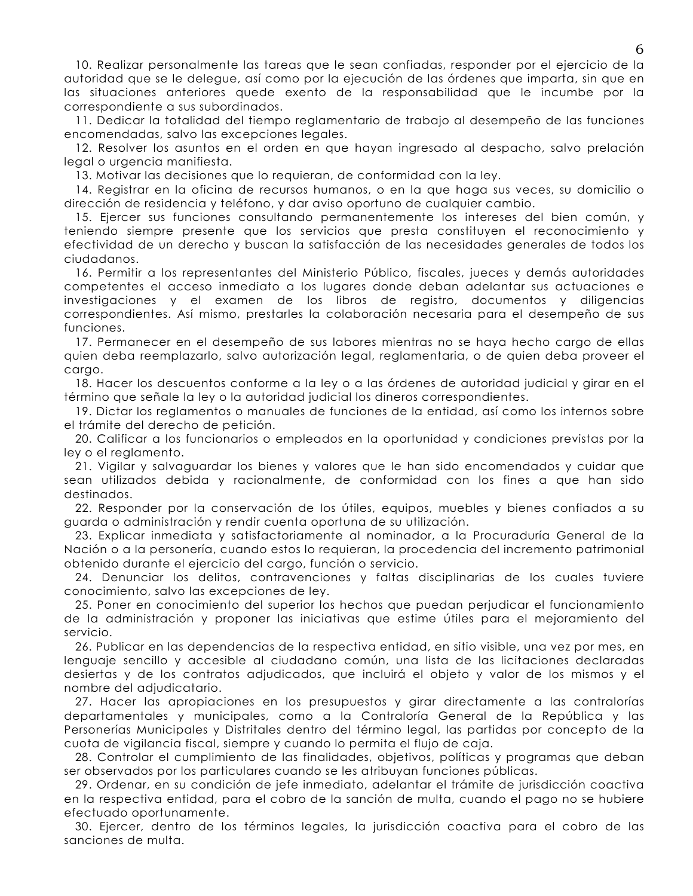10. Realizar personalmente las tareas que le sean confiadas, responder por el ejercicio de la autoridad que se le delegue, así como por la ejecución de las órdenes que imparta, sin que en las situaciones anteriores quede exento de la responsabilidad que le incumbe por la correspondiente a sus subordinados.

11. Dedicar la totalidad del tiempo reglamentario de trabajo al desempeño de las funciones encomendadas, salvo las excepciones legales.

12. Resolver los asuntos en el orden en que hayan ingresado al despacho, salvo prelación legal o urgencia manifiesta.

13. Motivar las decisiones que lo requieran, de conformidad con la ley.

14. Registrar en la oficina de recursos humanos, o en la que haga sus veces, su domicilio o dirección de residencia y teléfono, y dar aviso oportuno de cualquier cambio.

15. Ejercer sus funciones consultando permanentemente los intereses del bien común, y teniendo siempre presente que los servicios que presta constituyen el reconocimiento y efectividad de un derecho y buscan la satisfacción de las necesidades generales de todos los ciudadanos.

16. Permitir a los representantes del Ministerio Público, fiscales, jueces y demás autoridades competentes el acceso inmediato a los lugares donde deban adelantar sus actuaciones e investigaciones y el examen de los libros de registro, documentos y diligencias correspondientes. Así mismo, prestarles la colaboración necesaria para el desempeño de sus funciones.

17. Permanecer en el desempeño de sus labores mientras no se haya hecho cargo de ellas quien deba reemplazarlo, salvo autorización legal, reglamentaria, o de quien deba proveer el cargo.

18. Hacer los descuentos conforme a la ley o a las órdenes de autoridad judicial y girar en el término que señale la ley o la autoridad judicial los dineros correspondientes.

19. Dictar los reglamentos o manuales de funciones de la entidad, así como los internos sobre el trámite del derecho de petición.

20. Calificar a los funcionarios o empleados en la oportunidad y condiciones previstas por la ley o el reglamento.

21. Vigilar y salvaguardar los bienes y valores que le han sido encomendados y cuidar que sean utilizados debida y racionalmente, de conformidad con los fines a que han sido destinados.

22. Responder por la conservación de los útiles, equipos, muebles y bienes confiados a su guarda o administración y rendir cuenta oportuna de su utilización.

23. Explicar inmediata y satisfactoriamente al nominador, a la Procuraduría General de la Nación o a la personería, cuando estos lo requieran, la procedencia del incremento patrimonial obtenido durante el ejercicio del cargo, función o servicio.

24. Denunciar los delitos, contravenciones y faltas disciplinarias de los cuales tuviere conocimiento, salvo las excepciones de ley.

25. Poner en conocimiento del superior los hechos que puedan perjudicar el funcionamiento de la administración y proponer las iniciativas que estime útiles para el mejoramiento del servicio.

26. Publicar en las dependencias de la respectiva entidad, en sitio visible, una vez por mes, en lenguaje sencillo y accesible al ciudadano común, una lista de las licitaciones declaradas desiertas y de los contratos adjudicados, que incluirá el objeto y valor de los mismos y el nombre del adjudicatario.

27. Hacer las apropiaciones en los presupuestos y girar directamente a las contralorías departamentales y municipales, como a la Contraloría General de la República y las Personerías Municipales y Distritales dentro del término legal, las partidas por concepto de la cuota de vigilancia fiscal, siempre y cuando lo permita el flujo de caja.

28. Controlar el cumplimiento de las finalidades, objetivos, políticas y programas que deban ser observados por los particulares cuando se les atribuyan funciones públicas.

29. Ordenar, en su condición de jefe inmediato, adelantar el trámite de jurisdicción coactiva en la respectiva entidad, para el cobro de la sanción de multa, cuando el pago no se hubiere efectuado oportunamente.

30. Ejercer, dentro de los términos legales, la jurisdicción coactiva para el cobro de las sanciones de multa.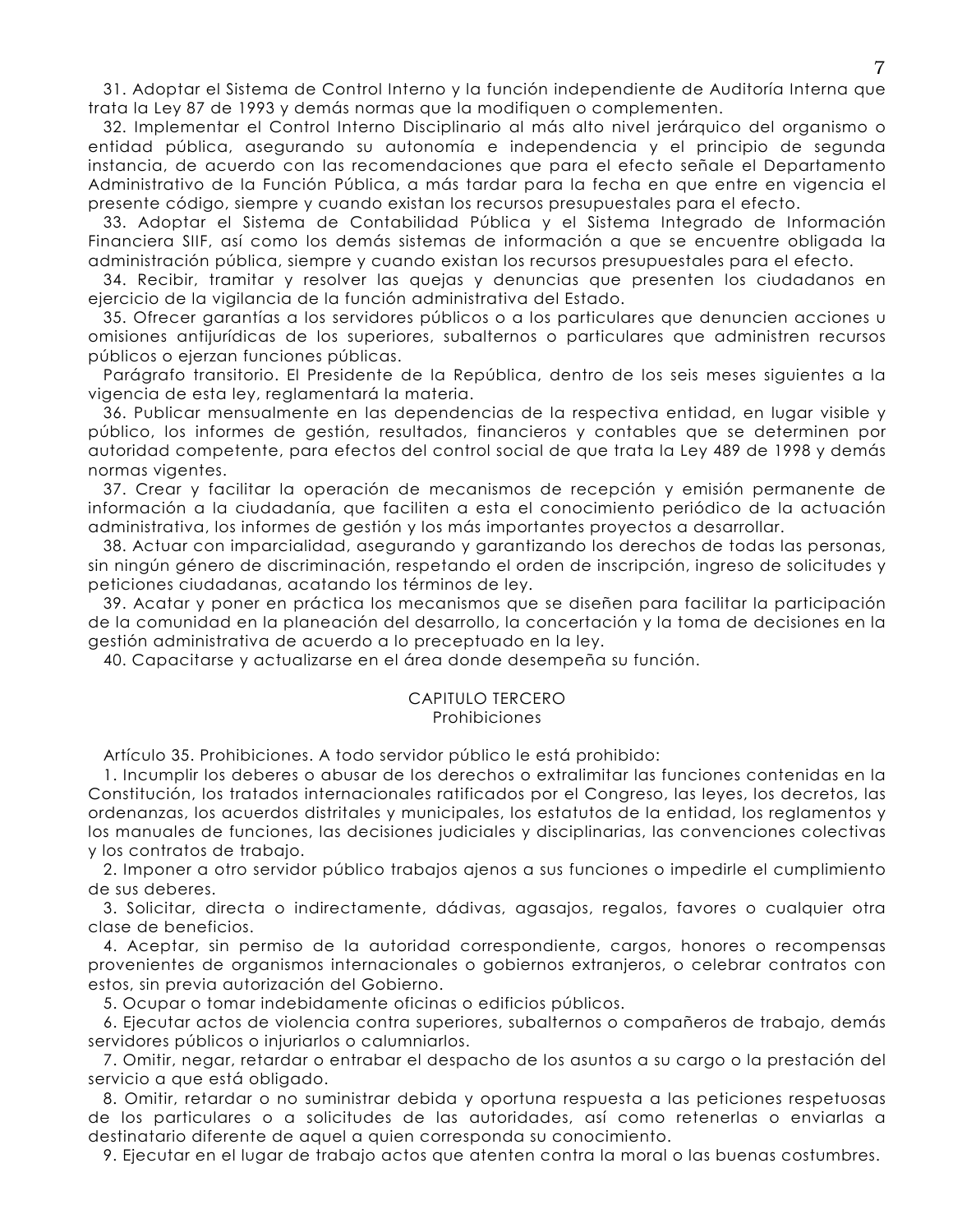31. Adoptar el Sistema de Control Interno y la función independiente de Auditoría Interna que trata la Ley 87 de 1993 y demás normas que la modifiquen o complementen.

32. Implementar el Control Interno Disciplinario al más alto nivel jerárquico del organismo o entidad pública, asegurando su autonomía e independencia y el principio de segunda instancia, de acuerdo con las recomendaciones que para el efecto señale el Departamento Administrativo de la Función Pública, a más tardar para la fecha en que entre en vigencia el presente código, siempre y cuando existan los recursos presupuestales para el efecto.

33. Adoptar el Sistema de Contabilidad Pública y el Sistema Integrado de Información Financiera SIIF, así como los demás sistemas de información a que se encuentre obligada la administración pública, siempre y cuando existan los recursos presupuestales para el efecto.

34. Recibir, tramitar y resolver las quejas y denuncias que presenten los ciudadanos en ejercicio de la vigilancia de la función administrativa del Estado.

35. Ofrecer garantías a los servidores públicos o a los particulares que denuncien acciones u omisiones antijurídicas de los superiores, subalternos o particulares que administren recursos públicos o ejerzan funciones públicas.

Parágrafo transitorio. El Presidente de la República, dentro de los seis meses siguientes a la vigencia de esta ley, reglamentará la materia.

36. Publicar mensualmente en las dependencias de la respectiva entidad, en lugar visible y público, los informes de gestión, resultados, financieros y contables que se determinen por autoridad competente, para efectos del control social de que trata la Ley 489 de 1998 y demás normas vigentes.

37. Crear y facilitar la operación de mecanismos de recepción y emisión permanente de información a la ciudadanía, que faciliten a esta el conocimiento periódico de la actuación administrativa, los informes de gestión y los más importantes proyectos a desarrollar.

38. Actuar con imparcialidad, asegurando y garantizando los derechos de todas las personas, sin ningún género de discriminación, respetando el orden de inscripción, ingreso de solicitudes y peticiones ciudadanas, acatando los términos de ley.

39. Acatar y poner en práctica los mecanismos que se diseñen para facilitar la participación de la comunidad en la planeación del desarrollo, la concertación y la toma de decisiones en la gestión administrativa de acuerdo a lo preceptuado en la ley.

40. Capacitarse y actualizarse en el área donde desempeña su función.

## CAPITULO TERCERO
### Prohibiciones

Artículo 35. Prohibiciones. A todo servidor público le está prohibido:

1. Incumplir los deberes o abusar de los derechos o extralimitar las funciones contenidas en la Constitución, los tratados internacionales ratificados por el Congreso, las leyes, los decretos, las ordenanzas, los acuerdos distritales y municipales, los estatutos de la entidad, los reglamentos y los manuales de funciones, las decisiones judiciales y disciplinarias, las convenciones colectivas y los contratos de trabajo.

2. Imponer a otro servidor público trabajos ajenos a sus funciones o impedirle el cumplimiento de sus deberes.

3. Solicitar, directa o indirectamente, dádivas, agasajos, regalos, favores o cualquier otra clase de beneficios.

4. Aceptar, sin permiso de la autoridad correspondiente, cargos, honores o recompensas provenientes de organismos internacionales o gobiernos extranjeros, o celebrar contratos con estos, sin previa autorización del Gobierno.

5. Ocupar o tomar indebidamente oficinas o edificios públicos.

6. Ejecutar actos de violencia contra superiores, subalternos o compañeros de trabajo, demás servidores públicos o injuriarlos o calumniarlos.

7. Omitir, negar, retardar o entrabar el despacho de los asuntos a su cargo o la prestación del servicio a que está obligado.

8. Omitir, retardar o no suministrar debida y oportuna respuesta a las peticiones respetuosas de los particulares o a solicitudes de las autoridades, así como retenerlas o enviarlas a destinatario diferente de aquel a quien corresponda su conocimiento.

9. Ejecutar en el lugar de trabajo actos que atenten contra la moral o las buenas costumbres.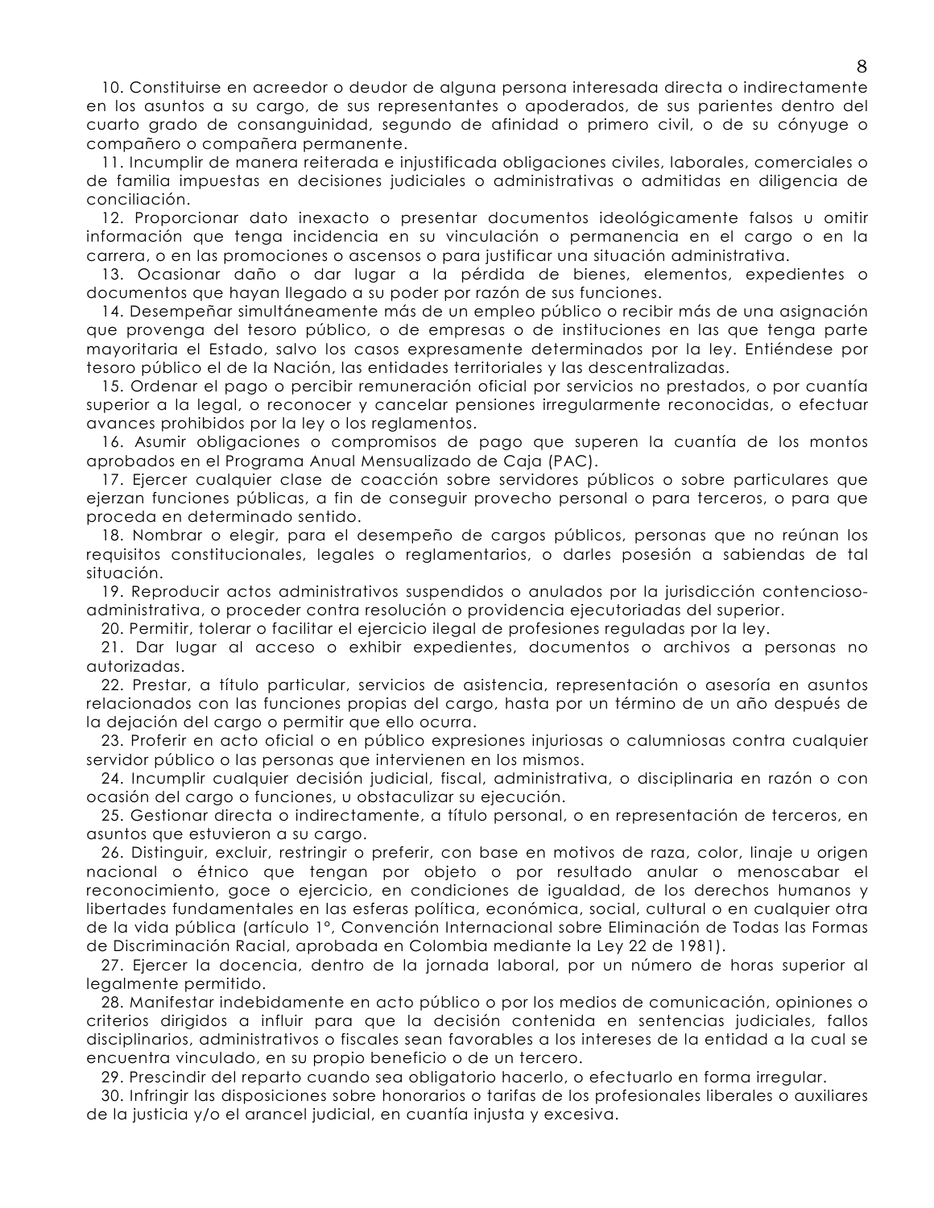10. Constituirse en acreedor o deudor de alguna persona interesada directa o indirectamente en los asuntos a su cargo, de sus representantes o apoderados, de sus parientes dentro del cuarto grado de consanguinidad, segundo de afinidad o primero civil, o de su cónyuge o compañero o compañera permanente.

11. Incumplir de manera reiterada e injustificada obligaciones civiles, laborales, comerciales o de familia impuestas en decisiones judiciales o administrativas o admitidas en diligencia de conciliación.

12. Proporcionar dato inexacto o presentar documentos ideológicamente falsos u omitir información que tenga incidencia en su vinculación o permanencia en el cargo o en la carrera, o en las promociones o ascensos o para justificar una situación administrativa.

13. Ocasionar daño o dar lugar a la pérdida de bienes, elementos, expedientes o documentos que hayan llegado a su poder por razón de sus funciones.

14. Desempeñar simultáneamente más de un empleo público o recibir más de una asignación que provenga del tesoro público, o de empresas o de instituciones en las que tenga parte mayoritaria el Estado, salvo los casos expresamente determinados por la ley. Entiéndese por tesoro público el de la Nación, las entidades territoriales y las descentralizadas.

15. Ordenar el pago o percibir remuneración oficial por servicios no prestados, o por cuantía superior a la legal, o reconocer y cancelar pensiones irregularmente reconocidas, o efectuar avances prohibidos por la ley o los reglamentos.

16. Asumir obligaciones o compromisos de pago que superen la cuantía de los montos aprobados en el Programa Anual Mensualizado de Caja (PAC).

17. Ejercer cualquier clase de coacción sobre servidores públicos o sobre particulares que ejerzan funciones públicas, a fin de conseguir provecho personal o para terceros, o para que proceda en determinado sentido.

18. Nombrar o elegir, para el desempeño de cargos públicos, personas que no reúnan los requisitos constitucionales, legales o reglamentarios, o darles posesión a sabiendas de tal situación.

19. Reproducir actos administrativos suspendidos o anulados por la jurisdicción contencioso-administrativa, o proceder contra resolución o providencia ejecutoriadas del superior.

20. Permitir, tolerar o facilitar el ejercicio ilegal de profesiones reguladas por la ley.

21. Dar lugar al acceso o exhibir expedientes, documentos o archivos a personas no autorizadas.

22. Prestar, a título particular, servicios de asistencia, representación o asesoría en asuntos relacionados con las funciones propias del cargo, hasta por un término de un año después de la dejación del cargo o permitir que ello ocurra.

23. Proferir en acto oficial o en público expresiones injuriosas o calumniosas contra cualquier servidor público o las personas que intervienen en los mismos.

24. Incumplir cualquier decisión judicial, fiscal, administrativa, o disciplinaria en razón o con ocasión del cargo o funciones, u obstaculizar su ejecución.

25. Gestionar directa o indirectamente, a título personal, o en representación de terceros, en asuntos que estuvieron a su cargo.

26. Distinguir, excluir, restringir o preferir, con base en motivos de raza, color, linaje u origen nacional o étnico que tengan por objeto o por resultado anular o menoscabar el reconocimiento, goce o ejercicio, en condiciones de igualdad, de los derechos humanos y libertades fundamentales en las esferas política, económica, social, cultural o en cualquier otra de la vida pública (artículo 1°, Convención Internacional sobre Eliminación de Todas las Formas de Discriminación Racial, aprobada en Colombia mediante la Ley 22 de 1981).

27. Ejercer la docencia, dentro de la jornada laboral, por un número de horas superior al legalmente permitido.

28. Manifestar indebidamente en acto público o por los medios de comunicación, opiniones o criterios dirigidos a influir para que la decisión contenida en sentencias judiciales, fallos disciplinarios, administrativos o fiscales sean favorables a los intereses de la entidad a la cual se encuentra vinculado, en su propio beneficio o de un tercero.

29. Prescindir del reparto cuando sea obligatorio hacerlo, o efectuarlo en forma irregular.

30. Infringir las disposiciones sobre honorarios o tarifas de los profesionales liberales o auxiliares de la justicia y/o el arancel judicial, en cuantía injusta y excesiva.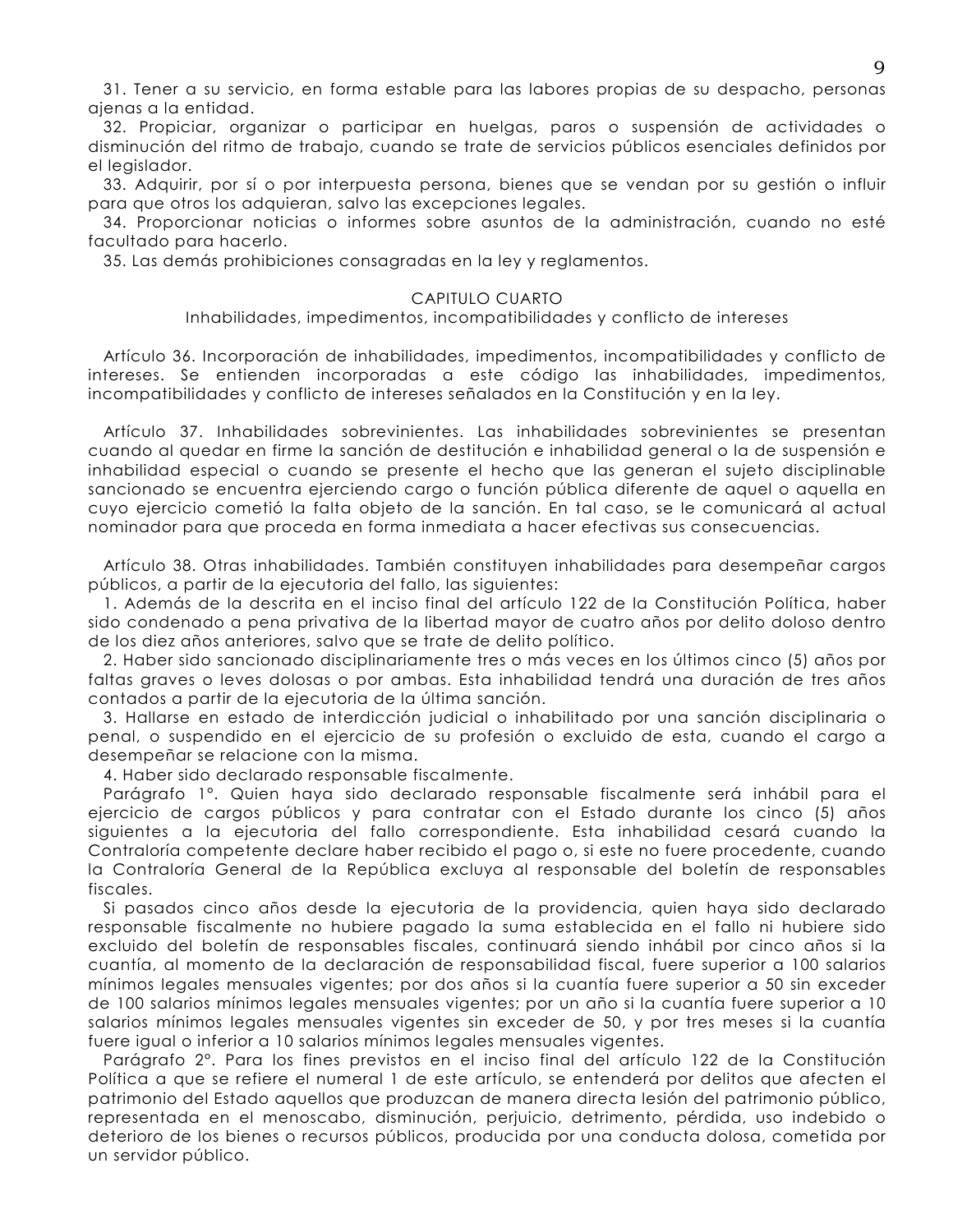31. Tener a su servicio, en forma estable para las labores propias de su despacho, personas ajenas a la entidad.

32. Propiciar, organizar o participar en huelgas, paros o suspensión de actividades o disminución del ritmo de trabajo, cuando se trate de servicios públicos esenciales definidos por el legislador.

33. Adquirir, por sí o por interpuesta persona, bienes que se vendan por su gestión o influir para que otros los adquieran, salvo las excepciones legales.

34. Proporcionar noticias o informes sobre asuntos de la administración, cuando no esté facultado para hacerlo.

35. Las demás prohibiciones consagradas en la ley y reglamentos.

## CAPITULO CUARTO
### Inhabilidades, impedimentos, incompatibilidades y conflicto de intereses

Artículo 36. Incorporación de inhabilidades, impedimentos, incompatibilidades y conflicto de intereses. Se entienden incorporadas a este código las inhabilidades, impedimentos, incompatibilidades y conflicto de intereses señalados en la Constitución y en la ley.

Artículo 37. Inhabilidades sobrevinientes. Las inhabilidades sobrevinientes se presentan cuando al quedar en firme la sanción de destitución e inhabilidad general o la de suspensión e inhabilidad especial o cuando se presente el hecho que las generan el sujeto disciplinable sancionado se encuentra ejerciendo cargo o función pública diferente de aquel o aquella en cuyo ejercicio cometió la falta objeto de la sanción. En tal caso, se le comunicará al actual nominador para que proceda en forma inmediata a hacer efectivas sus consecuencias.

Artículo 38. Otras inhabilidades. También constituyen inhabilidades para desempeñar cargos públicos, a partir de la ejecutoria del fallo, las siguientes:

1. Además de la descrita en el inciso final del artículo 122 de la Constitución Política, haber sido condenado a pena privativa de la libertad mayor de cuatro años por delito doloso dentro de los diez años anteriores, salvo que se trate de delito político.
2. Haber sido sancionado disciplinariamente tres o más veces en los últimos cinco (5) años por faltas graves o leves dolosas o por ambas. Esta inhabilidad tendrá una duración de tres años contados a partir de la ejecutoria de la última sanción.
3. Hallarse en estado de interdicción judicial o inhabilitado por una sanción disciplinaria o penal, o suspendido en el ejercicio de su profesión o excluido de esta, cuando el cargo a desempeñar se relacione con la misma.
4. Haber sido declarado responsable fiscalmente.

Parágrafo 1°. Quien haya sido declarado responsable fiscalmente será inhábil para el ejercicio de cargos públicos y para contratar con el Estado durante los cinco (5) años siguientes a la ejecutoria del fallo correspondiente. Esta inhabilidad cesará cuando la Contraloría competente declare haber recibido el pago o, si este no fuere procedente, cuando la Contraloría General de la República excluya al responsable del boletín de responsables fiscales.

Si pasados cinco años desde la ejecutoria de la providencia, quien haya sido declarado responsable fiscalmente no hubiere pagado la suma establecida en el fallo ni hubiere sido excluido del boletín de responsables fiscales, continuará siendo inhábil por cinco años si la cuantía, al momento de la declaración de responsabilidad fiscal, fuere superior a 100 salarios mínimos legales mensuales vigentes; por dos años si la cuantía fuere superior a 50 sin exceder de 100 salarios mínimos legales mensuales vigentes; por un año si la cuantía fuere superior a 10 salarios mínimos legales mensuales vigentes sin exceder de 50, y por tres meses si la cuantía fuere igual o inferior a 10 salarios mínimos legales mensuales vigentes.

Parágrafo 2°. Para los fines previstos en el inciso final del artículo 122 de la Constitución Política a que se refiere el numeral 1 de este artículo, se entenderá por delitos que afecten el patrimonio del Estado aquellos que produzcan de manera directa lesión del patrimonio público, representada en el menoscabo, disminución, perjuicio, detrimento, pérdida, uso indebido o deterioro de los bienes o recursos públicos, producida por una conducta dolosa, cometida por un servidor público.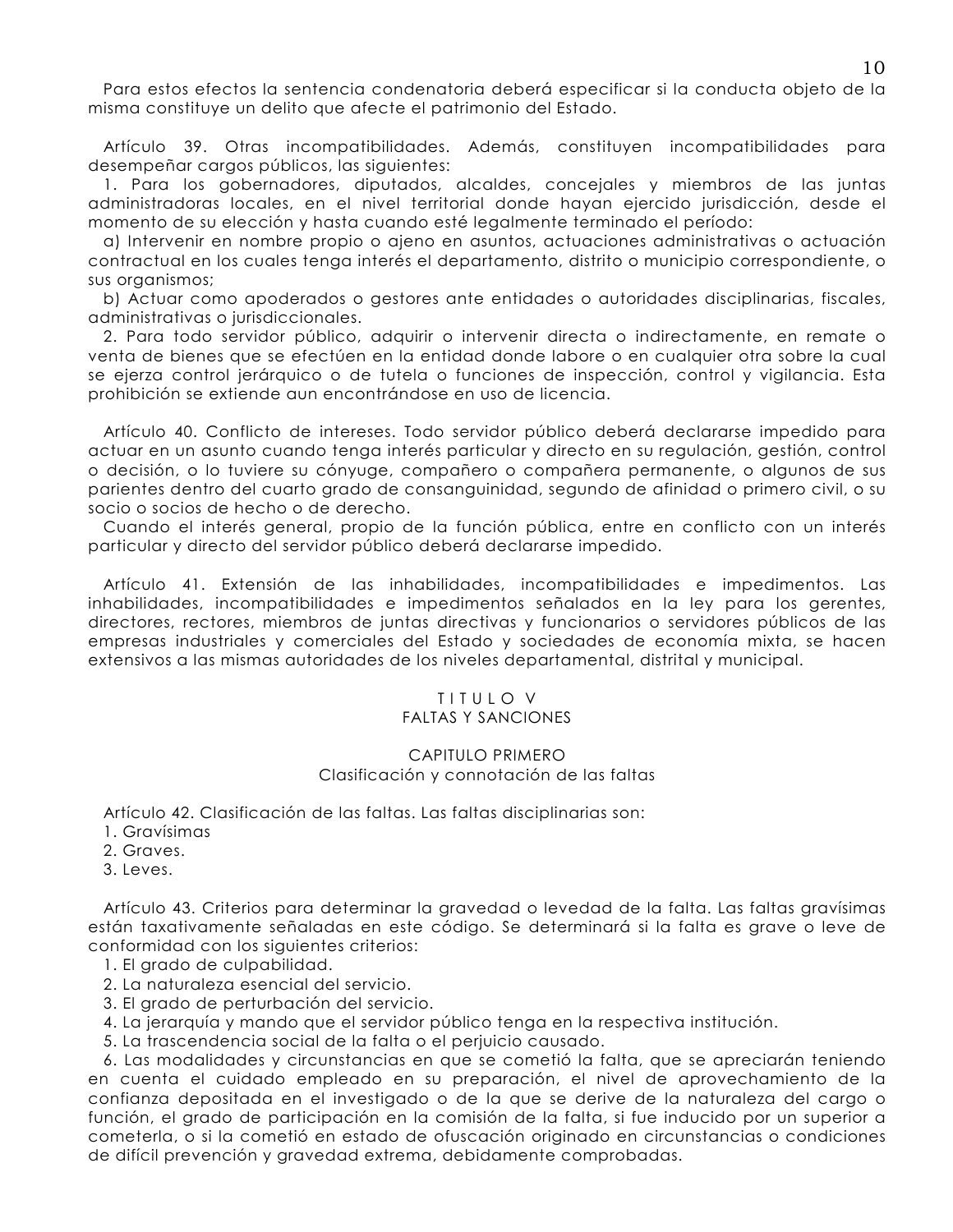Para estos efectos la sentencia condenatoria deberá especificar si la conducta objeto de la misma constituye un delito que afecte el patrimonio del Estado.

Artículo 39. Otras incompatibilidades. Además, constituyen incompatibilidades para desempeñar cargos públicos, las siguientes:

1. Para los gobernadores, diputados, alcaldes, concejales y miembros de las juntas administradoras locales, en el nivel territorial donde hayan ejercido jurisdicción, desde el momento de su elección y hasta cuando esté legalmente terminado el período:

a) Intervenir en nombre propio o ajeno en asuntos, actuaciones administrativas o actuación contractual en los cuales tenga interés el departamento, distrito o municipio correspondiente, o sus organismos;

b) Actuar como apoderados o gestores ante entidades o autoridades disciplinarias, fiscales, administrativas o jurisdiccionales.

2. Para todo servidor público, adquirir o intervenir directa o indirectamente, en remate o venta de bienes que se efectúen en la entidad donde labore o en cualquier otra sobre la cual se ejerza control jerárquico o de tutela o funciones de inspección, control y vigilancia. Esta prohibición se extiende aun encontrándose en uso de licencia.

Artículo 40. Conflicto de intereses. Todo servidor público deberá declararse impedido para actuar en un asunto cuando tenga interés particular y directo en su regulación, gestión, control o decisión, o lo tuviere su cónyuge, compañero o compañera permanente, o algunos de sus parientes dentro del cuarto grado de consanguinidad, segundo de afinidad o primero civil, o su socio o socios de hecho o de derecho.

Cuando el interés general, propio de la función pública, entre en conflicto con un interés particular y directo del servidor público deberá declararse impedido.

Artículo 41. Extensión de las inhabilidades, incompatibilidades e impedimentos. Las inhabilidades, incompatibilidades e impedimentos señalados en la ley para los gerentes, directores, rectores, miembros de juntas directivas y funcionarios o servidores públicos de las empresas industriales y comerciales del Estado y sociedades de economía mixta, se hacen extensivos a las mismas autoridades de los niveles departamental, distrital y municipal.

# TITULO V
# FALTAS Y SANCIONES

## CAPITULO PRIMERO
## Clasificación y connotación de las faltas

Artículo 42. Clasificación de las faltas. Las faltas disciplinarias son:

1. Gravísimas
2. Graves.
3. Leves.

Artículo 43. Criterios para determinar la gravedad o levedad de la falta. Las faltas gravísimas están taxativamente señaladas en este código. Se determinará si la falta es grave o leve de conformidad con los siguientes criterios:

1. El grado de culpabilidad.
2. La naturaleza esencial del servicio.
3. El grado de perturbación del servicio.
4. La jerarquía y mando que el servidor público tenga en la respectiva institución.
5. La trascendencia social de la falta o el perjuicio causado.
6. Las modalidades y circunstancias en que se cometió la falta, que se apreciarán teniendo en cuenta el cuidado empleado en su preparación, el nivel de aprovechamiento de la confianza depositada en el investigado o de la que se derive de la naturaleza del cargo o función, el grado de participación en la comisión de la falta, si fue inducido por un superior a cometerla, o si la cometió en estado de ofuscación originado en circunstancias o condiciones de difícil prevención y gravedad extrema, debidamente comprobadas.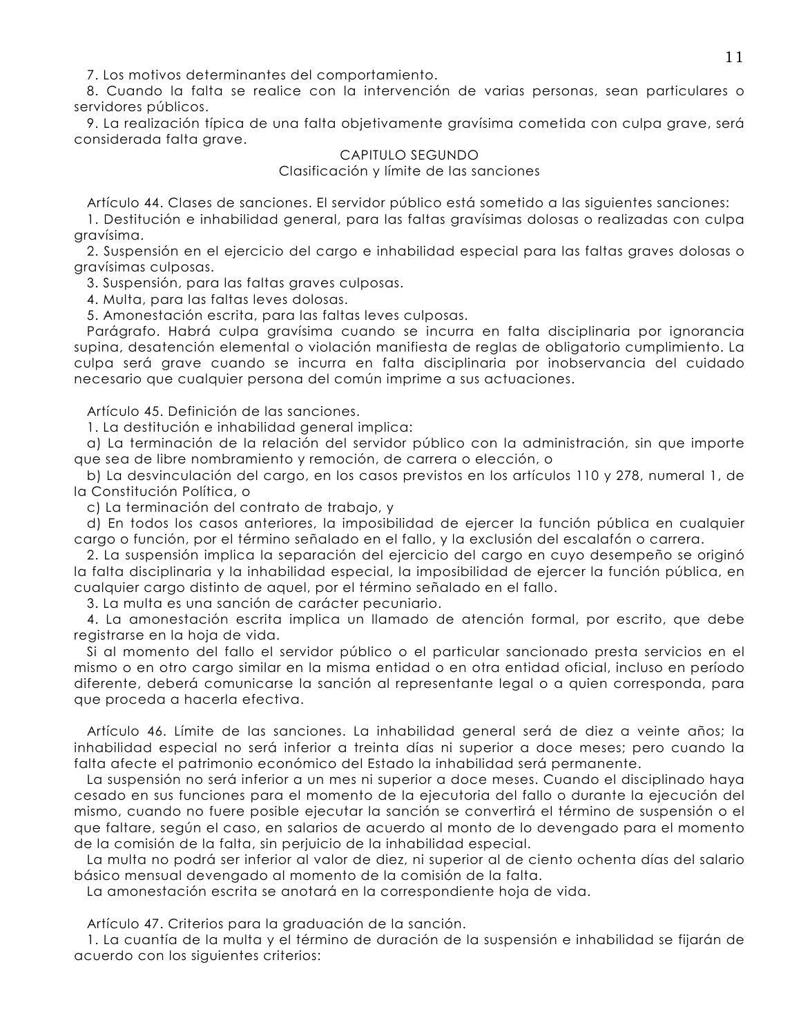7. Los motivos determinantes del comportamiento.

8. Cuando la falta se realice con la intervención de varias personas, sean particulares o servidores públicos.

9. La realización típica de una falta objetivamente gravísima cometida con culpa grave, será considerada falta grave.

## CAPITULO SEGUNDO
### Clasificación y límite de las sanciones

Artículo 44. Clases de sanciones. El servidor público está sometido a las siguientes sanciones:

1. Destitución e inhabilidad general, para las faltas gravísimas dolosas o realizadas con culpa gravísima.
2. Suspensión en el ejercicio del cargo e inhabilidad especial para las faltas graves dolosas o gravísimas culposas.
3. Suspensión, para las faltas graves culposas.
4. Multa, para las faltas leves dolosas.
5. Amonestación escrita, para las faltas leves culposas.

Parágrafo. Habrá culpa gravísima cuando se incurra en falta disciplinaria por ignorancia supina, desatención elemental o violación manifiesta de reglas de obligatorio cumplimiento. La culpa será grave cuando se incurra en falta disciplinaria por inobservancia del cuidado necesario que cualquier persona del común imprime a sus actuaciones.

Artículo 45. Definición de las sanciones.

1. La destitución e inhabilidad general implica:

a) La terminación de la relación del servidor público con la administración, sin que importe que sea de libre nombramiento y remoción, de carrera o elección, o

b) La desvinculación del cargo, en los casos previstos en los artículos 110 y 278, numeral 1, de la Constitución Política, o

c) La terminación del contrato de trabajo, y

d) En todos los casos anteriores, la imposibilidad de ejercer la función pública en cualquier cargo o función, por el término señalado en el fallo, y la exclusión del escalafón o carrera.

2. La suspensión implica la separación del ejercicio del cargo en cuyo desempeño se originó la falta disciplinaria y la inhabilidad especial, la imposibilidad de ejercer la función pública, en cualquier cargo distinto de aquel, por el término señalado en el fallo.

3. La multa es una sanción de carácter pecuniario.

4. La amonestación escrita implica un llamado de atención formal, por escrito, que debe registrarse en la hoja de vida.

Si al momento del fallo el servidor público o el particular sancionado presta servicios en el mismo o en otro cargo similar en la misma entidad o en otra entidad oficial, incluso en período diferente, deberá comunicarse la sanción al representante legal o a quien corresponda, para que proceda a hacerla efectiva.

Artículo 46. Límite de las sanciones. La inhabilidad general será de diez a veinte años; la inhabilidad especial no será inferior a treinta días ni superior a doce meses; pero cuando la falta afecte el patrimonio económico del Estado la inhabilidad será permanente.

La suspensión no será inferior a un mes ni superior a doce meses. Cuando el disciplinado haya cesado en sus funciones para el momento de la ejecutoria del fallo o durante la ejecución del mismo, cuando no fuere posible ejecutar la sanción se convertirá el término de suspensión o el que faltare, según el caso, en salarios de acuerdo al monto de lo devengado para el momento de la comisión de la falta, sin perjuicio de la inhabilidad especial.

La multa no podrá ser inferior al valor de diez, ni superior al de ciento ochenta días del salario básico mensual devengado al momento de la comisión de la falta.

La amonestación escrita se anotará en la correspondiente hoja de vida.

Artículo 47. Criterios para la graduación de la sanción.

1. La cuantía de la multa y el término de duración de la suspensión e inhabilidad se fijarán de acuerdo con los siguientes criterios: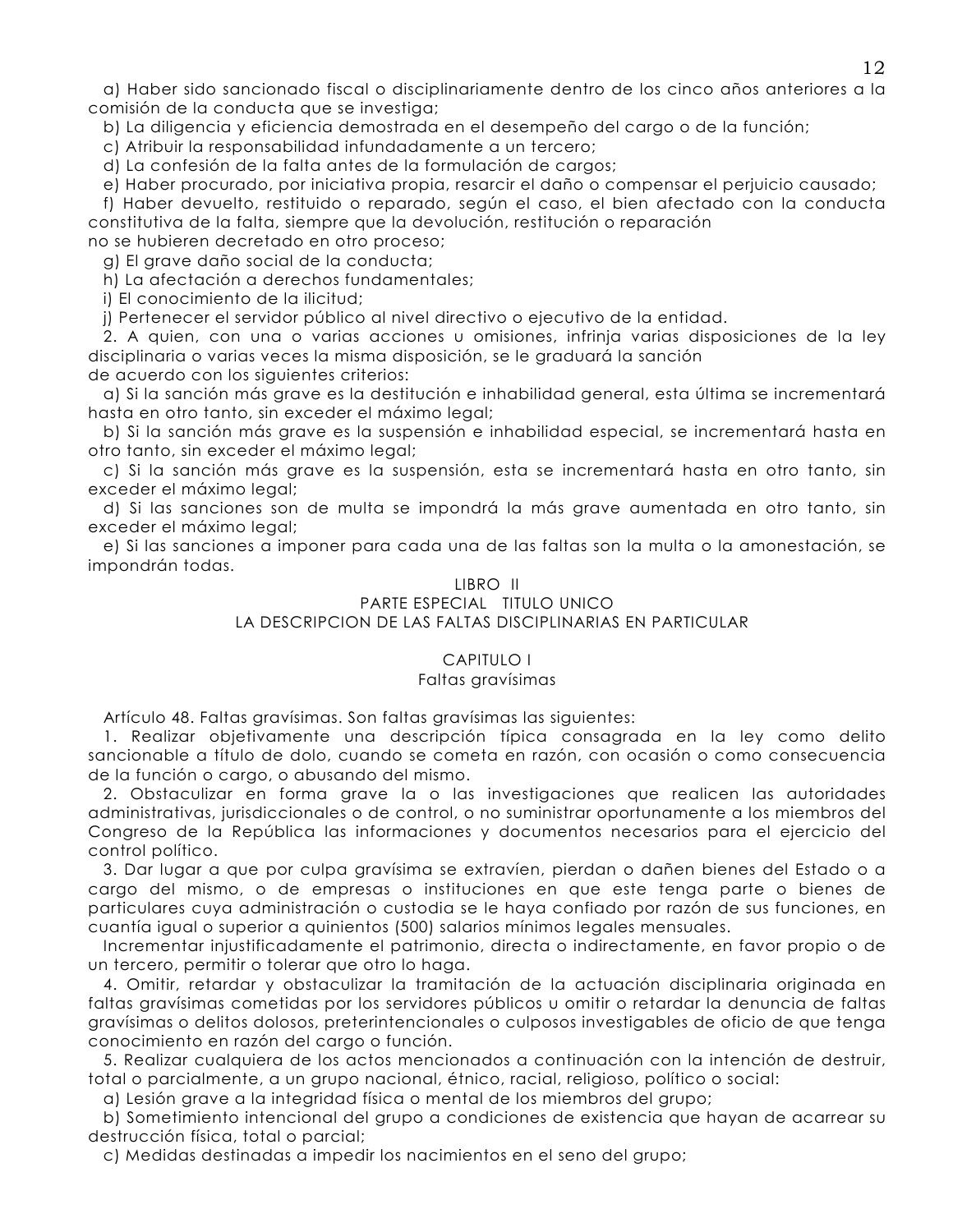a) Haber sido sancionado fiscal o disciplinariamente dentro de los cinco años anteriores a la comisión de la conducta que se investiga;

b) La diligencia y eficiencia demostrada en el desempeño del cargo o de la función;

c) Atribuir la responsabilidad infundadamente a un tercero;

d) La confesión de la falta antes de la formulación de cargos;

e) Haber procurado, por iniciativa propia, resarcir el daño o compensar el perjuicio causado;

f) Haber devuelto, restituido o reparado, según el caso, el bien afectado con la conducta constitutiva de la falta, siempre que la devolución, restitución o reparación no se hubieren decretado en otro proceso;

g) El grave daño social de la conducta;

h) La afectación a derechos fundamentales;

i) El conocimiento de la ilicitud;

j) Pertenecer el servidor público al nivel directivo o ejecutivo de la entidad.

2. A quien, con una o varias acciones u omisiones, infrinja varias disposiciones de la ley disciplinaria o varias veces la misma disposición, se le graduará la sanción de acuerdo con los siguientes criterios:

a) Si la sanción más grave es la destitución e inhabilidad general, esta última se incrementará hasta en otro tanto, sin exceder el máximo legal;

b) Si la sanción más grave es la suspensión e inhabilidad especial, se incrementará hasta en otro tanto, sin exceder el máximo legal;

c) Si la sanción más grave es la suspensión, esta se incrementará hasta en otro tanto, sin exceder el máximo legal;

d) Si las sanciones son de multa se impondrá la más grave aumentada en otro tanto, sin exceder el máximo legal;

e) Si las sanciones a imponer para cada una de las faltas son la multa o la amonestación, se impondrán todas.

## LIBRO II
## PARTE ESPECIAL TITULO UNICO
## LA DESCRIPCION DE LAS FALTAS DISCIPLINARIAS EN PARTICULAR

### CAPITULO I
### Faltas gravísimas

Artículo 48. Faltas gravísimas. Son faltas gravísimas las siguientes:

1. Realizar objetivamente una descripción típica consagrada en la ley como delito sancionable a título de dolo, cuando se cometa en razón, con ocasión o como consecuencia de la función o cargo, o abusando del mismo.

2. Obstaculizar en forma grave la o las investigaciones que realicen las autoridades administrativas, jurisdiccionales o de control, o no suministrar oportunamente a los miembros del Congreso de la República las informaciones y documentos necesarios para el ejercicio del control político.

3. Dar lugar a que por culpa gravísima se extravíen, pierdan o dañen bienes del Estado o a cargo del mismo, o de empresas o instituciones en que este tenga parte o bienes de particulares cuya administración o custodia se le haya confiado por razón de sus funciones, en cuantía igual o superior a quinientos (500) salarios mínimos legales mensuales.

Incrementar injustificadamente el patrimonio, directa o indirectamente, en favor propio o de un tercero, permitir o tolerar que otro lo haga.

4. Omitir, retardar y obstaculizar la tramitación de la actuación disciplinaria originada en faltas gravísimas cometidas por los servidores públicos u omitir o retardar la denuncia de faltas gravísimas o delitos dolosos, preterintencionales o culposos investigables de oficio de que tenga conocimiento en razón del cargo o función.

5. Realizar cualquiera de los actos mencionados a continuación con la intención de destruir, total o parcialmente, a un grupo nacional, étnico, racial, religioso, político o social:

a) Lesión grave a la integridad física o mental de los miembros del grupo;

b) Sometimiento intencional del grupo a condiciones de existencia que hayan de acarrear su destrucción física, total o parcial;

c) Medidas destinadas a impedir los nacimientos en el seno del grupo;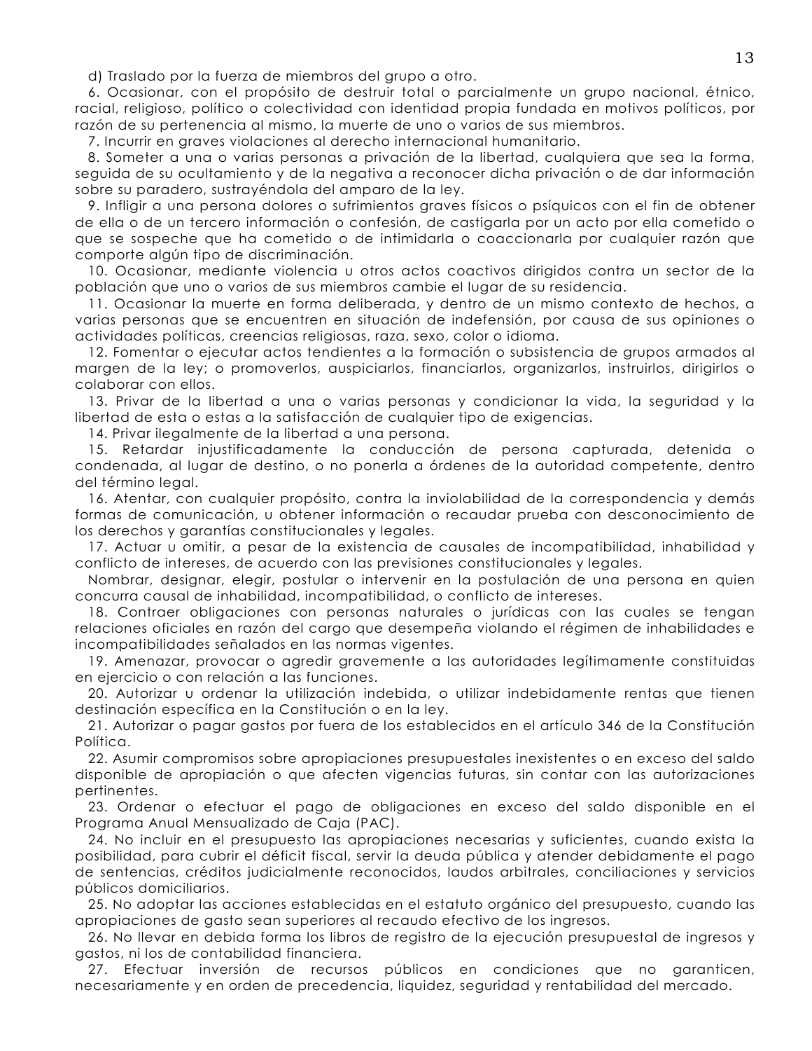d) Traslado por la fuerza de miembros del grupo a otro.

6. Ocasionar, con el propósito de destruir total o parcialmente un grupo nacional, étnico, racial, religioso, político o colectividad con identidad propia fundada en motivos políticos, por razón de su pertenencia al mismo, la muerte de uno o varios de sus miembros.

7. Incurrir en graves violaciones al derecho internacional humanitario.

8. Someter a una o varias personas a privación de la libertad, cualquiera que sea la forma, seguida de su ocultamiento y de la negativa a reconocer dicha privación o de dar información sobre su paradero, sustrayéndola del amparo de la ley.

9. Infligir a una persona dolores o sufrimientos graves físicos o psíquicos con el fin de obtener de ella o de un tercero información o confesión, de castigarla por un acto por ella cometido o que se sospeche que ha cometido o de intimidarla o coaccionarla por cualquier razón que comporte algún tipo de discriminación.

10. Ocasionar, mediante violencia u otros actos coactivos dirigidos contra un sector de la población que uno o varios de sus miembros cambie el lugar de su residencia.

11. Ocasionar la muerte en forma deliberada, y dentro de un mismo contexto de hechos, a varias personas que se encuentren en situación de indefensión, por causa de sus opiniones o actividades políticas, creencias religiosas, raza, sexo, color o idioma.

12. Fomentar o ejecutar actos tendientes a la formación o subsistencia de grupos armados al margen de la ley; o promoverlos, auspiciarlos, financiarlos, organizarlos, instruirlos, dirigirlos o colaborar con ellos.

13. Privar de la libertad a una o varias personas y condicionar la vida, la seguridad y la libertad de esta o estas a la satisfacción de cualquier tipo de exigencias.

14. Privar ilegalmente de la libertad a una persona.

15. Retardar injustificadamente la conducción de persona capturada, detenida o condenada, al lugar de destino, o no ponerla a órdenes de la autoridad competente, dentro del término legal.

16. Atentar, con cualquier propósito, contra la inviolabilidad de la correspondencia y demás formas de comunicación, u obtener información o recaudar prueba con desconocimiento de los derechos y garantías constitucionales y legales.

17. Actuar u omitir, a pesar de la existencia de causales de incompatibilidad, inhabilidad y conflicto de intereses, de acuerdo con las previsiones constitucionales y legales.

Nombrar, designar, elegir, postular o intervenir en la postulación de una persona en quien concurra causal de inhabilidad, incompatibilidad, o conflicto de intereses.

18. Contraer obligaciones con personas naturales o jurídicas con las cuales se tengan relaciones oficiales en razón del cargo que desempeña violando el régimen de inhabilidades e incompatibilidades señalados en las normas vigentes.

19. Amenazar, provocar o agredir gravemente a las autoridades legítimamente constituidas en ejercicio o con relación a las funciones.

20. Autorizar u ordenar la utilización indebida, o utilizar indebidamente rentas que tienen destinación específica en la Constitución o en la ley.

21. Autorizar o pagar gastos por fuera de los establecidos en el artículo 346 de la Constitución Política.

22. Asumir compromisos sobre apropiaciones presupuestales inexistentes o en exceso del saldo disponible de apropiación o que afecten vigencias futuras, sin contar con las autorizaciones pertinentes.

23. Ordenar o efectuar el pago de obligaciones en exceso del saldo disponible en el Programa Anual Mensualizado de Caja (PAC).

24. No incluir en el presupuesto las apropiaciones necesarias y suficientes, cuando exista la posibilidad, para cubrir el déficit fiscal, servir la deuda pública y atender debidamente el pago de sentencias, créditos judicialmente reconocidos, laudos arbitrales, conciliaciones y servicios públicos domiciliarios.

25. No adoptar las acciones establecidas en el estatuto orgánico del presupuesto, cuando las apropiaciones de gasto sean superiores al recaudo efectivo de los ingresos.

26. No llevar en debida forma los libros de registro de la ejecución presupuestal de ingresos y gastos, ni los de contabilidad financiera.

27. Efectuar inversión de recursos públicos en condiciones que no garanticen, necesariamente y en orden de precedencia, liquidez, seguridad y rentabilidad del mercado.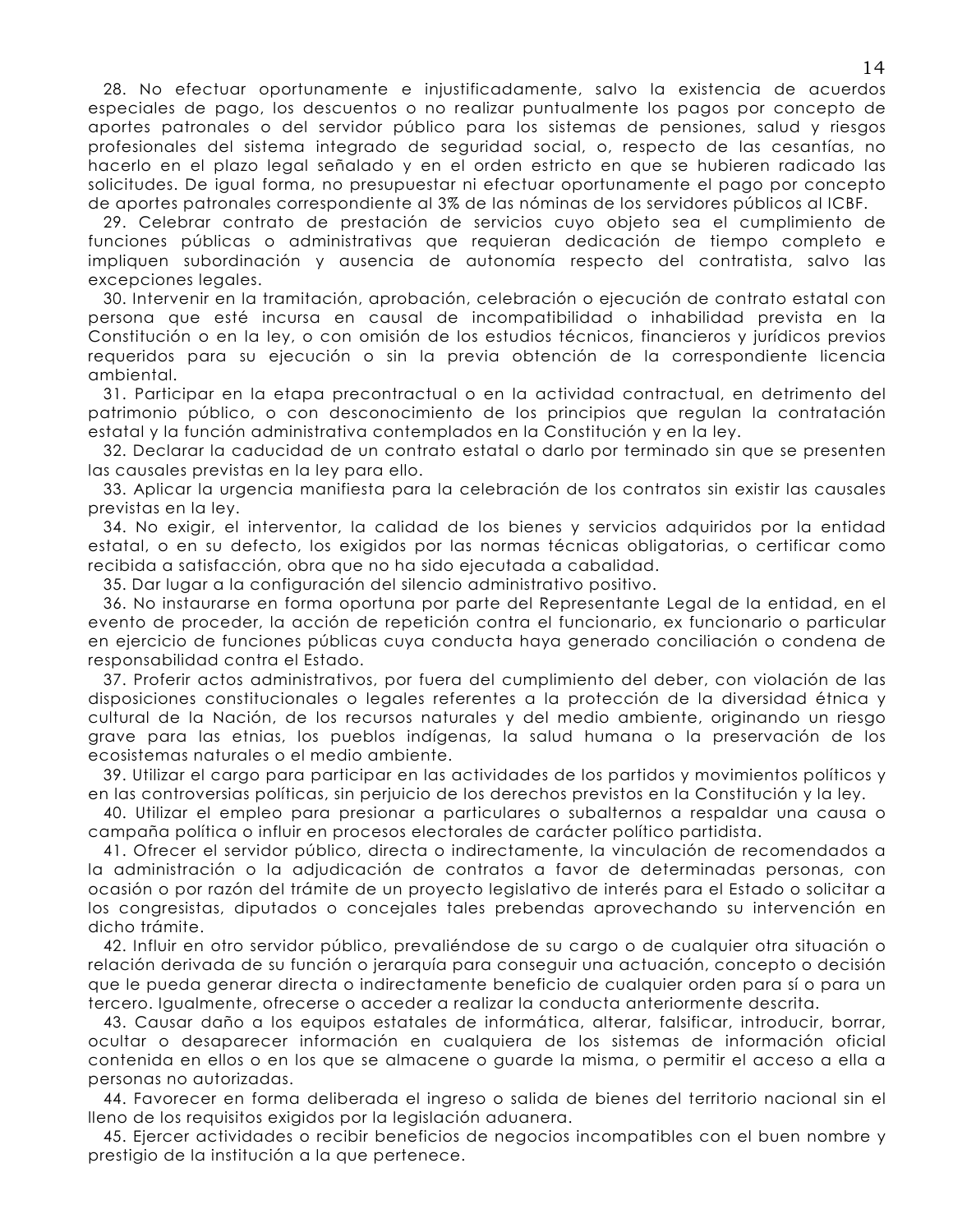28. No efectuar oportunamente e injustificadamente, salvo la existencia de acuerdos especiales de pago, los descuentos o no realizar puntualmente los pagos por concepto de aportes patronales o del servidor público para los sistemas de pensiones, salud y riesgos profesionales del sistema integrado de seguridad social, o, respecto de las cesantías, no hacerlo en el plazo legal señalado y en el orden estricto en que se hubieren radicado las solicitudes. De igual forma, no presupuestar ni efectuar oportunamente el pago por concepto de aportes patronales correspondiente al 3% de las nóminas de los servidores públicos al ICBF.

29. Celebrar contrato de prestación de servicios cuyo objeto sea el cumplimiento de funciones públicas o administrativas que requieran dedicación de tiempo completo e impliquen subordinación y ausencia de autonomía respecto del contratista, salvo las excepciones legales.

30. Intervenir en la tramitación, aprobación, celebración o ejecución de contrato estatal con persona que esté incursa en causal de incompatibilidad o inhabilidad prevista en la Constitución o en la ley, o con omisión de los estudios técnicos, financieros y jurídicos previos requeridos para su ejecución o sin la previa obtención de la correspondiente licencia ambiental.

31. Participar en la etapa precontractual o en la actividad contractual, en detrimento del patrimonio público, o con desconocimiento de los principios que regulan la contratación estatal y la función administrativa contemplados en la Constitución y en la ley.

32. Declarar la caducidad de un contrato estatal o darlo por terminado sin que se presenten las causales previstas en la ley para ello.

33. Aplicar la urgencia manifiesta para la celebración de los contratos sin existir las causales previstas en la ley.

34. No exigir, el interventor, la calidad de los bienes y servicios adquiridos por la entidad estatal, o en su defecto, los exigidos por las normas técnicas obligatorias, o certificar como recibida a satisfacción, obra que no ha sido ejecutada a cabalidad.

35. Dar lugar a la configuración del silencio administrativo positivo.

36. No instaurarse en forma oportuna por parte del Representante Legal de la entidad, en el evento de proceder, la acción de repetición contra el funcionario, ex funcionario o particular en ejercicio de funciones públicas cuya conducta haya generado conciliación o condena de responsabilidad contra el Estado.

37. Proferir actos administrativos, por fuera del cumplimiento del deber, con violación de las disposiciones constitucionales o legales referentes a la protección de la diversidad étnica y cultural de la Nación, de los recursos naturales y del medio ambiente, originando un riesgo grave para las etnias, los pueblos indígenas, la salud humana o la preservación de los ecosistemas naturales o el medio ambiente.

39. Utilizar el cargo para participar en las actividades de los partidos y movimientos políticos y en las controversias políticas, sin perjuicio de los derechos previstos en la Constitución y la ley.

40. Utilizar el empleo para presionar a particulares o subalternos a respaldar una causa o campaña política o influir en procesos electorales de carácter político partidista.

41. Ofrecer el servidor público, directa o indirectamente, la vinculación de recomendados a la administración o la adjudicación de contratos a favor de determinadas personas, con ocasión o por razón del trámite de un proyecto legislativo de interés para el Estado o solicitar a los congresistas, diputados o concejales tales prebendas aprovechando su intervención en dicho trámite.

42. Influir en otro servidor público, prevaliéndose de su cargo o de cualquier otra situación o relación derivada de su función o jerarquía para conseguir una actuación, concepto o decisión que le pueda generar directa o indirectamente beneficio de cualquier orden para sí o para un tercero. Igualmente, ofrecerse o acceder a realizar la conducta anteriormente descrita.

43. Causar daño a los equipos estatales de informática, alterar, falsificar, introducir, borrar, ocultar o desaparecer información en cualquiera de los sistemas de información oficial contenida en ellos o en los que se almacene o guarde la misma, o permitir el acceso a ella a personas no autorizadas.

44. Favorecer en forma deliberada el ingreso o salida de bienes del territorio nacional sin el lleno de los requisitos exigidos por la legislación aduanera.

45. Ejercer actividades o recibir beneficios de negocios incompatibles con el buen nombre y prestigio de la institución a la que pertenece.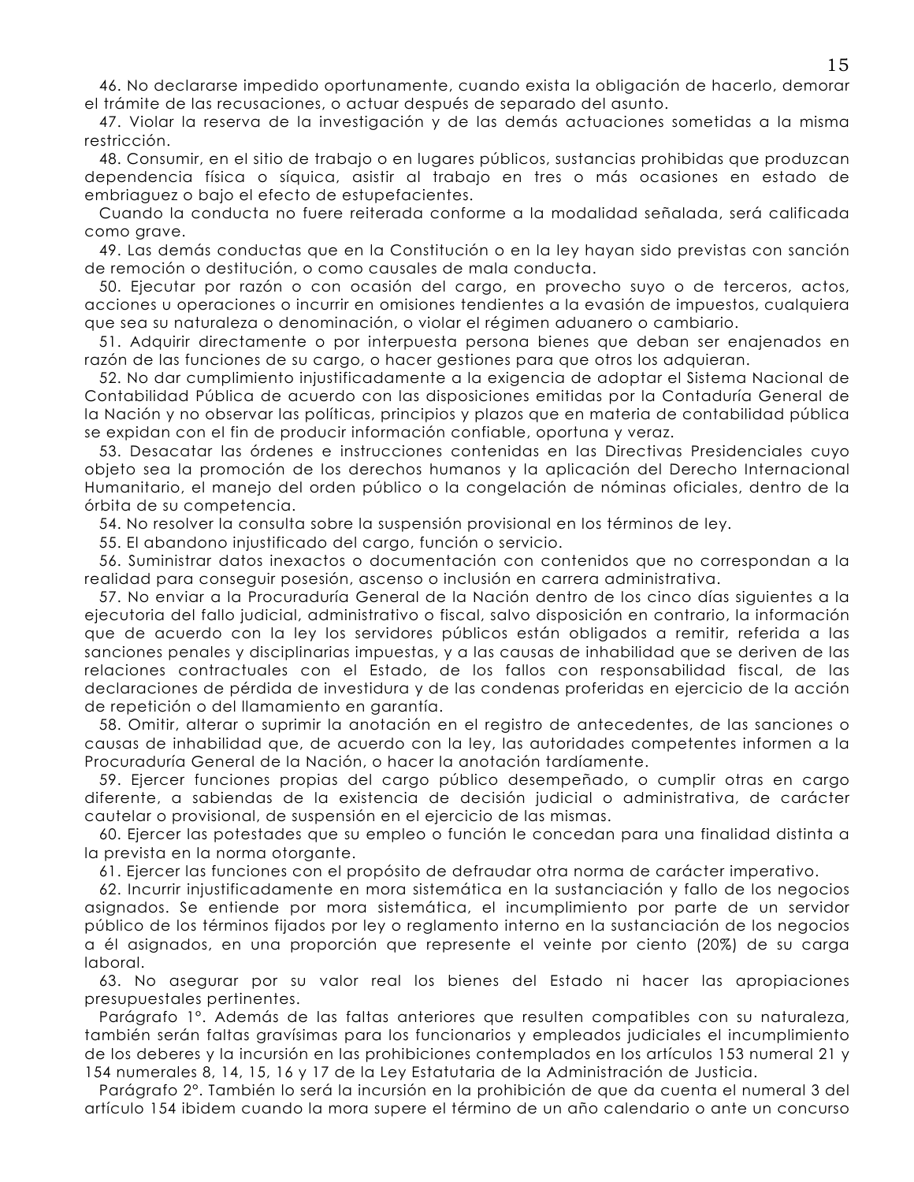46. No declararse impedido oportunamente, cuando exista la obligación de hacerlo, demorar el trámite de las recusaciones, o actuar después de separado del asunto.

47. Violar la reserva de la investigación y de las demás actuaciones sometidas a la misma restricción.

48. Consumir, en el sitio de trabajo o en lugares públicos, sustancias prohibidas que produzcan dependencia física o síquica, asistir al trabajo en tres o más ocasiones en estado de embriaguez o bajo el efecto de estupefacientes.

Cuando la conducta no fuere reiterada conforme a la modalidad señalada, será calificada como grave.

49. Las demás conductas que en la Constitución o en la ley hayan sido previstas con sanción de remoción o destitución, o como causales de mala conducta.

50. Ejecutar por razón o con ocasión del cargo, en provecho suyo o de terceros, actos, acciones u operaciones o incurrir en omisiones tendientes a la evasión de impuestos, cualquiera que sea su naturaleza o denominación, o violar el régimen aduanero o cambiario.

51. Adquirir directamente o por interpuesta persona bienes que deban ser enajenados en razón de las funciones de su cargo, o hacer gestiones para que otros los adquieran.

52. No dar cumplimiento injustificadamente a la exigencia de adoptar el Sistema Nacional de Contabilidad Pública de acuerdo con las disposiciones emitidas por la Contaduría General de la Nación y no observar las políticas, principios y plazos que en materia de contabilidad pública se expidan con el fin de producir información confiable, oportuna y veraz.

53. Desacatar las órdenes e instrucciones contenidas en las Directivas Presidenciales cuyo objeto sea la promoción de los derechos humanos y la aplicación del Derecho Internacional Humanitario, el manejo del orden público o la congelación de nóminas oficiales, dentro de la órbita de su competencia.

54. No resolver la consulta sobre la suspensión provisional en los términos de ley.

55. El abandono injustificado del cargo, función o servicio.

56. Suministrar datos inexactos o documentación con contenidos que no correspondan a la realidad para conseguir posesión, ascenso o inclusión en carrera administrativa.

57. No enviar a la Procuraduría General de la Nación dentro de los cinco días siguientes a la ejecutoria del fallo judicial, administrativo o fiscal, salvo disposición en contrario, la información que de acuerdo con la ley los servidores públicos están obligados a remitir, referida a las sanciones penales y disciplinarias impuestas, y a las causas de inhabilidad que se deriven de las relaciones contractuales con el Estado, de los fallos con responsabilidad fiscal, de las declaraciones de pérdida de investidura y de las condenas proferidas en ejercicio de la acción de repetición o del llamamiento en garantía.

58. Omitir, alterar o suprimir la anotación en el registro de antecedentes, de las sanciones o causas de inhabilidad que, de acuerdo con la ley, las autoridades competentes informen a la Procuraduría General de la Nación, o hacer la anotación tardíamente.

59. Ejercer funciones propias del cargo público desempeñado, o cumplir otras en cargo diferente, a sabiendas de la existencia de decisión judicial o administrativa, de carácter cautelar o provisional, de suspensión en el ejercicio de las mismas.

60. Ejercer las potestades que su empleo o función le concedan para una finalidad distinta a la prevista en la norma otorgante.

61. Ejercer las funciones con el propósito de defraudar otra norma de carácter imperativo.

62. Incurrir injustificadamente en mora sistemática en la sustanciación y fallo de los negocios asignados. Se entiende por mora sistemática, el incumplimiento por parte de un servidor público de los términos fijados por ley o reglamento interno en la sustanciación de los negocios a él asignados, en una proporción que represente el veinte por ciento (20%) de su carga laboral.

63. No asegurar por su valor real los bienes del Estado ni hacer las apropiaciones presupuestales pertinentes.

Parágrafo 1°. Además de las faltas anteriores que resulten compatibles con su naturaleza, también serán faltas gravísimas para los funcionarios y empleados judiciales el incumplimiento de los deberes y la incursión en las prohibiciones contemplados en los artículos 153 numeral 21 y 154 numerales 8, 14, 15, 16 y 17 de la Ley Estatutaria de la Administración de Justicia.

Parágrafo 2°. También lo será la incursión en la prohibición de que da cuenta el numeral 3 del artículo 154 ibidem cuando la mora supere el término de un año calendario o ante un concurso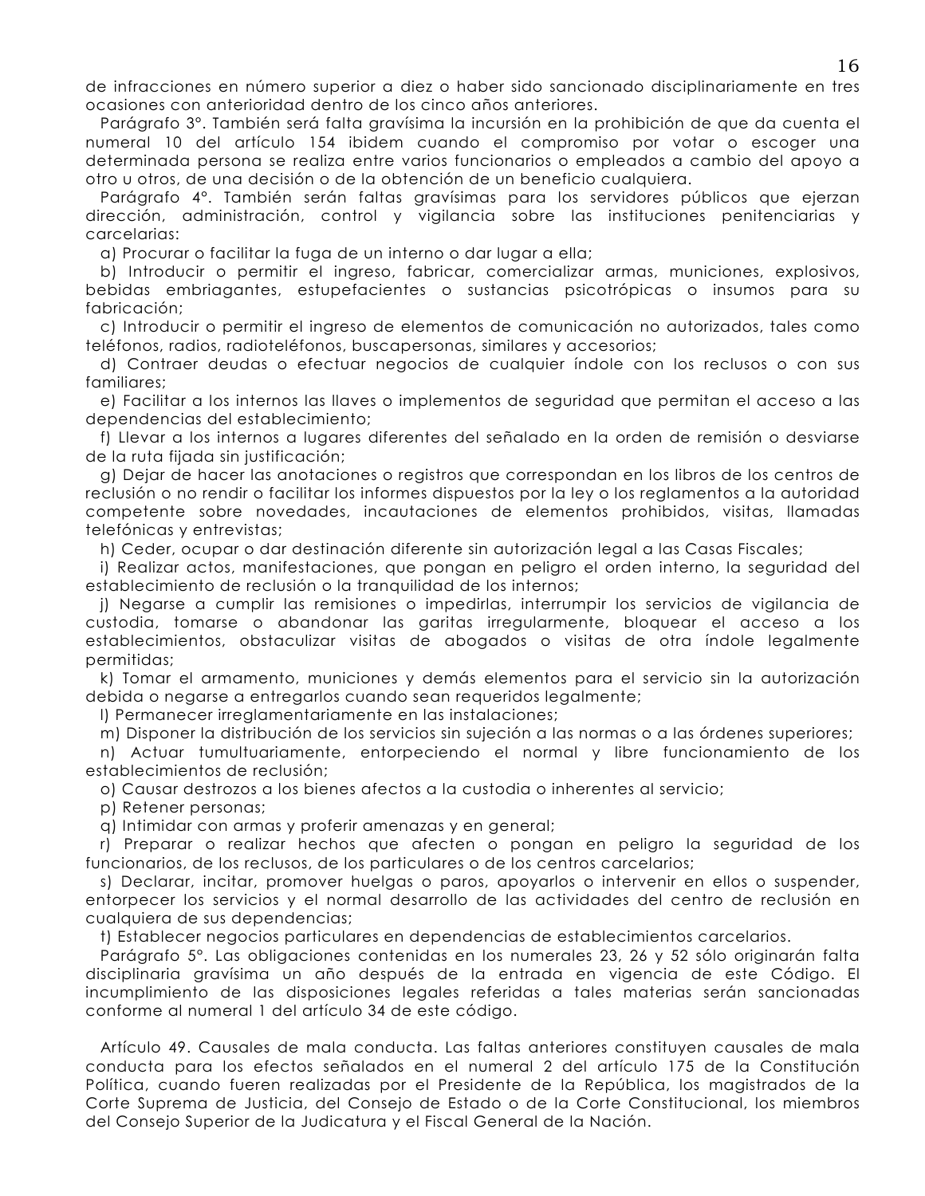de infracciones en número superior a diez o haber sido sancionado disciplinariamente en tres ocasiones con anterioridad dentro de los cinco años anteriores.

Parágrafo 3°. También será falta gravísima la incursión en la prohibición de que da cuenta el numeral 10 del artículo 154 ibidem cuando el compromiso por votar o escoger una determinada persona se realiza entre varios funcionarios o empleados a cambio del apoyo a otro u otros, de una decisión o de la obtención de un beneficio cualquiera.

Parágrafo 4°. También serán faltas gravísimas para los servidores públicos que ejerzan dirección, administración, control y vigilancia sobre las instituciones penitenciarias y carcelarias:

a) Procurar o facilitar la fuga de un interno o dar lugar a ella;

b) Introducir o permitir el ingreso, fabricar, comercializar armas, municiones, explosivos, bebidas embriagantes, estupefacientes o sustancias psicotrópicas o insumos para su fabricación;

c) Introducir o permitir el ingreso de elementos de comunicación no autorizados, tales como teléfonos, radios, radioteléfonos, buscapersonas, similares y accesorios;

d) Contraer deudas o efectuar negocios de cualquier índole con los reclusos o con sus familiares;

e) Facilitar a los internos las llaves o implementos de seguridad que permitan el acceso a las dependencias del establecimiento;

f) Llevar a los internos a lugares diferentes del señalado en la orden de remisión o desviarse de la ruta fijada sin justificación;

g) Dejar de hacer las anotaciones o registros que correspondan en los libros de los centros de reclusión o no rendir o facilitar los informes dispuestos por la ley o los reglamentos a la autoridad competente sobre novedades, incautaciones de elementos prohibidos, visitas, llamadas telefónicas y entrevistas;

h) Ceder, ocupar o dar destinación diferente sin autorización legal a las Casas Fiscales;

i) Realizar actos, manifestaciones, que pongan en peligro el orden interno, la seguridad del establecimiento de reclusión o la tranquilidad de los internos;

j) Negarse a cumplir las remisiones o impedirlas, interrumpir los servicios de vigilancia de custodia, tomarse o abandonar las garitas irregularmente, bloquear el acceso a los establecimientos, obstaculizar visitas de abogados o visitas de otra índole legalmente permitidas;

k) Tomar el armamento, municiones y demás elementos para el servicio sin la autorización debida o negarse a entregarlos cuando sean requeridos legalmente;

l) Permanecer irreglamentariamente en las instalaciones;

m) Disponer la distribución de los servicios sin sujeción a las normas o a las órdenes superiores;

n) Actuar tumultuariamente, entorpeciendo el normal y libre funcionamiento de los establecimientos de reclusión;

o) Causar destrozos a los bienes afectos a la custodia o inherentes al servicio;

p) Retener personas;

q) Intimidar con armas y proferir amenazas y en general;

r) Preparar o realizar hechos que afecten o pongan en peligro la seguridad de los funcionarios, de los reclusos, de los particulares o de los centros carcelarios;

s) Declarar, incitar, promover huelgas o paros, apoyarlos o intervenir en ellos o suspender, entorpecer los servicios y el normal desarrollo de las actividades del centro de reclusión en cualquiera de sus dependencias;

t) Establecer negocios particulares en dependencias de establecimientos carcelarios.

Parágrafo 5°. Las obligaciones contenidas en los numerales 23, 26 y 52 sólo originarán falta disciplinaria gravísima un año después de la entrada en vigencia de este Código. El incumplimiento de las disposiciones legales referidas a tales materias serán sancionadas conforme al numeral 1 del artículo 34 de este código.

Artículo 49. Causales de mala conducta. Las faltas anteriores constituyen causales de mala conducta para los efectos señalados en el numeral 2 del artículo 175 de la Constitución Política, cuando fueren realizadas por el Presidente de la República, los magistrados de la Corte Suprema de Justicia, del Consejo de Estado o de la Corte Constitucional, los miembros del Consejo Superior de la Judicatura y el Fiscal General de la Nación.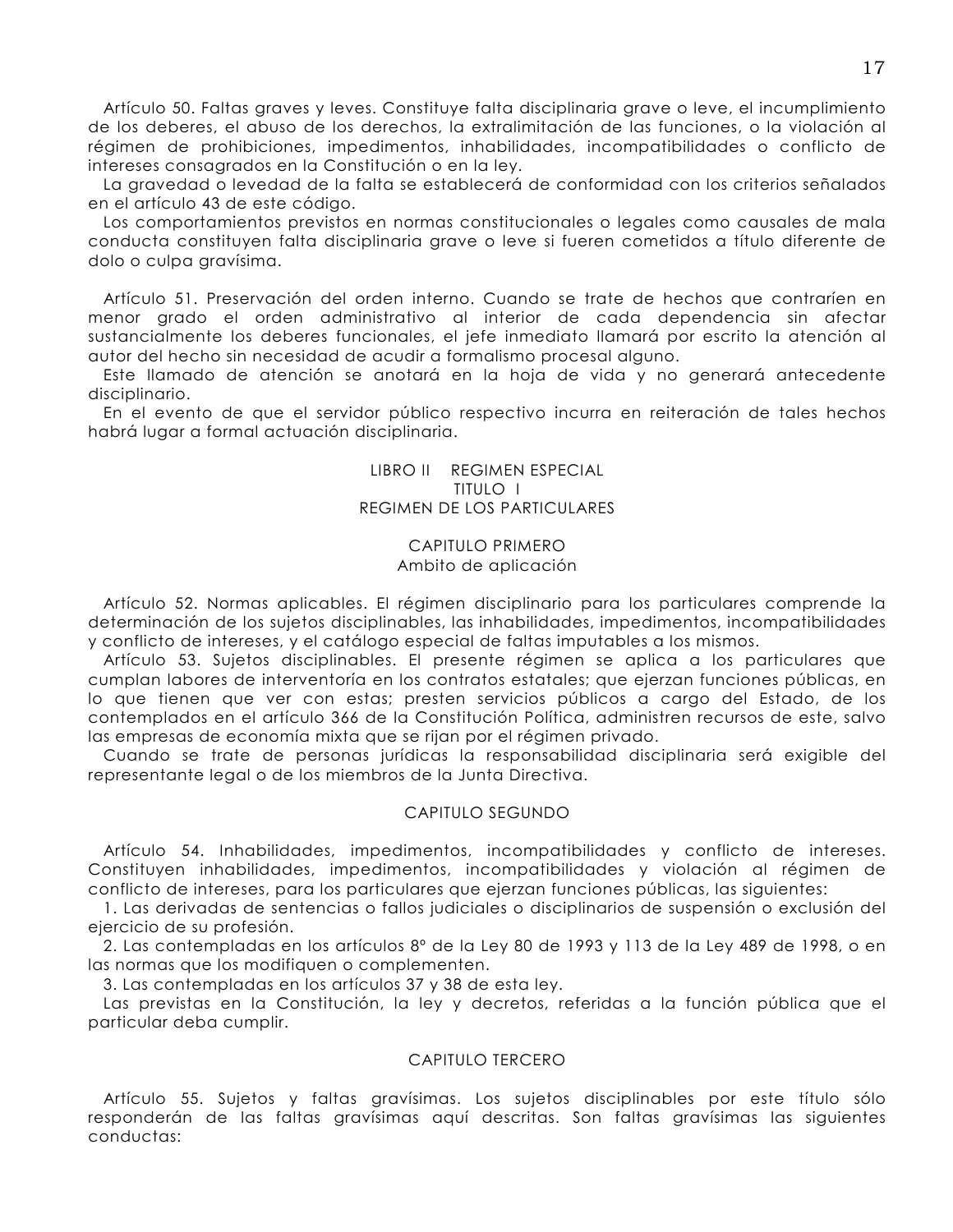Artículo 50. Faltas graves y leves. Constituye falta disciplinaria grave o leve, el incumplimiento de los deberes, el abuso de los derechos, la extralimitación de las funciones, o la violación al régimen de prohibiciones, impedimentos, inhabilidades, incompatibilidades o conflicto de intereses consagrados en la Constitución o en la ley.

La gravedad o levedad de la falta se establecerá de conformidad con los criterios señalados en el artículo 43 de este código.

Los comportamientos previstos en normas constitucionales o legales como causales de mala conducta constituyen falta disciplinaria grave o leve si fueren cometidos a título diferente de dolo o culpa gravísima.

Artículo 51. Preservación del orden interno. Cuando se trate de hechos que contraríen en menor grado el orden administrativo al interior de cada dependencia sin afectar sustancialmente los deberes funcionales, el jefe inmediato llamará por escrito la atención al autor del hecho sin necesidad de acudir a formalismo procesal alguno.

Este llamado de atención se anotará en la hoja de vida y no generará antecedente disciplinario.

En el evento de que el servidor público respectivo incurra en reiteración de tales hechos habrá lugar a formal actuación disciplinaria.

# LIBRO II REGIMEN ESPECIAL

## TITULO I

## REGIMEN DE LOS PARTICULARES

### CAPITULO PRIMERO

### Ambito de aplicación

Artículo 52. Normas aplicables. El régimen disciplinario para los particulares comprende la determinación de los sujetos disciplinables, las inhabilidades, impedimentos, incompatibilidades y conflicto de intereses, y el catálogo especial de faltas imputables a los mismos.

Artículo 53. Sujetos disciplinables. El presente régimen se aplica a los particulares que cumplan labores de interventoría en los contratos estatales; que ejerzan funciones públicas, en lo que tienen que ver con estas; presten servicios públicos a cargo del Estado, de los contemplados en el artículo 366 de la Constitución Política, administren recursos de este, salvo las empresas de economía mixta que se rijan por el régimen privado.

Cuando se trate de personas jurídicas la responsabilidad disciplinaria será exigible del representante legal o de los miembros de la Junta Directiva.

### CAPITULO SEGUNDO

Artículo 54. Inhabilidades, impedimentos, incompatibilidades y conflicto de intereses. Constituyen inhabilidades, impedimentos, incompatibilidades y violación al régimen de conflicto de intereses, para los particulares que ejerzan funciones públicas, las siguientes:

1. Las derivadas de sentencias o fallos judiciales o disciplinarios de suspensión o exclusión del ejercicio de su profesión.
2. Las contempladas en los artículos 8º de la Ley 80 de 1993 y 113 de la Ley 489 de 1998, o en las normas que los modifiquen o complementen.
3. Las contempladas en los artículos 37 y 38 de esta ley.

Las previstas en la Constitución, la ley y decretos, referidas a la función pública que el particular deba cumplir.

### CAPITULO TERCERO

Artículo 55. Sujetos y faltas gravísimas. Los sujetos disciplinables por este título sólo responderán de las faltas gravísimas aquí descritas. Son faltas gravísimas las siguientes conductas: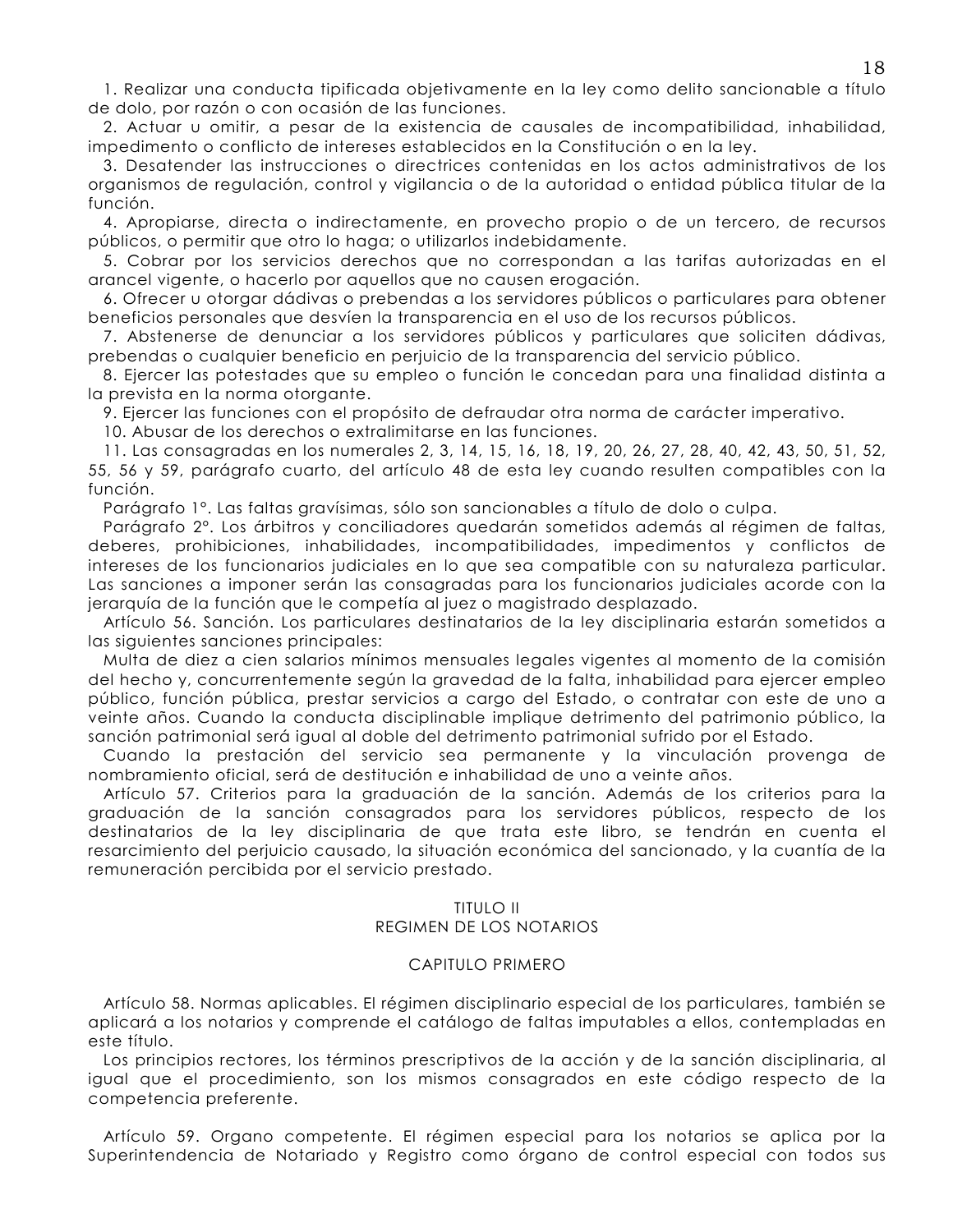1. Realizar una conducta tipificada objetivamente en la ley como delito sancionable a título de dolo, por razón o con ocasión de las funciones.

2. Actuar u omitir, a pesar de la existencia de causales de incompatibilidad, inhabilidad, impedimento o conflicto de intereses establecidos en la Constitución o en la ley.

3. Desatender las instrucciones o directrices contenidas en los actos administrativos de los organismos de regulación, control y vigilancia o de la autoridad o entidad pública titular de la función.

4. Apropiarse, directa o indirectamente, en provecho propio o de un tercero, de recursos públicos, o permitir que otro lo haga; o utilizarlos indebidamente.

5. Cobrar por los servicios derechos que no correspondan a las tarifas autorizadas en el arancel vigente, o hacerlo por aquellos que no causen erogación.

6. Ofrecer u otorgar dádivas o prebendas a los servidores públicos o particulares para obtener beneficios personales que desvíen la transparencia en el uso de los recursos públicos.

7. Abstenerse de denunciar a los servidores públicos y particulares que soliciten dádivas, prebendas o cualquier beneficio en perjuicio de la transparencia del servicio público.

8. Ejercer las potestades que su empleo o función le concedan para una finalidad distinta a la prevista en la norma otorgante.

9. Ejercer las funciones con el propósito de defraudar otra norma de carácter imperativo.

10. Abusar de los derechos o extralimitarse en las funciones.

11. Las consagradas en los numerales 2, 3, 14, 15, 16, 18, 19, 20, 26, 27, 28, 40, 42, 43, 50, 51, 52, 55, 56 y 59, parágrafo cuarto, del artículo 48 de esta ley cuando resulten compatibles con la función.

Parágrafo 1°. Las faltas gravísimas, sólo son sancionables a título de dolo o culpa.

Parágrafo 2°. Los árbitros y conciliadores quedarán sometidos además al régimen de faltas, deberes, prohibiciones, inhabilidades, incompatibilidades, impedimentos y conflictos de intereses de los funcionarios judiciales en lo que sea compatible con su naturaleza particular. Las sanciones a imponer serán las consagradas para los funcionarios judiciales acorde con la jerarquía de la función que le competía al juez o magistrado desplazado.

Artículo 56. Sanción. Los particulares destinatarios de la ley disciplinaria estarán sometidos a las siguientes sanciones principales:

Multa de diez a cien salarios mínimos mensuales legales vigentes al momento de la comisión del hecho y, concurrentemente según la gravedad de la falta, inhabilidad para ejercer empleo público, función pública, prestar servicios a cargo del Estado, o contratar con este de uno a veinte años. Cuando la conducta disciplinable implique detrimento del patrimonio público, la sanción patrimonial será igual al doble del detrimento patrimonial sufrido por el Estado.

Cuando la prestación del servicio sea permanente y la vinculación provenga de nombramiento oficial, será de destitución e inhabilidad de uno a veinte años.

Artículo 57. Criterios para la graduación de la sanción. Además de los criterios para la graduación de la sanción consagrados para los servidores públicos, respecto de los destinatarios de la ley disciplinaria de que trata este libro, se tendrán en cuenta el resarcimiento del perjuicio causado, la situación económica del sancionado, y la cuantía de la remuneración percibida por el servicio prestado.

## TITULO II
## REGIMEN DE LOS NOTARIOS

### CAPITULO PRIMERO

Artículo 58. Normas aplicables. El régimen disciplinario especial de los particulares, también se aplicará a los notarios y comprende el catálogo de faltas imputables a ellos, contempladas en este título.

Los principios rectores, los términos prescriptivos de la acción y de la sanción disciplinaria, al igual que el procedimiento, son los mismos consagrados en este código respecto de la competencia preferente.

Artículo 59. Organo competente. El régimen especial para los notarios se aplica por la Superintendencia de Notariado y Registro como órgano de control especial con todos sus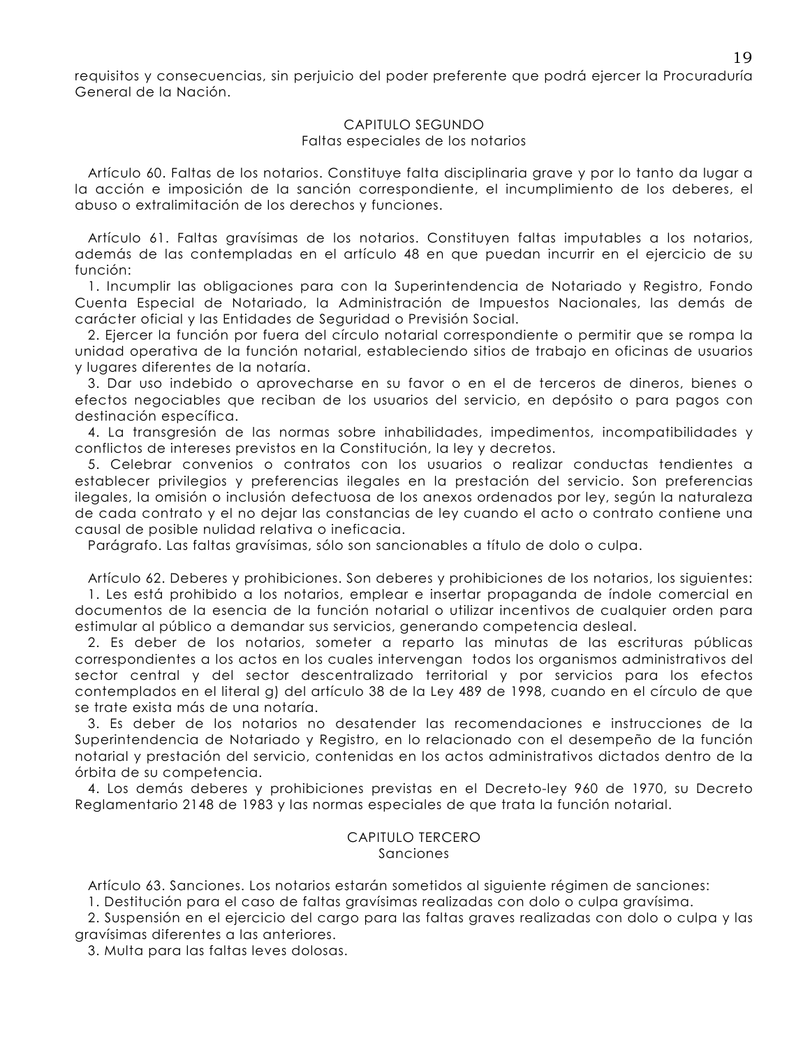requisitos y consecuencias, sin perjuicio del poder preferente que podrá ejercer la Procuraduría General de la Nación.

## CAPITULO SEGUNDO
### Faltas especiales de los notarios

Artículo 60. Faltas de los notarios. Constituye falta disciplinaria grave y por lo tanto da lugar a la acción e imposición de la sanción correspondiente, el incumplimiento de los deberes, el abuso o extralimitación de los derechos y funciones.

Artículo 61. Faltas gravísimas de los notarios. Constituyen faltas imputables a los notarios, además de las contempladas en el artículo 48 en que puedan incurrir en el ejercicio de su función:

1. Incumplir las obligaciones para con la Superintendencia de Notariado y Registro, Fondo Cuenta Especial de Notariado, la Administración de Impuestos Nacionales, las demás de carácter oficial y las Entidades de Seguridad o Previsión Social.
2. Ejercer la función por fuera del círculo notarial correspondiente o permitir que se rompa la unidad operativa de la función notarial, estableciendo sitios de trabajo en oficinas de usuarios y lugares diferentes de la notaría.
3. Dar uso indebido o aprovecharse en su favor o en el de terceros de dineros, bienes o efectos negociables que reciban de los usuarios del servicio, en depósito o para pagos con destinación específica.
4. La transgresión de las normas sobre inhabilidades, impedimentos, incompatibilidades y conflictos de intereses previstos en la Constitución, la ley y decretos.
5. Celebrar convenios o contratos con los usuarios o realizar conductas tendientes a establecer privilegios y preferencias ilegales en la prestación del servicio. Son preferencias ilegales, la omisión o inclusión defectuosa de los anexos ordenados por ley, según la naturaleza de cada contrato y el no dejar las constancias de ley cuando el acto o contrato contiene una causal de posible nulidad relativa o ineficacia.

Parágrafo. Las faltas gravísimas, sólo son sancionables a título de dolo o culpa.

Artículo 62. Deberes y prohibiciones. Son deberes y prohibiciones de los notarios, los siguientes:

1. Les está prohibido a los notarios, emplear e insertar propaganda de índole comercial en documentos de la esencia de la función notarial o utilizar incentivos de cualquier orden para estimular al público a demandar sus servicios, generando competencia desleal.
2. Es deber de los notarios, someter a reparto las minutas de las escrituras públicas correspondientes a los actos en los cuales intervengan todos los organismos administrativos del sector central y del sector descentralizado territorial y por servicios para los efectos contemplados en el literal g) del artículo 38 de la Ley 489 de 1998, cuando en el círculo de que se trate exista más de una notaría.
3. Es deber de los notarios no desatender las recomendaciones e instrucciones de la Superintendencia de Notariado y Registro, en lo relacionado con el desempeño de la función notarial y prestación del servicio, contenidas en los actos administrativos dictados dentro de la órbita de su competencia.
4. Los demás deberes y prohibiciones previstas en el Decreto-ley 960 de 1970, su Decreto Reglamentario 2148 de 1983 y las normas especiales de que trata la función notarial.

## CAPITULO TERCERO
### Sanciones

Artículo 63. Sanciones. Los notarios estarán sometidos al siguiente régimen de sanciones:

1. Destitución para el caso de faltas gravísimas realizadas con dolo o culpa gravísima.
2. Suspensión en el ejercicio del cargo para las faltas graves realizadas con dolo o culpa y las gravísimas diferentes a las anteriores.
3. Multa para las faltas leves dolosas.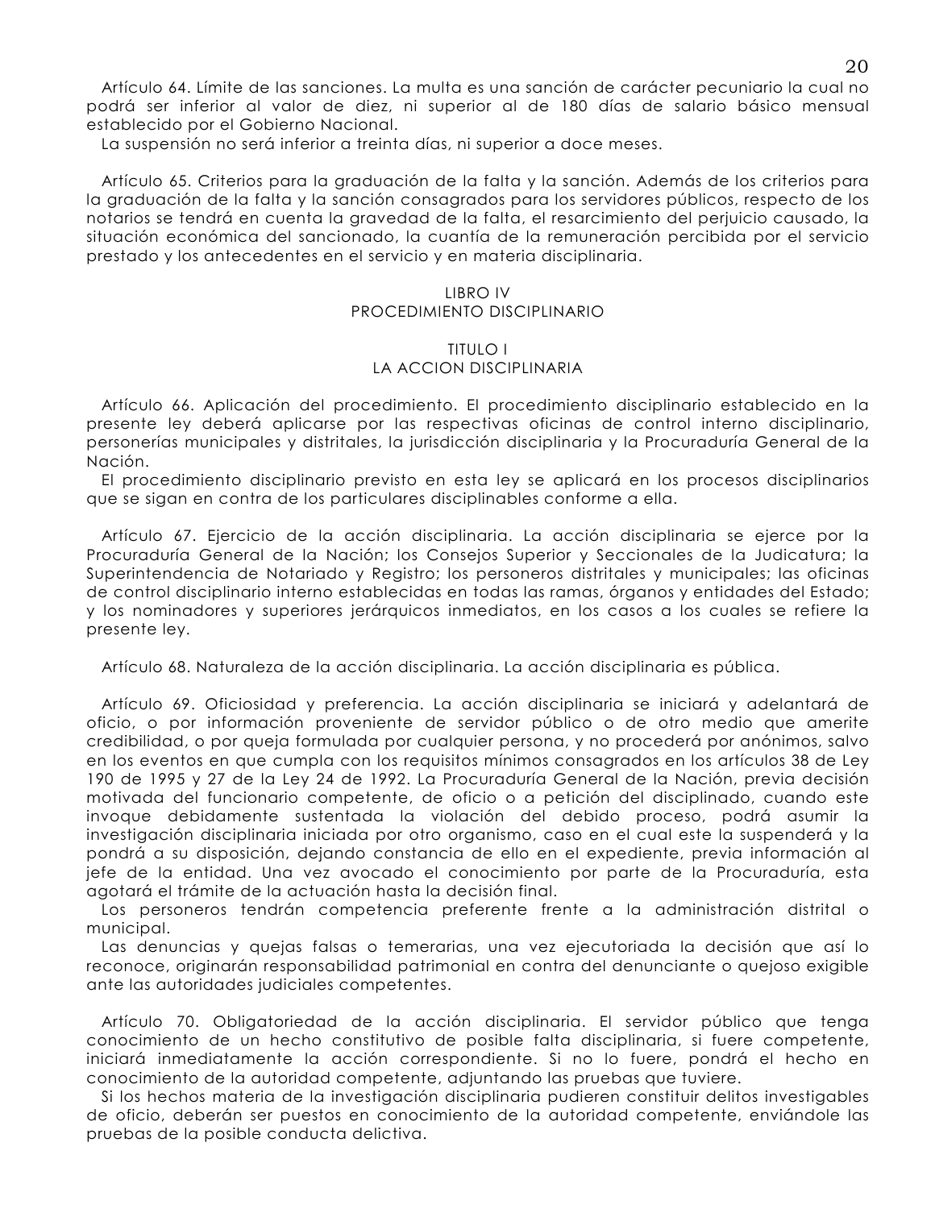Artículo 64. Límite de las sanciones. La multa es una sanción de carácter pecuniario la cual no podrá ser inferior al valor de diez, ni superior al de 180 días de salario básico mensual establecido por el Gobierno Nacional.

La suspensión no será inferior a treinta días, ni superior a doce meses.

Artículo 65. Criterios para la graduación de la falta y la sanción. Además de los criterios para la graduación de la falta y la sanción consagrados para los servidores públicos, respecto de los notarios se tendrá en cuenta la gravedad de la falta, el resarcimiento del perjuicio causado, la situación económica del sancionado, la cuantía de la remuneración percibida por el servicio prestado y los antecedentes en el servicio y en materia disciplinaria.

# LIBRO IV
# PROCEDIMIENTO DISCIPLINARIO

## TITULO I
## LA ACCION DISCIPLINARIA

Artículo 66. Aplicación del procedimiento. El procedimiento disciplinario establecido en la presente ley deberá aplicarse por las respectivas oficinas de control interno disciplinario, personerías municipales y distritales, la jurisdicción disciplinaria y la Procuraduría General de la Nación.

El procedimiento disciplinario previsto en esta ley se aplicará en los procesos disciplinarios que se sigan en contra de los particulares disciplinables conforme a ella.

Artículo 67. Ejercicio de la acción disciplinaria. La acción disciplinaria se ejerce por la Procuraduría General de la Nación; los Consejos Superior y Seccionales de la Judicatura; la Superintendencia de Notariado y Registro; los personeros distritales y municipales; las oficinas de control disciplinario interno establecidas en todas las ramas, órganos y entidades del Estado; y los nominadores y superiores jerárquicos inmediatos, en los casos a los cuales se refiere la presente ley.

Artículo 68. Naturaleza de la acción disciplinaria. La acción disciplinaria es pública.

Artículo 69. Oficiosidad y preferencia. La acción disciplinaria se iniciará y adelantará de oficio, o por información proveniente de servidor público o de otro medio que amerite credibilidad, o por queja formulada por cualquier persona, y no procederá por anónimos, salvo en los eventos en que cumpla con los requisitos mínimos consagrados en los artículos 38 de Ley 190 de 1995 y 27 de la Ley 24 de 1992. La Procuraduría General de la Nación, previa decisión motivada del funcionario competente, de oficio o a petición del disciplinado, cuando este invoque debidamente sustentada la violación del debido proceso, podrá asumir la investigación disciplinaria iniciada por otro organismo, caso en el cual este la suspenderá y la pondrá a su disposición, dejando constancia de ello en el expediente, previa información al jefe de la entidad. Una vez avocado el conocimiento por parte de la Procuraduría, esta agotará el trámite de la actuación hasta la decisión final.

Los personeros tendrán competencia preferente frente a la administración distrital o municipal.

Las denuncias y quejas falsas o temerarias, una vez ejecutoriada la decisión que así lo reconoce, originarán responsabilidad patrimonial en contra del denunciante o quejoso exigible ante las autoridades judiciales competentes.

Artículo 70. Obligatoriedad de la acción disciplinaria. El servidor público que tenga conocimiento de un hecho constitutivo de posible falta disciplinaria, si fuere competente, iniciará inmediatamente la acción correspondiente. Si no lo fuere, pondrá el hecho en conocimiento de la autoridad competente, adjuntando las pruebas que tuviere.

Si los hechos materia de la investigación disciplinaria pudieren constituir delitos investigables de oficio, deberán ser puestos en conocimiento de la autoridad competente, enviándole las pruebas de la posible conducta delictiva.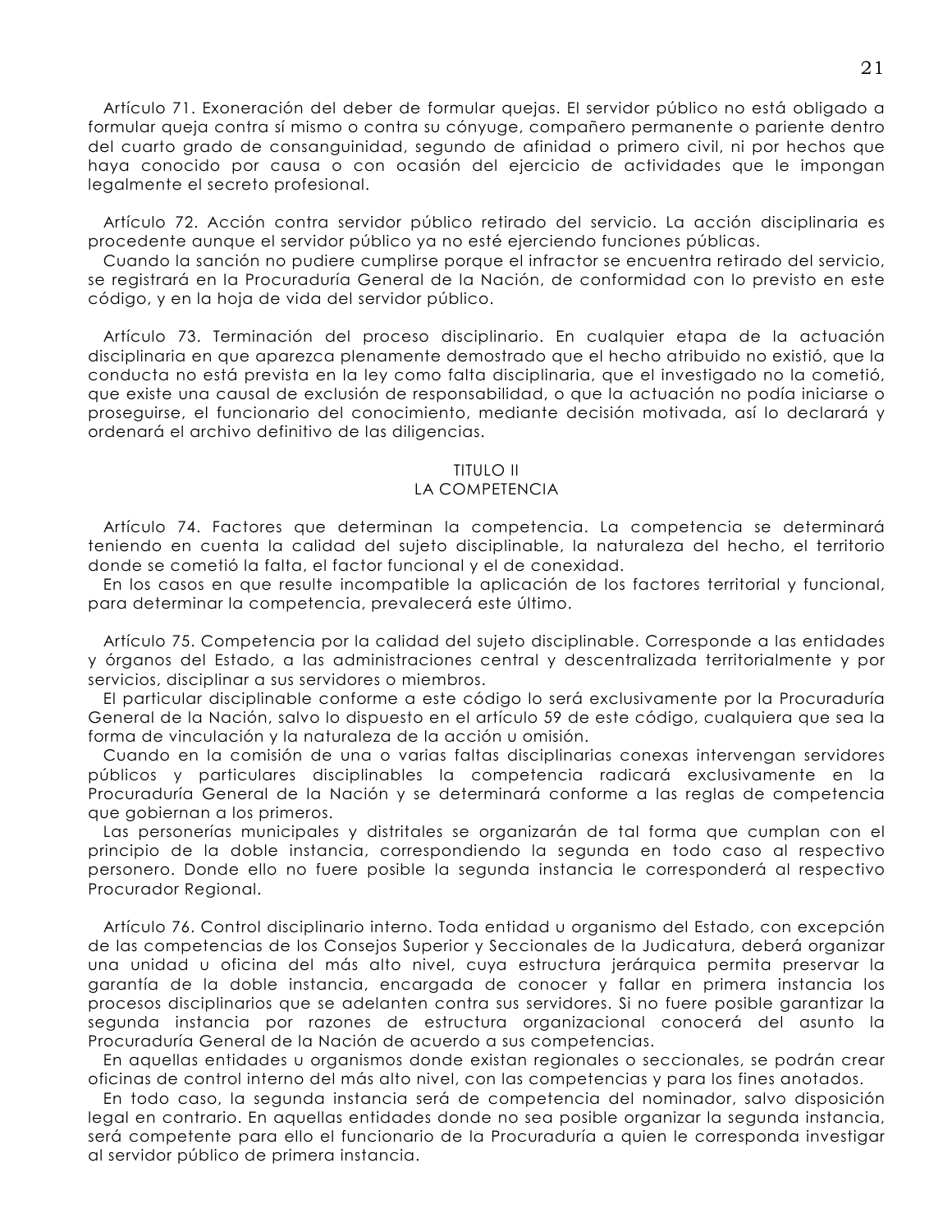Artículo 71. Exoneración del deber de formular quejas. El servidor público no está obligado a formular queja contra sí mismo o contra su cónyuge, compañero permanente o pariente dentro del cuarto grado de consanguinidad, segundo de afinidad o primero civil, ni por hechos que haya conocido por causa o con ocasión del ejercicio de actividades que le impongan legalmente el secreto profesional.

Artículo 72. Acción contra servidor público retirado del servicio. La acción disciplinaria es procedente aunque el servidor público ya no esté ejerciendo funciones públicas.

Cuando la sanción no pudiere cumplirse porque el infractor se encuentra retirado del servicio, se registrará en la Procuraduría General de la Nación, de conformidad con lo previsto en este código, y en la hoja de vida del servidor público.

Artículo 73. Terminación del proceso disciplinario. En cualquier etapa de la actuación disciplinaria en que aparezca plenamente demostrado que el hecho atribuido no existió, que la conducta no está prevista en la ley como falta disciplinaria, que el investigado no la cometió, que existe una causal de exclusión de responsabilidad, o que la actuación no podía iniciarse o proseguirse, el funcionario del conocimiento, mediante decisión motivada, así lo declarará y ordenará el archivo definitivo de las diligencias.

## TITULO II
## LA COMPETENCIA

Artículo 74. Factores que determinan la competencia. La competencia se determinará teniendo en cuenta la calidad del sujeto disciplinable, la naturaleza del hecho, el territorio donde se cometió la falta, el factor funcional y el de conexidad.

En los casos en que resulte incompatible la aplicación de los factores territorial y funcional, para determinar la competencia, prevalecerá este último.

Artículo 75. Competencia por la calidad del sujeto disciplinable. Corresponde a las entidades y órganos del Estado, a las administraciones central y descentralizada territorialmente y por servicios, disciplinar a sus servidores o miembros.

El particular disciplinable conforme a este código lo será exclusivamente por la Procuraduría General de la Nación, salvo lo dispuesto en el artículo 59 de este código, cualquiera que sea la forma de vinculación y la naturaleza de la acción u omisión.

Cuando en la comisión de una o varias faltas disciplinarias conexas intervengan servidores públicos y particulares disciplinables la competencia radicará exclusivamente en la Procuraduría General de la Nación y se determinará conforme a las reglas de competencia que gobiernan a los primeros.

Las personerías municipales y distritales se organizarán de tal forma que cumplan con el principio de la doble instancia, correspondiendo la segunda en todo caso al respectivo personero. Donde ello no fuere posible la segunda instancia le corresponderá al respectivo Procurador Regional.

Artículo 76. Control disciplinario interno. Toda entidad u organismo del Estado, con excepción de las competencias de los Consejos Superior y Seccionales de la Judicatura, deberá organizar una unidad u oficina del más alto nivel, cuya estructura jerárquica permita preservar la garantía de la doble instancia, encargada de conocer y fallar en primera instancia los procesos disciplinarios que se adelanten contra sus servidores. Si no fuere posible garantizar la segunda instancia por razones de estructura organizacional conocerá del asunto la Procuraduría General de la Nación de acuerdo a sus competencias.

En aquellas entidades u organismos donde existan regionales o seccionales, se podrán crear oficinas de control interno del más alto nivel, con las competencias y para los fines anotados.

En todo caso, la segunda instancia será de competencia del nominador, salvo disposición legal en contrario. En aquellas entidades donde no sea posible organizar la segunda instancia, será competente para ello el funcionario de la Procuraduría a quien le corresponda investigar al servidor público de primera instancia.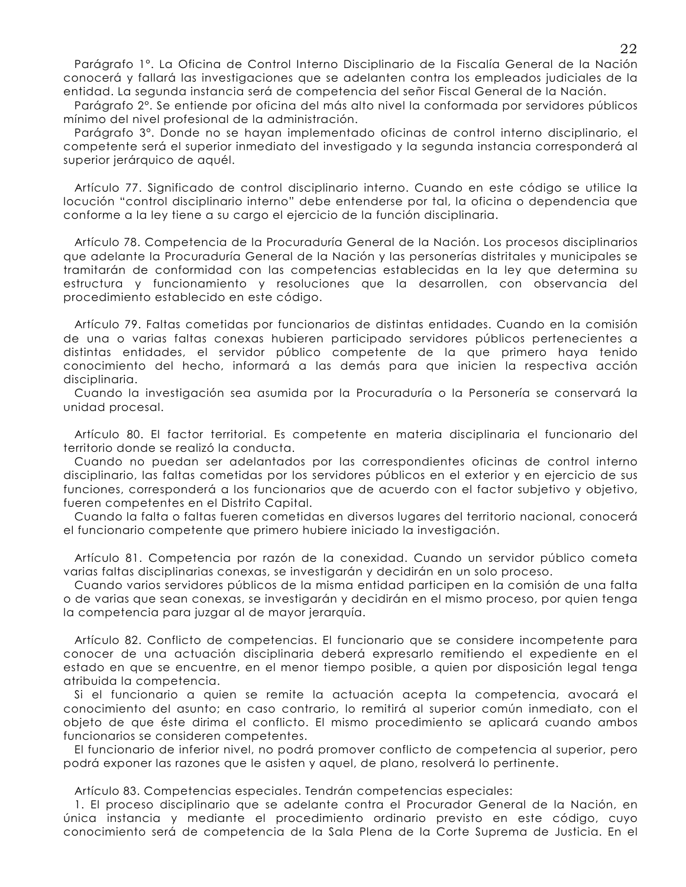Parágrafo 1°. La Oficina de Control Interno Disciplinario de la Fiscalía General de la Nación conocerá y fallará las investigaciones que se adelanten contra los empleados judiciales de la entidad. La segunda instancia será de competencia del señor Fiscal General de la Nación.

Parágrafo 2°. Se entiende por oficina del más alto nivel la conformada por servidores públicos mínimo del nivel profesional de la administración.

Parágrafo 3°. Donde no se hayan implementado oficinas de control interno disciplinario, el competente será el superior inmediato del investigado y la segunda instancia corresponderá al superior jerárquico de aquél.

Artículo 77. Significado de control disciplinario interno. Cuando en este código se utilice la locución "control disciplinario interno" debe entenderse por tal, la oficina o dependencia que conforme a la ley tiene a su cargo el ejercicio de la función disciplinaria.

Artículo 78. Competencia de la Procuraduría General de la Nación. Los procesos disciplinarios que adelante la Procuraduría General de la Nación y las personerías distritales y municipales se tramitarán de conformidad con las competencias establecidas en la ley que determina su estructura y funcionamiento y resoluciones que la desarrollen, con observancia del procedimiento establecido en este código.

Artículo 79. Faltas cometidas por funcionarios de distintas entidades. Cuando en la comisión de una o varias faltas conexas hubieren participado servidores públicos pertenecientes a distintas entidades, el servidor público competente de la que primero haya tenido conocimiento del hecho, informará a las demás para que inicien la respectiva acción disciplinaria.

Cuando la investigación sea asumida por la Procuraduría o la Personería se conservará la unidad procesal.

Artículo 80. El factor territorial. Es competente en materia disciplinaria el funcionario del territorio donde se realizó la conducta.

Cuando no puedan ser adelantados por las correspondientes oficinas de control interno disciplinario, las faltas cometidas por los servidores públicos en el exterior y en ejercicio de sus funciones, corresponderá a los funcionarios que de acuerdo con el factor subjetivo y objetivo, fueren competentes en el Distrito Capital.

Cuando la falta o faltas fueren cometidas en diversos lugares del territorio nacional, conocerá el funcionario competente que primero hubiere iniciado la investigación.

Artículo 81. Competencia por razón de la conexidad. Cuando un servidor público cometa varias faltas disciplinarias conexas, se investigarán y decidirán en un solo proceso.

Cuando varios servidores públicos de la misma entidad participen en la comisión de una falta o de varias que sean conexas, se investigarán y decidirán en el mismo proceso, por quien tenga la competencia para juzgar al de mayor jerarquía.

Artículo 82. Conflicto de competencias. El funcionario que se considere incompetente para conocer de una actuación disciplinaria deberá expresarlo remitiendo el expediente en el estado en que se encuentre, en el menor tiempo posible, a quien por disposición legal tenga atribuida la competencia.

Si el funcionario a quien se remite la actuación acepta la competencia, avocará el conocimiento del asunto; en caso contrario, lo remitirá al superior común inmediato, con el objeto de que éste dirima el conflicto. El mismo procedimiento se aplicará cuando ambos funcionarios se consideren competentes.

El funcionario de inferior nivel, no podrá promover conflicto de competencia al superior, pero podrá exponer las razones que le asisten y aquel, de plano, resolverá lo pertinente.

Artículo 83. Competencias especiales. Tendrán competencias especiales:

1. El proceso disciplinario que se adelante contra el Procurador General de la Nación, en única instancia y mediante el procedimiento ordinario previsto en este código, cuyo conocimiento será de competencia de la Sala Plena de la Corte Suprema de Justicia. En el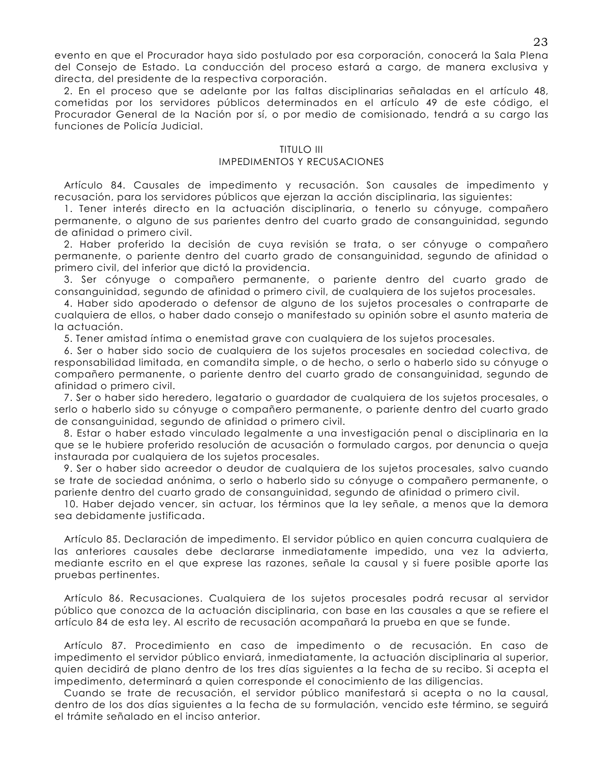evento en que el Procurador haya sido postulado por esa corporación, conocerá la Sala Plena del Consejo de Estado. La conducción del proceso estará a cargo, de manera exclusiva y directa, del presidente de la respectiva corporación.

2. En el proceso que se adelante por las faltas disciplinarias señaladas en el artículo 48, cometidas por los servidores públicos determinados en el artículo 49 de este código, el Procurador General de la Nación por sí, o por medio de comisionado, tendrá a su cargo las funciones de Policía Judicial.

## TITULO III
## IMPEDIMENTOS Y RECUSACIONES

Artículo 84. Causales de impedimento y recusación. Son causales de impedimento y recusación, para los servidores públicos que ejerzan la acción disciplinaria, las siguientes:

1. Tener interés directo en la actuación disciplinaria, o tenerlo su cónyuge, compañero permanente, o alguno de sus parientes dentro del cuarto grado de consanguinidad, segundo de afinidad o primero civil.
2. Haber proferido la decisión de cuya revisión se trata, o ser cónyuge o compañero permanente, o pariente dentro del cuarto grado de consanguinidad, segundo de afinidad o primero civil, del inferior que dictó la providencia.
3. Ser cónyuge o compañero permanente, o pariente dentro del cuarto grado de consanguinidad, segundo de afinidad o primero civil, de cualquiera de los sujetos procesales.
4. Haber sido apoderado o defensor de alguno de los sujetos procesales o contraparte de cualquiera de ellos, o haber dado consejo o manifestado su opinión sobre el asunto materia de la actuación.
5. Tener amistad íntima o enemistad grave con cualquiera de los sujetos procesales.
6. Ser o haber sido socio de cualquiera de los sujetos procesales en sociedad colectiva, de responsabilidad limitada, en comandita simple, o de hecho, o serlo o haberlo sido su cónyuge o compañero permanente, o pariente dentro del cuarto grado de consanguinidad, segundo de afinidad o primero civil.
7. Ser o haber sido heredero, legatario o guardador de cualquiera de los sujetos procesales, o serlo o haberlo sido su cónyuge o compañero permanente, o pariente dentro del cuarto grado de consanguinidad, segundo de afinidad o primero civil.
8. Estar o haber estado vinculado legalmente a una investigación penal o disciplinaria en la que se le hubiere proferido resolución de acusación o formulado cargos, por denuncia o queja instaurada por cualquiera de los sujetos procesales.
9. Ser o haber sido acreedor o deudor de cualquiera de los sujetos procesales, salvo cuando se trate de sociedad anónima, o serlo o haberlo sido su cónyuge o compañero permanente, o pariente dentro del cuarto grado de consanguinidad, segundo de afinidad o primero civil.
10. Haber dejado vencer, sin actuar, los términos que la ley señale, a menos que la demora sea debidamente justificada.

Artículo 85. Declaración de impedimento. El servidor público en quien concurra cualquiera de las anteriores causales debe declararse inmediatamente impedido, una vez la advierta, mediante escrito en el que exprese las razones, señale la causal y si fuere posible aporte las pruebas pertinentes.

Artículo 86. Recusaciones. Cualquiera de los sujetos procesales podrá recusar al servidor público que conozca de la actuación disciplinaria, con base en las causales a que se refiere el artículo 84 de esta ley. Al escrito de recusación acompañará la prueba en que se funde.

Artículo 87. Procedimiento en caso de impedimento o de recusación. En caso de impedimento el servidor público enviará, inmediatamente, la actuación disciplinaria al superior, quien decidirá de plano dentro de los tres días siguientes a la fecha de su recibo. Si acepta el impedimento, determinará a quien corresponde el conocimiento de las diligencias.

Cuando se trate de recusación, el servidor público manifestará si acepta o no la causal, dentro de los dos días siguientes a la fecha de su formulación, vencido este término, se seguirá el trámite señalado en el inciso anterior.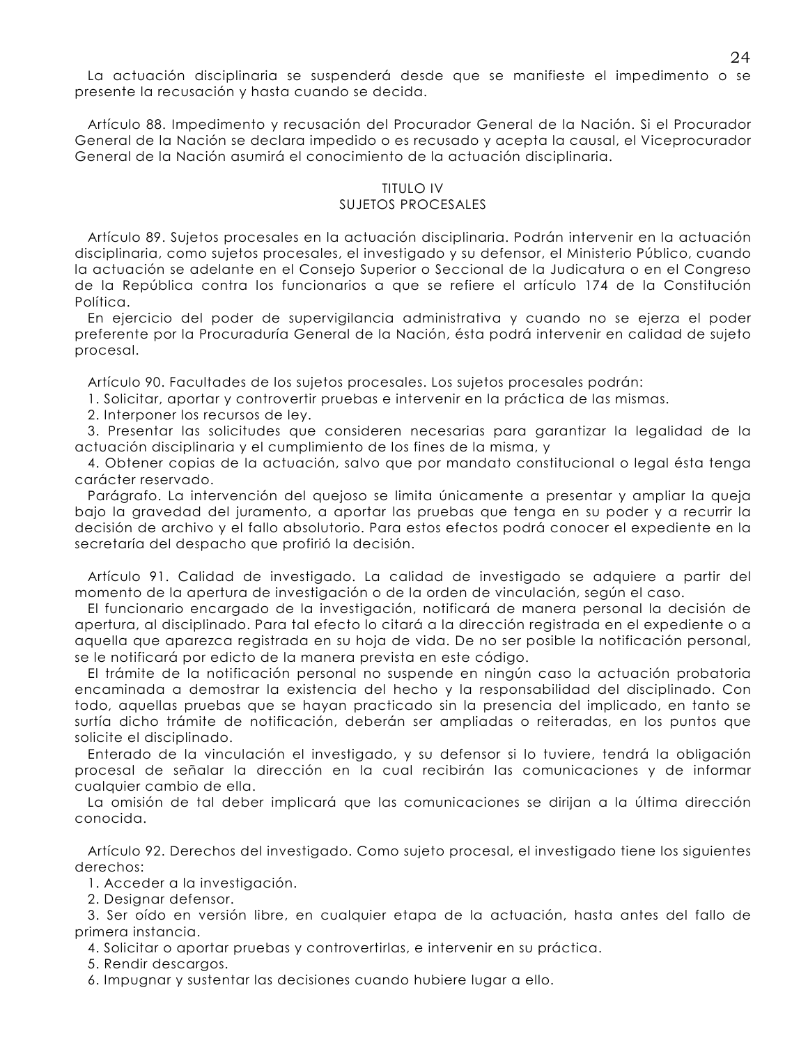La actuación disciplinaria se suspenderá desde que se manifieste el impedimento o se presente la recusación y hasta cuando se decida.

Artículo 88. Impedimento y recusación del Procurador General de la Nación. Si el Procurador General de la Nación se declara impedido o es recusado y acepta la causal, el Viceprocurador General de la Nación asumirá el conocimiento de la actuación disciplinaria.

## TITULO IV
## SUJETOS PROCESALES

Artículo 89. Sujetos procesales en la actuación disciplinaria. Podrán intervenir en la actuación disciplinaria, como sujetos procesales, el investigado y su defensor, el Ministerio Público, cuando la actuación se adelante en el Consejo Superior o Seccional de la Judicatura o en el Congreso de la República contra los funcionarios a que se refiere el artículo 174 de la Constitución Política.

En ejercicio del poder de supervigilancia administrativa y cuando no se ejerza el poder preferente por la Procuraduría General de la Nación, ésta podrá intervenir en calidad de sujeto procesal.

Artículo 90. Facultades de los sujetos procesales. Los sujetos procesales podrán:

1. Solicitar, aportar y controvertir pruebas e intervenir en la práctica de las mismas.
2. Interponer los recursos de ley.
3. Presentar las solicitudes que consideren necesarias para garantizar la legalidad de la actuación disciplinaria y el cumplimiento de los fines de la misma, y
4. Obtener copias de la actuación, salvo que por mandato constitucional o legal ésta tenga carácter reservado.

Parágrafo. La intervención del quejoso se limita únicamente a presentar y ampliar la queja bajo la gravedad del juramento, a aportar las pruebas que tenga en su poder y a recurrir la decisión de archivo y el fallo absolutorio. Para estos efectos podrá conocer el expediente en la secretaría del despacho que profirió la decisión.

Artículo 91. Calidad de investigado. La calidad de investigado se adquiere a partir del momento de la apertura de investigación o de la orden de vinculación, según el caso.

El funcionario encargado de la investigación, notificará de manera personal la decisión de apertura, al disciplinado. Para tal efecto lo citará a la dirección registrada en el expediente o a aquella que aparezca registrada en su hoja de vida. De no ser posible la notificación personal, se le notificará por edicto de la manera prevista en este código.

El trámite de la notificación personal no suspende en ningún caso la actuación probatoria encaminada a demostrar la existencia del hecho y la responsabilidad del disciplinado. Con todo, aquellas pruebas que se hayan practicado sin la presencia del implicado, en tanto se surtía dicho trámite de notificación, deberán ser ampliadas o reiteradas, en los puntos que solicite el disciplinado.

Enterado de la vinculación el investigado, y su defensor si lo tuviere, tendrá la obligación procesal de señalar la dirección en la cual recibirán las comunicaciones y de informar cualquier cambio de ella.

La omisión de tal deber implicará que las comunicaciones se dirijan a la última dirección conocida.

Artículo 92. Derechos del investigado. Como sujeto procesal, el investigado tiene los siguientes derechos:

1. Acceder a la investigación.
2. Designar defensor.
3. Ser oído en versión libre, en cualquier etapa de la actuación, hasta antes del fallo de primera instancia.
4. Solicitar o aportar pruebas y controvertirlas, e intervenir en su práctica.
5. Rendir descargos.
6. Impugnar y sustentar las decisiones cuando hubiere lugar a ello.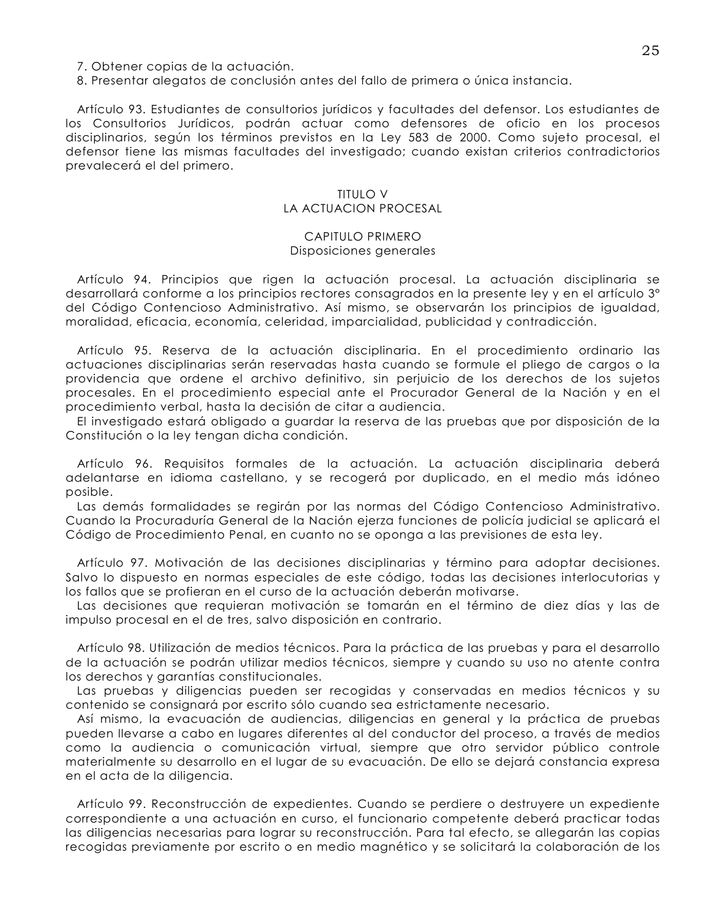7. Obtener copias de la actuación.
8. Presentar alegatos de conclusión antes del fallo de primera o única instancia.

Artículo 93. Estudiantes de consultorios jurídicos y facultades del defensor. Los estudiantes de los Consultorios Jurídicos, podrán actuar como defensores de oficio en los procesos disciplinarios, según los términos previstos en la Ley 583 de 2000. Como sujeto procesal, el defensor tiene las mismas facultades del investigado; cuando existan criterios contradictorios prevalecerá el del primero.

## TITULO V
## LA ACTUACION PROCESAL

### CAPITULO PRIMERO
### Disposiciones generales

Artículo 94. Principios que rigen la actuación procesal. La actuación disciplinaria se desarrollará conforme a los principios rectores consagrados en la presente ley y en el artículo 3º del Código Contencioso Administrativo. Así mismo, se observarán los principios de igualdad, moralidad, eficacia, economía, celeridad, imparcialidad, publicidad y contradicción.

Artículo 95. Reserva de la actuación disciplinaria. En el procedimiento ordinario las actuaciones disciplinarias serán reservadas hasta cuando se formule el pliego de cargos o la providencia que ordene el archivo definitivo, sin perjuicio de los derechos de los sujetos procesales. En el procedimiento especial ante el Procurador General de la Nación y en el procedimiento verbal, hasta la decisión de citar a audiencia.

El investigado estará obligado a guardar la reserva de las pruebas que por disposición de la Constitución o la ley tengan dicha condición.

Artículo 96. Requisitos formales de la actuación. La actuación disciplinaria deberá adelantarse en idioma castellano, y se recogerá por duplicado, en el medio más idóneo posible.

Las demás formalidades se regirán por las normas del Código Contencioso Administrativo. Cuando la Procuraduría General de la Nación ejerza funciones de policía judicial se aplicará el Código de Procedimiento Penal, en cuanto no se oponga a las previsiones de esta ley.

Artículo 97. Motivación de las decisiones disciplinarias y término para adoptar decisiones. Salvo lo dispuesto en normas especiales de este código, todas las decisiones interlocutorias y los fallos que se profieran en el curso de la actuación deberán motivarse.

Las decisiones que requieran motivación se tomarán en el término de diez días y las de impulso procesal en el de tres, salvo disposición en contrario.

Artículo 98. Utilización de medios técnicos. Para la práctica de las pruebas y para el desarrollo de la actuación se podrán utilizar medios técnicos, siempre y cuando su uso no atente contra los derechos y garantías constitucionales.

Las pruebas y diligencias pueden ser recogidas y conservadas en medios técnicos y su contenido se consignará por escrito sólo cuando sea estrictamente necesario.

Así mismo, la evacuación de audiencias, diligencias en general y la práctica de pruebas pueden llevarse a cabo en lugares diferentes al del conductor del proceso, a través de medios como la audiencia o comunicación virtual, siempre que otro servidor público controle materialmente su desarrollo en el lugar de su evacuación. De ello se dejará constancia expresa en el acta de la diligencia.

Artículo 99. Reconstrucción de expedientes. Cuando se perdiere o destruyere un expediente correspondiente a una actuación en curso, el funcionario competente deberá practicar todas las diligencias necesarias para lograr su reconstrucción. Para tal efecto, se allegarán las copias recogidas previamente por escrito o en medio magnético y se solicitará la colaboración de los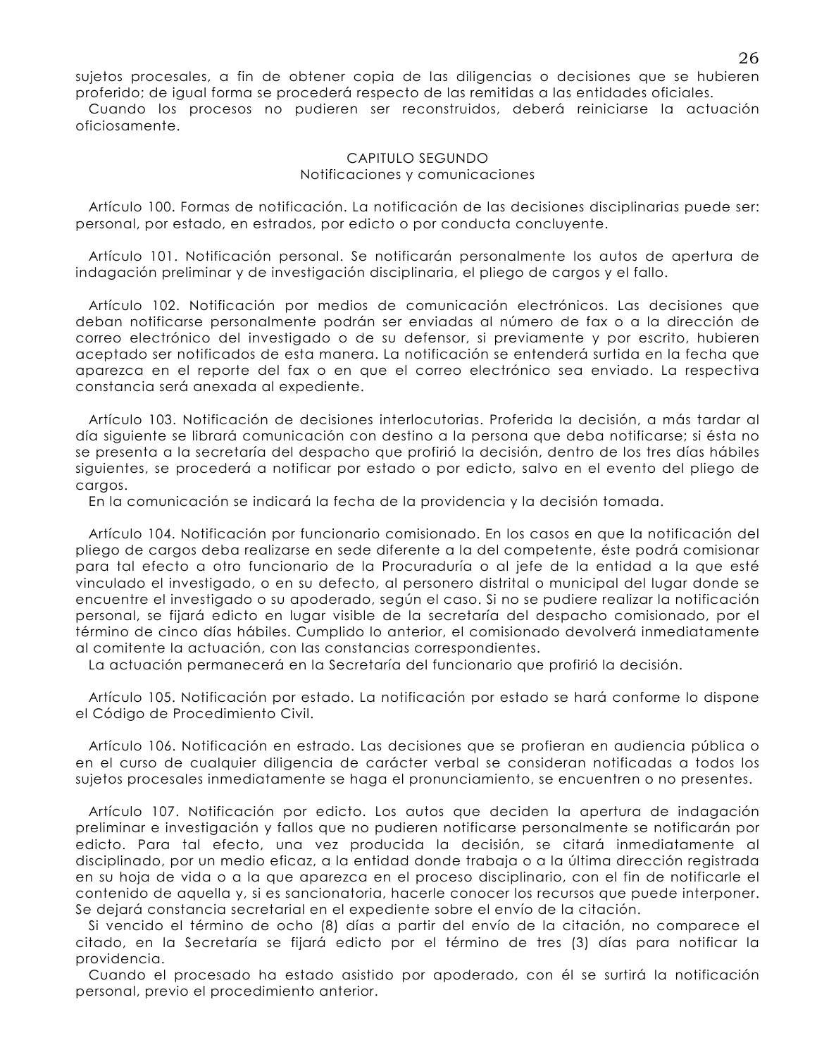sujetos procesales, a fin de obtener copia de las diligencias o decisiones que se hubieren proferido; de igual forma se procederá respecto de las remitidas a las entidades oficiales.

Cuando los procesos no pudieren ser reconstruidos, deberá reiniciarse la actuación oficiosamente.

## CAPITULO SEGUNDO
## Notificaciones y comunicaciones

Artículo 100. Formas de notificación. La notificación de las decisiones disciplinarias puede ser: personal, por estado, en estrados, por edicto o por conducta concluyente.

Artículo 101. Notificación personal. Se notificarán personalmente los autos de apertura de indagación preliminar y de investigación disciplinaria, el pliego de cargos y el fallo.

Artículo 102. Notificación por medios de comunicación electrónicos. Las decisiones que deban notificarse personalmente podrán ser enviadas al número de fax o a la dirección de correo electrónico del investigado o de su defensor, si previamente y por escrito, hubieren aceptado ser notificados de esta manera. La notificación se entenderá surtida en la fecha que aparezca en el reporte del fax o en que el correo electrónico sea enviado. La respectiva constancia será anexada al expediente.

Artículo 103. Notificación de decisiones interlocutorias. Proferida la decisión, a más tardar al día siguiente se librará comunicación con destino a la persona que deba notificarse; si ésta no se presenta a la secretaría del despacho que profirió la decisión, dentro de los tres días hábiles siguientes, se procederá a notificar por estado o por edicto, salvo en el evento del pliego de cargos.

En la comunicación se indicará la fecha de la providencia y la decisión tomada.

Artículo 104. Notificación por funcionario comisionado. En los casos en que la notificación del pliego de cargos deba realizarse en sede diferente a la del competente, éste podrá comisionar para tal efecto a otro funcionario de la Procuraduría o al jefe de la entidad a la que esté vinculado el investigado, o en su defecto, al personero distrital o municipal del lugar donde se encuentre el investigado o su apoderado, según el caso. Si no se pudiere realizar la notificación personal, se fijará edicto en lugar visible de la secretaría del despacho comisionado, por el término de cinco días hábiles. Cumplido lo anterior, el comisionado devolverá inmediatamente al comitente la actuación, con las constancias correspondientes.

La actuación permanecerá en la Secretaría del funcionario que profirió la decisión.

Artículo 105. Notificación por estado. La notificación por estado se hará conforme lo dispone el Código de Procedimiento Civil.

Artículo 106. Notificación en estrado. Las decisiones que se profieran en audiencia pública o en el curso de cualquier diligencia de carácter verbal se consideran notificadas a todos los sujetos procesales inmediatamente se haga el pronunciamiento, se encuentren o no presentes.

Artículo 107. Notificación por edicto. Los autos que deciden la apertura de indagación preliminar e investigación y fallos que no pudieren notificarse personalmente se notificarán por edicto. Para tal efecto, una vez producida la decisión, se citará inmediatamente al disciplinado, por un medio eficaz, a la entidad donde trabaja o a la última dirección registrada en su hoja de vida o a la que aparezca en el proceso disciplinario, con el fin de notificarle el contenido de aquella y, si es sancionatoria, hacerle conocer los recursos que puede interponer. Se dejará constancia secretarial en el expediente sobre el envío de la citación.

Si vencido el término de ocho (8) días a partir del envío de la citación, no comparece el citado, en la Secretaría se fijará edicto por el término de tres (3) días para notificar la providencia.

Cuando el procesado ha estado asistido por apoderado, con él se surtirá la notificación personal, previo el procedimiento anterior.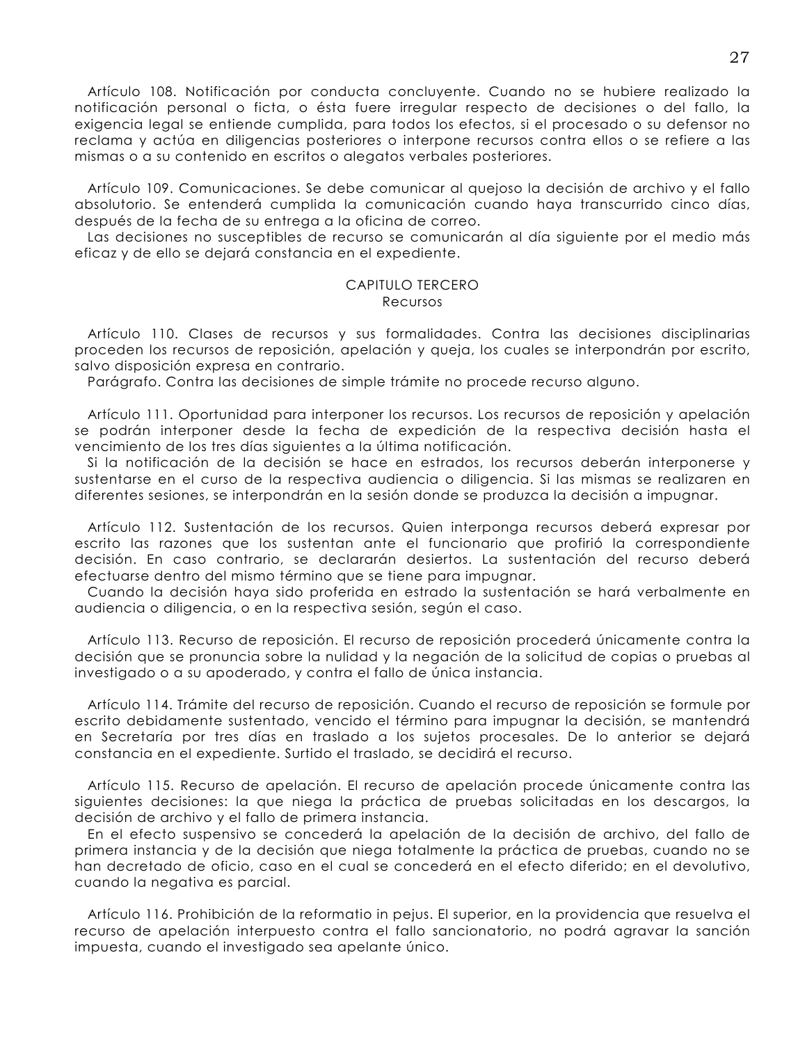Artículo 108. Notificación por conducta concluyente. Cuando no se hubiere realizado la notificación personal o ficta, o ésta fuere irregular respecto de decisiones o del fallo, la exigencia legal se entiende cumplida, para todos los efectos, si el procesado o su defensor no reclama y actúa en diligencias posteriores o interpone recursos contra ellos o se refiere a las mismas o a su contenido en escritos o alegatos verbales posteriores.

Artículo 109. Comunicaciones. Se debe comunicar al quejoso la decisión de archivo y el fallo absolutorio. Se entenderá cumplida la comunicación cuando haya transcurrido cinco días, después de la fecha de su entrega a la oficina de correo.

Las decisiones no susceptibles de recurso se comunicarán al día siguiente por el medio más eficaz y de ello se dejará constancia en el expediente.

## CAPITULO TERCERO
## Recursos

Artículo 110. Clases de recursos y sus formalidades. Contra las decisiones disciplinarias proceden los recursos de reposición, apelación y queja, los cuales se interpondrán por escrito, salvo disposición expresa en contrario.

Parágrafo. Contra las decisiones de simple trámite no procede recurso alguno.

Artículo 111. Oportunidad para interponer los recursos. Los recursos de reposición y apelación se podrán interponer desde la fecha de expedición de la respectiva decisión hasta el vencimiento de los tres días siguientes a la última notificación.

Si la notificación de la decisión se hace en estrados, los recursos deberán interponerse y sustentarse en el curso de la respectiva audiencia o diligencia. Si las mismas se realizaren en diferentes sesiones, se interpondrán en la sesión donde se produzca la decisión a impugnar.

Artículo 112. Sustentación de los recursos. Quien interponga recursos deberá expresar por escrito las razones que los sustentan ante el funcionario que profirió la correspondiente decisión. En caso contrario, se declararán desiertos. La sustentación del recurso deberá efectuarse dentro del mismo término que se tiene para impugnar.

Cuando la decisión haya sido proferida en estrado la sustentación se hará verbalmente en audiencia o diligencia, o en la respectiva sesión, según el caso.

Artículo 113. Recurso de reposición. El recurso de reposición procederá únicamente contra la decisión que se pronuncia sobre la nulidad y la negación de la solicitud de copias o pruebas al investigado o a su apoderado, y contra el fallo de única instancia.

Artículo 114. Trámite del recurso de reposición. Cuando el recurso de reposición se formule por escrito debidamente sustentado, vencido el término para impugnar la decisión, se mantendrá en Secretaría por tres días en traslado a los sujetos procesales. De lo anterior se dejará constancia en el expediente. Surtido el traslado, se decidirá el recurso.

Artículo 115. Recurso de apelación. El recurso de apelación procede únicamente contra las siguientes decisiones: la que niega la práctica de pruebas solicitadas en los descargos, la decisión de archivo y el fallo de primera instancia.

En el efecto suspensivo se concederá la apelación de la decisión de archivo, del fallo de primera instancia y de la decisión que niega totalmente la práctica de pruebas, cuando no se han decretado de oficio, caso en el cual se concederá en el efecto diferido; en el devolutivo, cuando la negativa es parcial.

Artículo 116. Prohibición de la reformatio in pejus. El superior, en la providencia que resuelva el recurso de apelación interpuesto contra el fallo sancionatorio, no podrá agravar la sanción impuesta, cuando el investigado sea apelante único.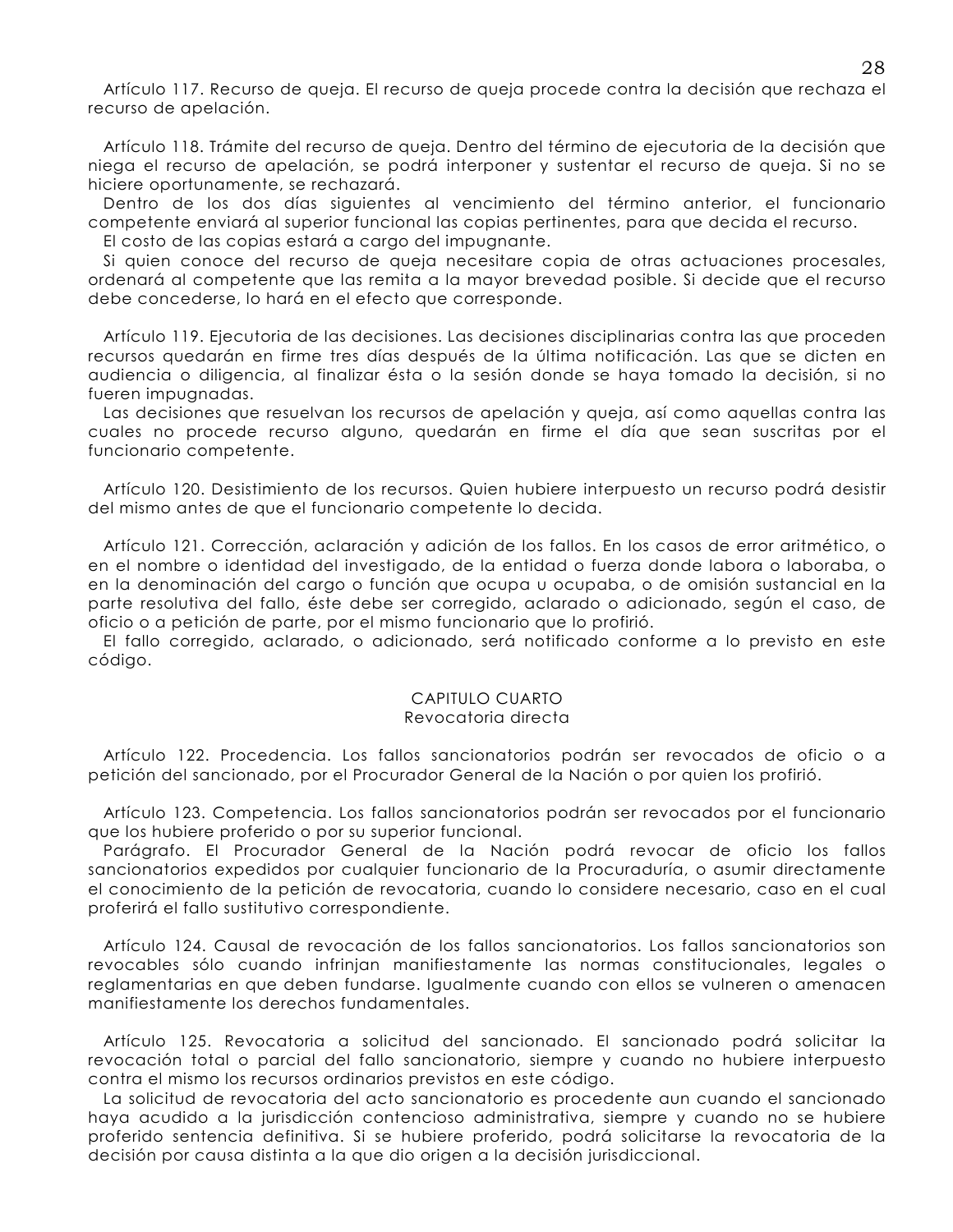Artículo 117. Recurso de queja. El recurso de queja procede contra la decisión que rechaza el recurso de apelación.

Artículo 118. Trámite del recurso de queja. Dentro del término de ejecutoria de la decisión que niega el recurso de apelación, se podrá interponer y sustentar el recurso de queja. Si no se hiciere oportunamente, se rechazará.

Dentro de los dos días siguientes al vencimiento del término anterior, el funcionario competente enviará al superior funcional las copias pertinentes, para que decida el recurso.

El costo de las copias estará a cargo del impugnante.

Si quien conoce del recurso de queja necesitare copia de otras actuaciones procesales, ordenará al competente que las remita a la mayor brevedad posible. Si decide que el recurso debe concederse, lo hará en el efecto que corresponde.

Artículo 119. Ejecutoria de las decisiones. Las decisiones disciplinarias contra las que proceden recursos quedarán en firme tres días después de la última notificación. Las que se dicten en audiencia o diligencia, al finalizar ésta o la sesión donde se haya tomado la decisión, si no fueren impugnadas.

Las decisiones que resuelvan los recursos de apelación y queja, así como aquellas contra las cuales no procede recurso alguno, quedarán en firme el día que sean suscritas por el funcionario competente.

Artículo 120. Desistimiento de los recursos. Quien hubiere interpuesto un recurso podrá desistir del mismo antes de que el funcionario competente lo decida.

Artículo 121. Corrección, aclaración y adición de los fallos. En los casos de error aritmético, o en el nombre o identidad del investigado, de la entidad o fuerza donde labora o laboraba, o en la denominación del cargo o función que ocupa u ocupaba, o de omisión sustancial en la parte resolutiva del fallo, éste debe ser corregido, aclarado o adicionado, según el caso, de oficio o a petición de parte, por el mismo funcionario que lo profirió.

El fallo corregido, aclarado, o adicionado, será notificado conforme a lo previsto en este código.

## CAPITULO CUARTO
## Revocatoria directa

Artículo 122. Procedencia. Los fallos sancionatorios podrán ser revocados de oficio o a petición del sancionado, por el Procurador General de la Nación o por quien los profirió.

Artículo 123. Competencia. Los fallos sancionatorios podrán ser revocados por el funcionario que los hubiere proferido o por su superior funcional.

Parágrafo. El Procurador General de la Nación podrá revocar de oficio los fallos sancionatorios expedidos por cualquier funcionario de la Procuraduría, o asumir directamente el conocimiento de la petición de revocatoria, cuando lo considere necesario, caso en el cual proferirá el fallo sustitutivo correspondiente.

Artículo 124. Causal de revocación de los fallos sancionatorios. Los fallos sancionatorios son revocables sólo cuando infrinjan manifiestamente las normas constitucionales, legales o reglamentarias en que deben fundarse. Igualmente cuando con ellos se vulneren o amenacen manifiestamente los derechos fundamentales.

Artículo 125. Revocatoria a solicitud del sancionado. El sancionado podrá solicitar la revocación total o parcial del fallo sancionatorio, siempre y cuando no hubiere interpuesto contra el mismo los recursos ordinarios previstos en este código.

La solicitud de revocatoria del acto sancionatorio es procedente aun cuando el sancionado haya acudido a la jurisdicción contencioso administrativa, siempre y cuando no se hubiere proferido sentencia definitiva. Si se hubiere proferido, podrá solicitarse la revocatoria de la decisión por causa distinta a la que dio origen a la decisión jurisdiccional.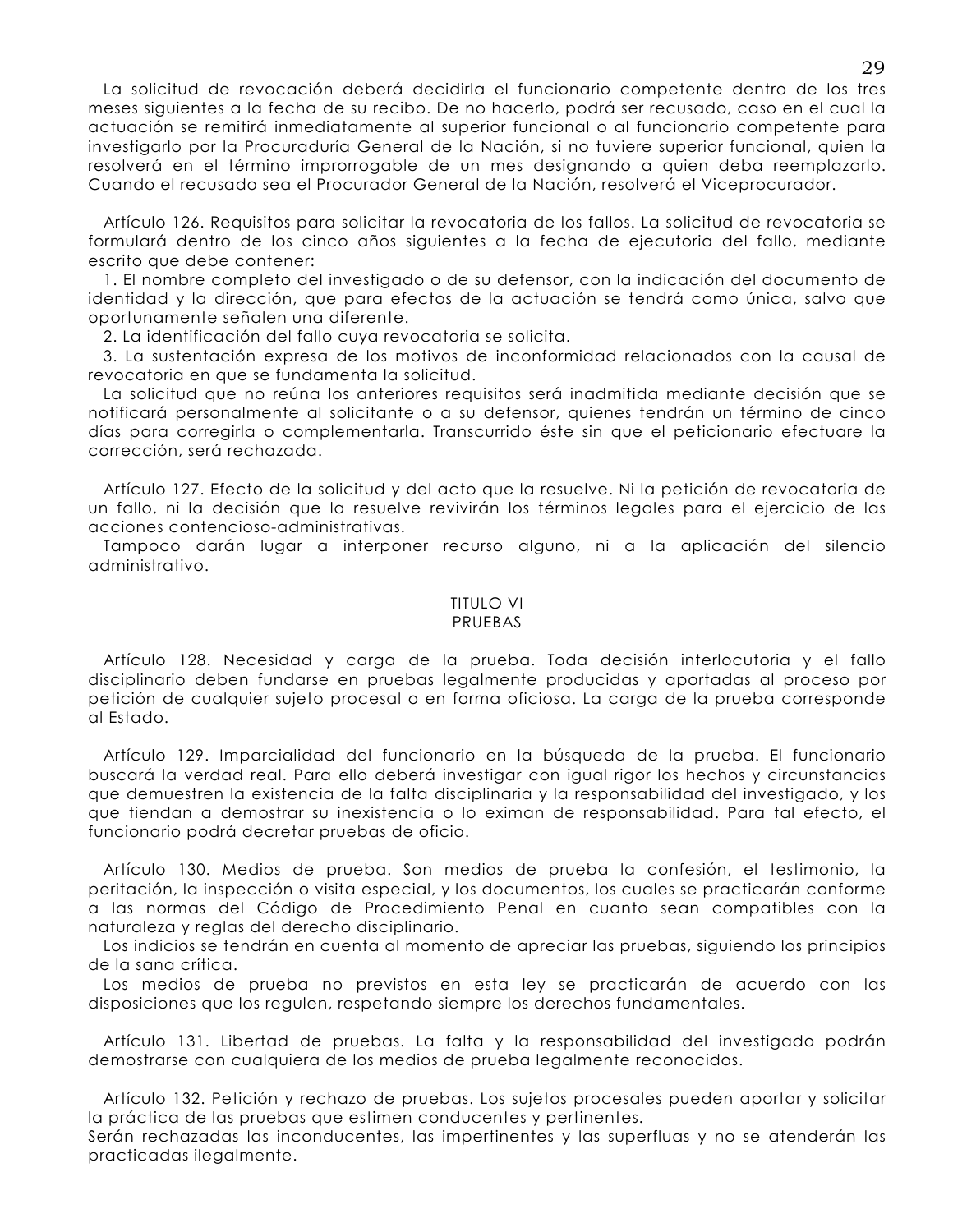La solicitud de revocación deberá decidirla el funcionario competente dentro de los tres meses siguientes a la fecha de su recibo. De no hacerlo, podrá ser recusado, caso en el cual la actuación se remitirá inmediatamente al superior funcional o al funcionario competente para investigarlo por la Procuraduría General de la Nación, si no tuviere superior funcional, quien la resolverá en el término improrrogable de un mes designando a quien deba reemplazarlo. Cuando el recusado sea el Procurador General de la Nación, resolverá el Viceprocurador.

Artículo 126. Requisitos para solicitar la revocatoria de los fallos. La solicitud de revocatoria se formulará dentro de los cinco años siguientes a la fecha de ejecutoria del fallo, mediante escrito que debe contener:

1. El nombre completo del investigado o de su defensor, con la indicación del documento de identidad y la dirección, que para efectos de la actuación se tendrá como única, salvo que oportunamente señalen una diferente.
2. La identificación del fallo cuya revocatoria se solicita.
3. La sustentación expresa de los motivos de inconformidad relacionados con la causal de revocatoria en que se fundamenta la solicitud.

La solicitud que no reúna los anteriores requisitos será inadmitida mediante decisión que se notificará personalmente al solicitante o a su defensor, quienes tendrán un término de cinco días para corregirla o complementarla. Transcurrido éste sin que el peticionario efectuare la corrección, será rechazada.

Artículo 127. Efecto de la solicitud y del acto que la resuelve. Ni la petición de revocatoria de un fallo, ni la decisión que la resuelve revivirán los términos legales para el ejercicio de las acciones contencioso-administrativas.

Tampoco darán lugar a interponer recurso alguno, ni a la aplicación del silencio administrativo.

## TITULO VI
## PRUEBAS

Artículo 128. Necesidad y carga de la prueba. Toda decisión interlocutoria y el fallo disciplinario deben fundarse en pruebas legalmente producidas y aportadas al proceso por petición de cualquier sujeto procesal o en forma oficiosa. La carga de la prueba corresponde al Estado.

Artículo 129. Imparcialidad del funcionario en la búsqueda de la prueba. El funcionario buscará la verdad real. Para ello deberá investigar con igual rigor los hechos y circunstancias que demuestren la existencia de la falta disciplinaria y la responsabilidad del investigado, y los que tiendan a demostrar su inexistencia o lo eximan de responsabilidad. Para tal efecto, el funcionario podrá decretar pruebas de oficio.

Artículo 130. Medios de prueba. Son medios de prueba la confesión, el testimonio, la peritación, la inspección o visita especial, y los documentos, los cuales se practicarán conforme a las normas del Código de Procedimiento Penal en cuanto sean compatibles con la naturaleza y reglas del derecho disciplinario.

Los indicios se tendrán en cuenta al momento de apreciar las pruebas, siguiendo los principios de la sana crítica.

Los medios de prueba no previstos en esta ley se practicarán de acuerdo con las disposiciones que los regulen, respetando siempre los derechos fundamentales.

Artículo 131. Libertad de pruebas. La falta y la responsabilidad del investigado podrán demostrarse con cualquiera de los medios de prueba legalmente reconocidos.

Artículo 132. Petición y rechazo de pruebas. Los sujetos procesales pueden aportar y solicitar la práctica de las pruebas que estimen conducentes y pertinentes.

Serán rechazadas las inconducentes, las impertinentes y las superfluas y no se atenderán las practicadas ilegalmente.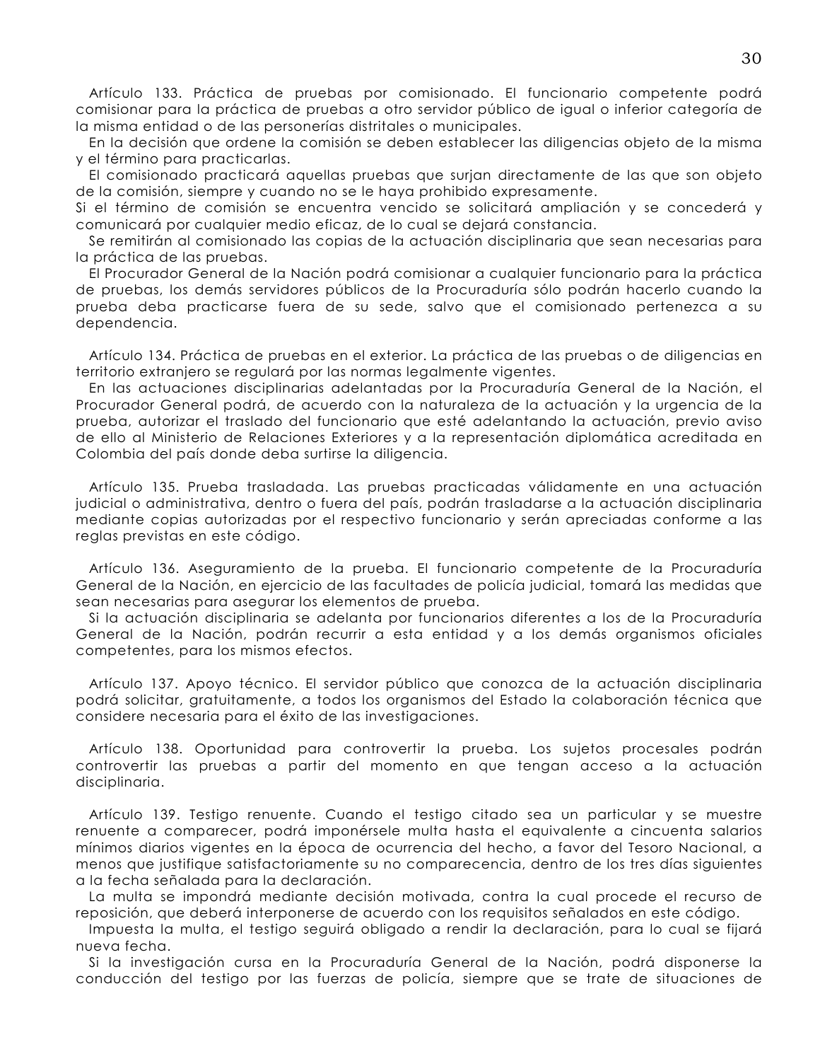Artículo 133. Práctica de pruebas por comisionado. El funcionario competente podrá comisionar para la práctica de pruebas a otro servidor público de igual o inferior categoría de la misma entidad o de las personerías distritales o municipales.

En la decisión que ordene la comisión se deben establecer las diligencias objeto de la misma y el término para practicarlas.

El comisionado practicará aquellas pruebas que surjan directamente de las que son objeto de la comisión, siempre y cuando no se le haya prohibido expresamente.

Si el término de comisión se encuentra vencido se solicitará ampliación y se concederá y comunicará por cualquier medio eficaz, de lo cual se dejará constancia.

Se remitirán al comisionado las copias de la actuación disciplinaria que sean necesarias para la práctica de las pruebas.

El Procurador General de la Nación podrá comisionar a cualquier funcionario para la práctica de pruebas, los demás servidores públicos de la Procuraduría sólo podrán hacerlo cuando la prueba deba practicarse fuera de su sede, salvo que el comisionado pertenezca a su dependencia.

Artículo 134. Práctica de pruebas en el exterior. La práctica de las pruebas o de diligencias en territorio extranjero se regulará por las normas legalmente vigentes.

En las actuaciones disciplinarias adelantadas por la Procuraduría General de la Nación, el Procurador General podrá, de acuerdo con la naturaleza de la actuación y la urgencia de la prueba, autorizar el traslado del funcionario que esté adelantando la actuación, previo aviso de ello al Ministerio de Relaciones Exteriores y a la representación diplomática acreditada en Colombia del país donde deba surtirse la diligencia.

Artículo 135. Prueba trasladada. Las pruebas practicadas válidamente en una actuación judicial o administrativa, dentro o fuera del país, podrán trasladarse a la actuación disciplinaria mediante copias autorizadas por el respectivo funcionario y serán apreciadas conforme a las reglas previstas en este código.

Artículo 136. Aseguramiento de la prueba. El funcionario competente de la Procuraduría General de la Nación, en ejercicio de las facultades de policía judicial, tomará las medidas que sean necesarias para asegurar los elementos de prueba.

Si la actuación disciplinaria se adelanta por funcionarios diferentes a los de la Procuraduría General de la Nación, podrán recurrir a esta entidad y a los demás organismos oficiales competentes, para los mismos efectos.

Artículo 137. Apoyo técnico. El servidor público que conozca de la actuación disciplinaria podrá solicitar, gratuitamente, a todos los organismos del Estado la colaboración técnica que considere necesaria para el éxito de las investigaciones.

Artículo 138. Oportunidad para controvertir la prueba. Los sujetos procesales podrán controvertir las pruebas a partir del momento en que tengan acceso a la actuación disciplinaria.

Artículo 139. Testigo renuente. Cuando el testigo citado sea un particular y se muestre renuente a comparecer, podrá imponérsele multa hasta el equivalente a cincuenta salarios mínimos diarios vigentes en la época de ocurrencia del hecho, a favor del Tesoro Nacional, a menos que justifique satisfactoriamente su no comparecencia, dentro de los tres días siguientes a la fecha señalada para la declaración.

La multa se impondrá mediante decisión motivada, contra la cual procede el recurso de reposición, que deberá interponerse de acuerdo con los requisitos señalados en este código.

Impuesta la multa, el testigo seguirá obligado a rendir la declaración, para lo cual se fijará nueva fecha.

Si la investigación cursa en la Procuraduría General de la Nación, podrá disponerse la conducción del testigo por las fuerzas de policía, siempre que se trate de situaciones de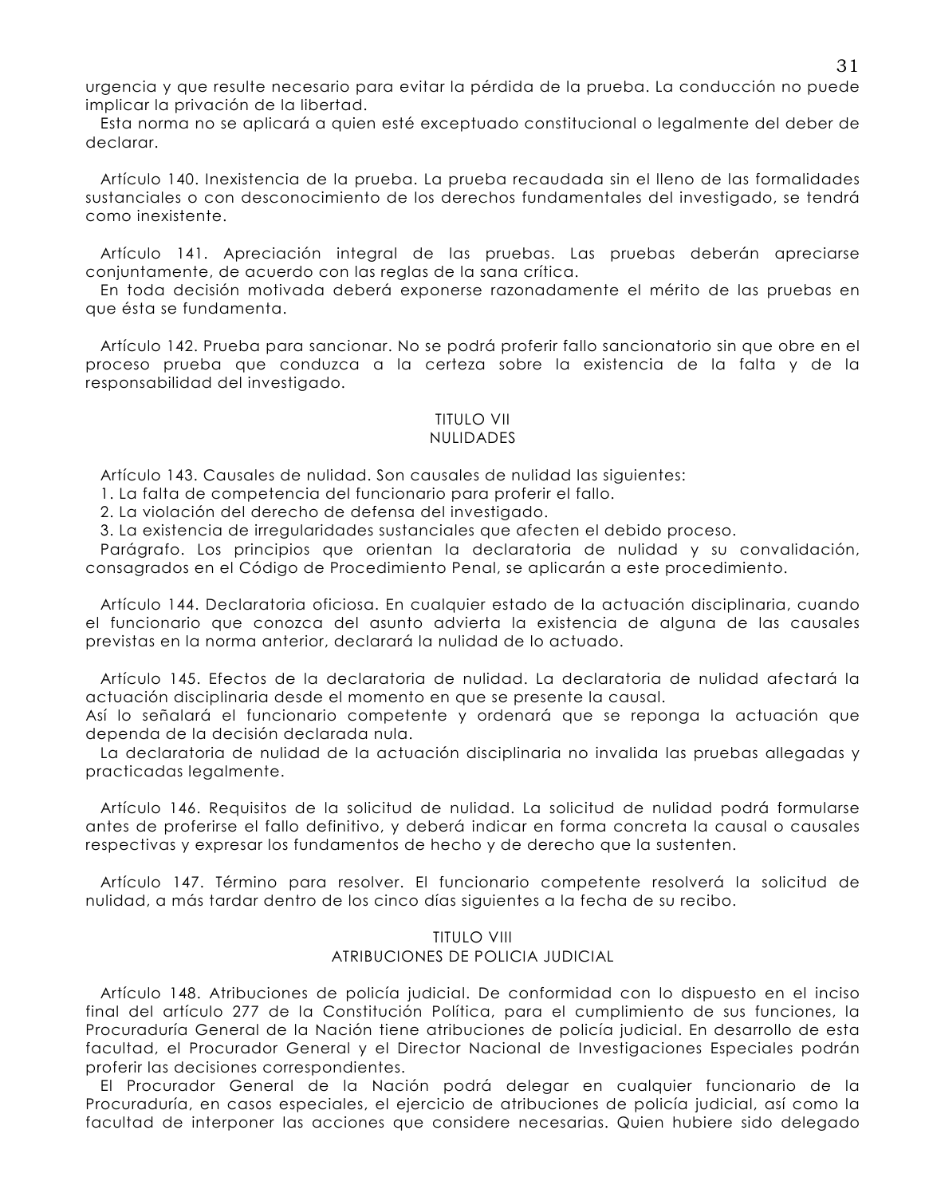urgencia y que resulte necesario para evitar la pérdida de la prueba. La conducción no puede implicar la privación de la libertad.

Esta norma no se aplicará a quien esté exceptuado constitucional o legalmente del deber de declarar.

Artículo 140. Inexistencia de la prueba. La prueba recaudada sin el lleno de las formalidades sustanciales o con desconocimiento de los derechos fundamentales del investigado, se tendrá como inexistente.

Artículo 141. Apreciación integral de las pruebas. Las pruebas deberán apreciarse conjuntamente, de acuerdo con las reglas de la sana crítica.

En toda decisión motivada deberá exponerse razonadamente el mérito de las pruebas en que ésta se fundamenta.

Artículo 142. Prueba para sancionar. No se podrá proferir fallo sancionatorio sin que obre en el proceso prueba que conduzca a la certeza sobre la existencia de la falta y de la responsabilidad del investigado.

## TITULO VII
## NULIDADES

Artículo 143. Causales de nulidad. Son causales de nulidad las siguientes:

1. La falta de competencia del funcionario para proferir el fallo.
2. La violación del derecho de defensa del investigado.
3. La existencia de irregularidades sustanciales que afecten el debido proceso.

Parágrafo. Los principios que orientan la declaratoria de nulidad y su convalidación, consagrados en el Código de Procedimiento Penal, se aplicarán a este procedimiento.

Artículo 144. Declaratoria oficiosa. En cualquier estado de la actuación disciplinaria, cuando el funcionario que conozca del asunto advierta la existencia de alguna de las causales previstas en la norma anterior, declarará la nulidad de lo actuado.

Artículo 145. Efectos de la declaratoria de nulidad. La declaratoria de nulidad afectará la actuación disciplinaria desde el momento en que se presente la causal.

Así lo señalará el funcionario competente y ordenará que se reponga la actuación que dependa de la decisión declarada nula.

La declaratoria de nulidad de la actuación disciplinaria no invalida las pruebas allegadas y practicadas legalmente.

Artículo 146. Requisitos de la solicitud de nulidad. La solicitud de nulidad podrá formularse antes de proferirse el fallo definitivo, y deberá indicar en forma concreta la causal o causales respectivas y expresar los fundamentos de hecho y de derecho que la sustenten.

Artículo 147. Término para resolver. El funcionario competente resolverá la solicitud de nulidad, a más tardar dentro de los cinco días siguientes a la fecha de su recibo.

## TITULO VIII
## ATRIBUCIONES DE POLICIA JUDICIAL

Artículo 148. Atribuciones de policía judicial. De conformidad con lo dispuesto en el inciso final del artículo 277 de la Constitución Política, para el cumplimiento de sus funciones, la Procuraduría General de la Nación tiene atribuciones de policía judicial. En desarrollo de esta facultad, el Procurador General y el Director Nacional de Investigaciones Especiales podrán proferir las decisiones correspondientes.

El Procurador General de la Nación podrá delegar en cualquier funcionario de la Procuraduría, en casos especiales, el ejercicio de atribuciones de policía judicial, así como la facultad de interponer las acciones que considere necesarias. Quien hubiere sido delegado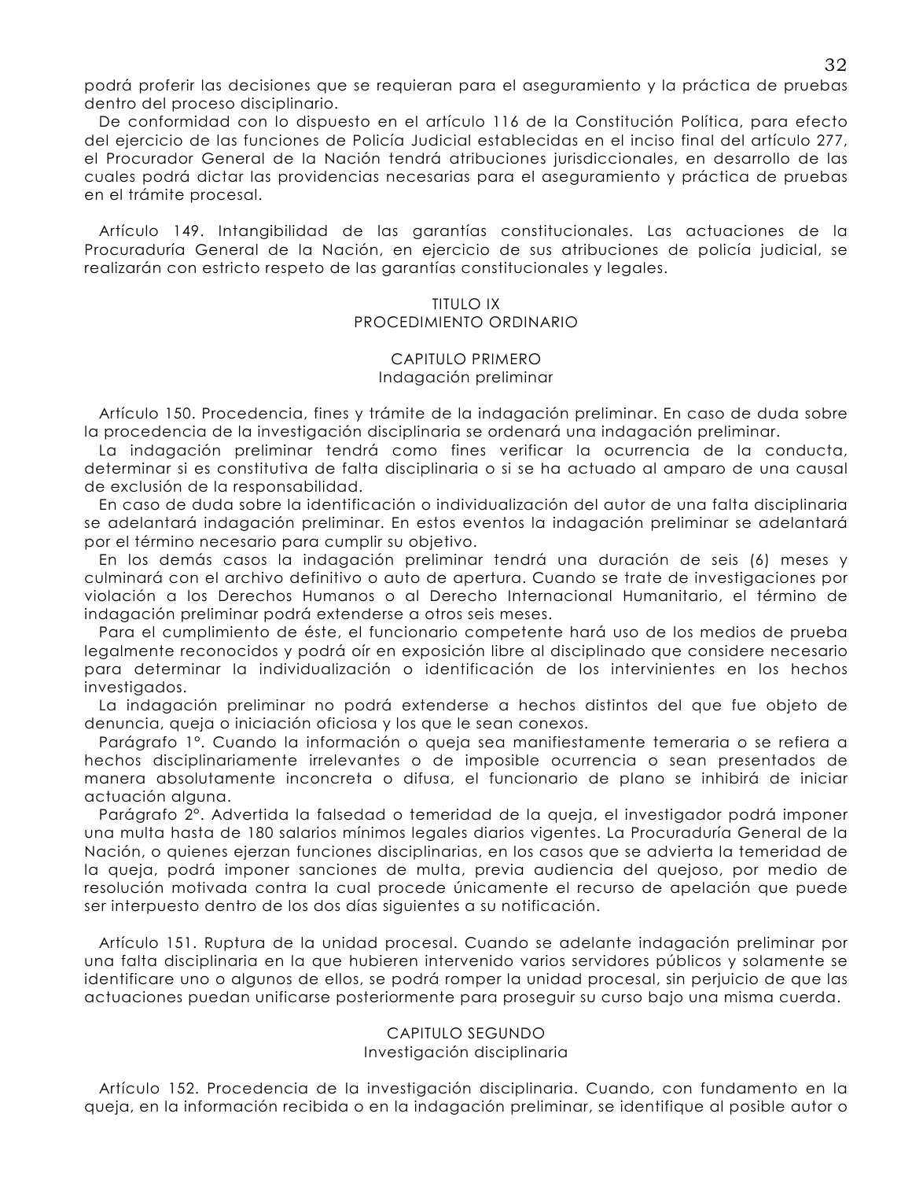podrá proferir las decisiones que se requieran para el aseguramiento y la práctica de pruebas dentro del proceso disciplinario.

De conformidad con lo dispuesto en el artículo 116 de la Constitución Política, para efecto del ejercicio de las funciones de Policía Judicial establecidas en el inciso final del artículo 277, el Procurador General de la Nación tendrá atribuciones jurisdiccionales, en desarrollo de las cuales podrá dictar las providencias necesarias para el aseguramiento y práctica de pruebas en el trámite procesal.

Artículo 149. Intangibilidad de las garantías constitucionales. Las actuaciones de la Procuraduría General de la Nación, en ejercicio de sus atribuciones de policía judicial, se realizarán con estricto respeto de las garantías constitucionales y legales.

## TITULO IX
## PROCEDIMIENTO ORDINARIO

### CAPITULO PRIMERO
### Indagación preliminar

Artículo 150. Procedencia, fines y trámite de la indagación preliminar. En caso de duda sobre la procedencia de la investigación disciplinaria se ordenará una indagación preliminar.

La indagación preliminar tendrá como fines verificar la ocurrencia de la conducta, determinar si es constitutiva de falta disciplinaria o si se ha actuado al amparo de una causal de exclusión de la responsabilidad.

En caso de duda sobre la identificación o individualización del autor de una falta disciplinaria se adelantará indagación preliminar. En estos eventos la indagación preliminar se adelantará por el término necesario para cumplir su objetivo.

En los demás casos la indagación preliminar tendrá una duración de seis (6) meses y culminará con el archivo definitivo o auto de apertura. Cuando se trate de investigaciones por violación a los Derechos Humanos o al Derecho Internacional Humanitario, el término de indagación preliminar podrá extenderse a otros seis meses.

Para el cumplimiento de éste, el funcionario competente hará uso de los medios de prueba legalmente reconocidos y podrá oír en exposición libre al disciplinado que considere necesario para determinar la individualización o identificación de los intervinientes en los hechos investigados.

La indagación preliminar no podrá extenderse a hechos distintos del que fue objeto de denuncia, queja o iniciación oficiosa y los que le sean conexos.

Parágrafo 1°. Cuando la información o queja sea manifiestamente temeraria o se refiera a hechos disciplinariamente irrelevantes o de imposible ocurrencia o sean presentados de manera absolutamente inconcreta o difusa, el funcionario de plano se inhibirá de iniciar actuación alguna.

Parágrafo 2°. Advertida la falsedad o temeridad de la queja, el investigador podrá imponer una multa hasta de 180 salarios mínimos legales diarios vigentes. La Procuraduría General de la Nación, o quienes ejerzan funciones disciplinarias, en los casos que se advierta la temeridad de la queja, podrá imponer sanciones de multa, previa audiencia del quejoso, por medio de resolución motivada contra la cual procede únicamente el recurso de apelación que puede ser interpuesto dentro de los dos días siguientes a su notificación.

Artículo 151. Ruptura de la unidad procesal. Cuando se adelante indagación preliminar por una falta disciplinaria en la que hubieren intervenido varios servidores públicos y solamente se identificare uno o algunos de ellos, se podrá romper la unidad procesal, sin perjuicio de que las actuaciones puedan unificarse posteriormente para proseguir su curso bajo una misma cuerda.

### CAPITULO SEGUNDO
### Investigación disciplinaria

Artículo 152. Procedencia de la investigación disciplinaria. Cuando, con fundamento en la queja, en la información recibida o en la indagación preliminar, se identifique al posible autor o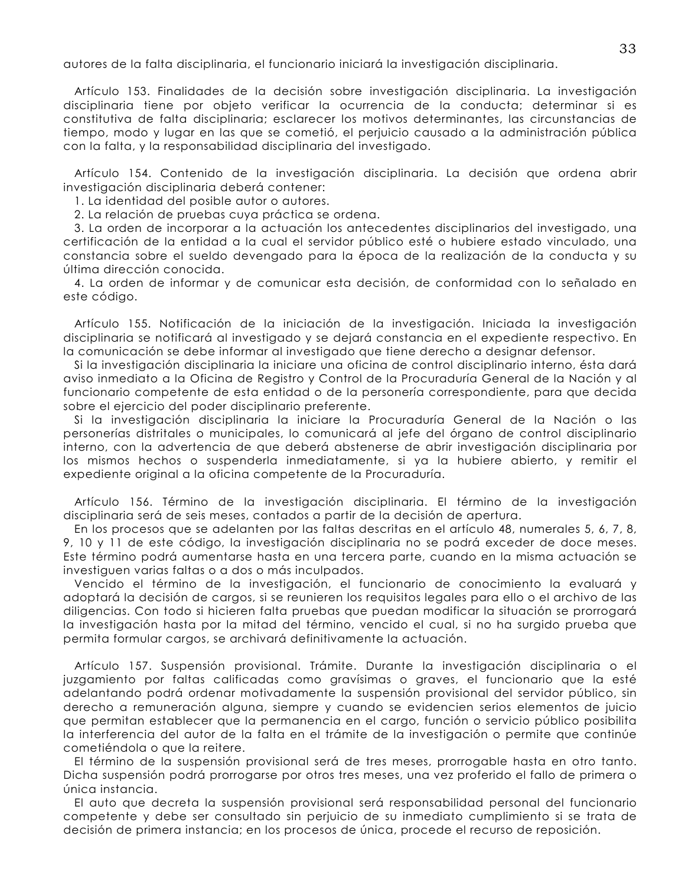autores de la falta disciplinaria, el funcionario iniciará la investigación disciplinaria.

Artículo 153. Finalidades de la decisión sobre investigación disciplinaria. La investigación disciplinaria tiene por objeto verificar la ocurrencia de la conducta; determinar si es constitutiva de falta disciplinaria; esclarecer los motivos determinantes, las circunstancias de tiempo, modo y lugar en las que se cometió, el perjuicio causado a la administración pública con la falta, y la responsabilidad disciplinaria del investigado.

Artículo 154. Contenido de la investigación disciplinaria. La decisión que ordena abrir investigación disciplinaria deberá contener:

1. La identidad del posible autor o autores.
2. La relación de pruebas cuya práctica se ordena.
3. La orden de incorporar a la actuación los antecedentes disciplinarios del investigado, una certificación de la entidad a la cual el servidor público esté o hubiere estado vinculado, una constancia sobre el sueldo devengado para la época de la realización de la conducta y su última dirección conocida.
4. La orden de informar y de comunicar esta decisión, de conformidad con lo señalado en este código.

Artículo 155. Notificación de la iniciación de la investigación. Iniciada la investigación disciplinaria se notificará al investigado y se dejará constancia en el expediente respectivo. En la comunicación se debe informar al investigado que tiene derecho a designar defensor.

Si la investigación disciplinaria la iniciare una oficina de control disciplinario interno, ésta dará aviso inmediato a la Oficina de Registro y Control de la Procuraduría General de la Nación y al funcionario competente de esta entidad o de la personería correspondiente, para que decida sobre el ejercicio del poder disciplinario preferente.

Si la investigación disciplinaria la iniciare la Procuraduría General de la Nación o las personerías distritales o municipales, lo comunicará al jefe del órgano de control disciplinario interno, con la advertencia de que deberá abstenerse de abrir investigación disciplinaria por los mismos hechos o suspenderla inmediatamente, si ya la hubiere abierto, y remitir el expediente original a la oficina competente de la Procuraduría.

Artículo 156. Término de la investigación disciplinaria. El término de la investigación disciplinaria será de seis meses, contados a partir de la decisión de apertura.

En los procesos que se adelanten por las faltas descritas en el artículo 48, numerales 5, 6, 7, 8, 9, 10 y 11 de este código, la investigación disciplinaria no se podrá exceder de doce meses. Este término podrá aumentarse hasta en una tercera parte, cuando en la misma actuación se investiguen varias faltas o a dos o más inculpados.

Vencido el término de la investigación, el funcionario de conocimiento la evaluará y adoptará la decisión de cargos, si se reunieren los requisitos legales para ello o el archivo de las diligencias. Con todo si hicieren falta pruebas que puedan modificar la situación se prorrogará la investigación hasta por la mitad del término, vencido el cual, si no ha surgido prueba que permita formular cargos, se archivará definitivamente la actuación.

Artículo 157. Suspensión provisional. Trámite. Durante la investigación disciplinaria o el juzgamiento por faltas calificadas como gravísimas o graves, el funcionario que la esté adelantando podrá ordenar motivadamente la suspensión provisional del servidor público, sin derecho a remuneración alguna, siempre y cuando se evidencien serios elementos de juicio que permitan establecer que la permanencia en el cargo, función o servicio público posibilita la interferencia del autor de la falta en el trámite de la investigación o permite que continúe cometiéndola o que la reitere.

El término de la suspensión provisional será de tres meses, prorrogable hasta en otro tanto. Dicha suspensión podrá prorrogarse por otros tres meses, una vez proferido el fallo de primera o única instancia.

El auto que decreta la suspensión provisional será responsabilidad personal del funcionario competente y debe ser consultado sin perjuicio de su inmediato cumplimiento si se trata de decisión de primera instancia; en los procesos de única, procede el recurso de reposición.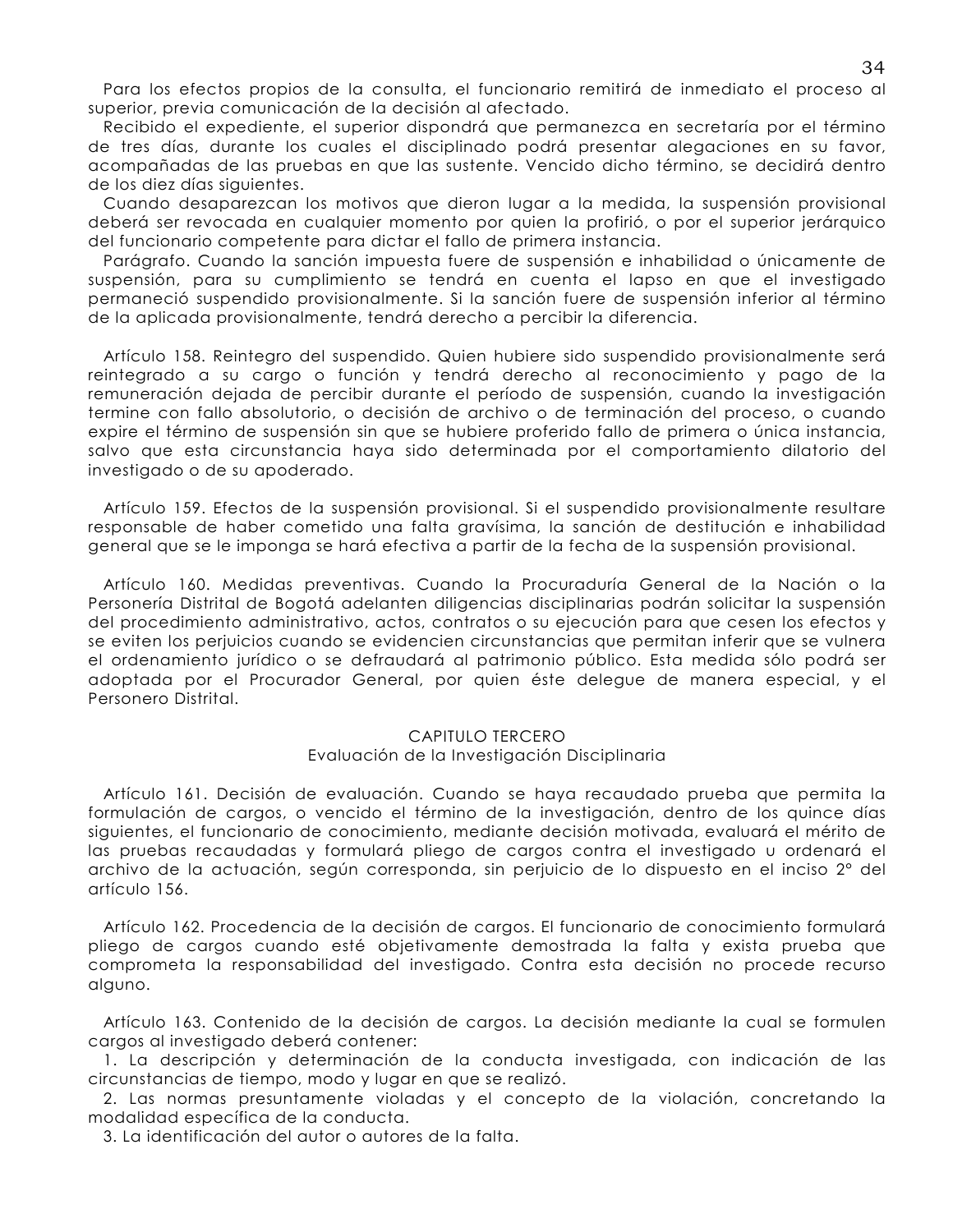Para los efectos propios de la consulta, el funcionario remitirá de inmediato el proceso al superior, previa comunicación de la decisión al afectado.

Recibido el expediente, el superior dispondrá que permanezca en secretaría por el término de tres días, durante los cuales el disciplinado podrá presentar alegaciones en su favor, acompañadas de las pruebas en que las sustente. Vencido dicho término, se decidirá dentro de los diez días siguientes.

Cuando desaparezcan los motivos que dieron lugar a la medida, la suspensión provisional deberá ser revocada en cualquier momento por quien la profirió, o por el superior jerárquico del funcionario competente para dictar el fallo de primera instancia.

Parágrafo. Cuando la sanción impuesta fuere de suspensión e inhabilidad o únicamente de suspensión, para su cumplimiento se tendrá en cuenta el lapso en que el investigado permaneció suspendido provisionalmente. Si la sanción fuere de suspensión inferior al término de la aplicada provisionalmente, tendrá derecho a percibir la diferencia.

Artículo 158. Reintegro del suspendido. Quien hubiere sido suspendido provisionalmente será reintegrado a su cargo o función y tendrá derecho al reconocimiento y pago de la remuneración dejada de percibir durante el período de suspensión, cuando la investigación termine con fallo absolutorio, o decisión de archivo o de terminación del proceso, o cuando expire el término de suspensión sin que se hubiere proferido fallo de primera o única instancia, salvo que esta circunstancia haya sido determinada por el comportamiento dilatorio del investigado o de su apoderado.

Artículo 159. Efectos de la suspensión provisional. Si el suspendido provisionalmente resultare responsable de haber cometido una falta gravísima, la sanción de destitución e inhabilidad general que se le imponga se hará efectiva a partir de la fecha de la suspensión provisional.

Artículo 160. Medidas preventivas. Cuando la Procuraduría General de la Nación o la Personería Distrital de Bogotá adelanten diligencias disciplinarias podrán solicitar la suspensión del procedimiento administrativo, actos, contratos o su ejecución para que cesen los efectos y se eviten los perjuicios cuando se evidencien circunstancias que permitan inferir que se vulnera el ordenamiento jurídico o se defraudará al patrimonio público. Esta medida sólo podrá ser adoptada por el Procurador General, por quien éste delegue de manera especial, y el Personero Distrital.

## CAPITULO TERCERO
## Evaluación de la Investigación Disciplinaria

Artículo 161. Decisión de evaluación. Cuando se haya recaudado prueba que permita la formulación de cargos, o vencido el término de la investigación, dentro de los quince días siguientes, el funcionario de conocimiento, mediante decisión motivada, evaluará el mérito de las pruebas recaudadas y formulará pliego de cargos contra el investigado u ordenará el archivo de la actuación, según corresponda, sin perjuicio de lo dispuesto en el inciso 2° del artículo 156.

Artículo 162. Procedencia de la decisión de cargos. El funcionario de conocimiento formulará pliego de cargos cuando esté objetivamente demostrada la falta y exista prueba que comprometa la responsabilidad del investigado. Contra esta decisión no procede recurso alguno.

Artículo 163. Contenido de la decisión de cargos. La decisión mediante la cual se formulen cargos al investigado deberá contener:

1. La descripción y determinación de la conducta investigada, con indicación de las circunstancias de tiempo, modo y lugar en que se realizó.
2. Las normas presuntamente violadas y el concepto de la violación, concretando la modalidad específica de la conducta.
3. La identificación del autor o autores de la falta.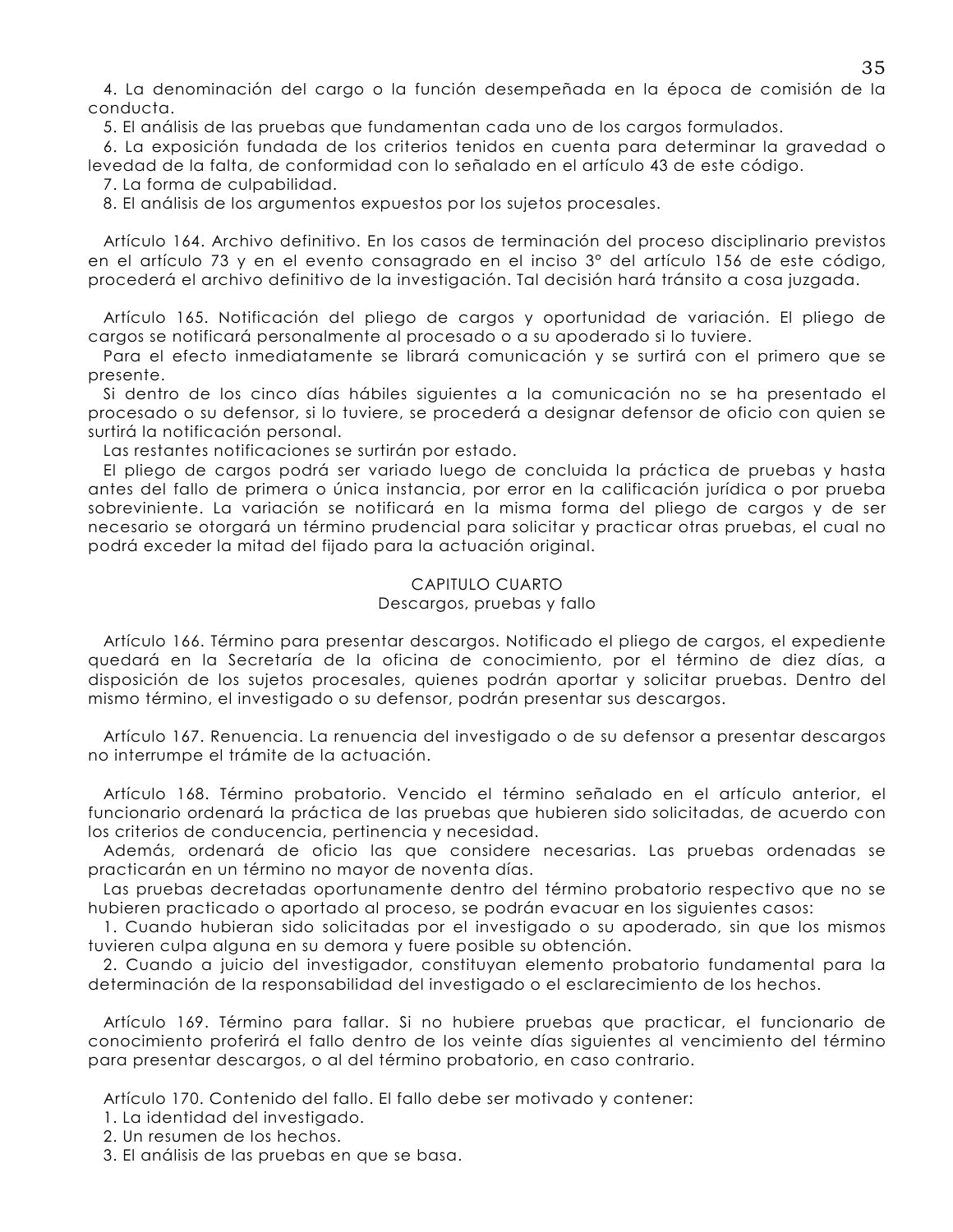4. La denominación del cargo o la función desempeñada en la época de comisión de la conducta.

5. El análisis de las pruebas que fundamentan cada uno de los cargos formulados.

6. La exposición fundada de los criterios tenidos en cuenta para determinar la gravedad o levedad de la falta, de conformidad con lo señalado en el artículo 43 de este código.

7. La forma de culpabilidad.

8. El análisis de los argumentos expuestos por los sujetos procesales.

Artículo 164. Archivo definitivo. En los casos de terminación del proceso disciplinario previstos en el artículo 73 y en el evento consagrado en el inciso 3° del artículo 156 de este código, procederá el archivo definitivo de la investigación. Tal decisión hará tránsito a cosa juzgada.

Artículo 165. Notificación del pliego de cargos y oportunidad de variación. El pliego de cargos se notificará personalmente al procesado o a su apoderado si lo tuviere.

Para el efecto inmediatamente se librará comunicación y se surtirá con el primero que se presente.

Si dentro de los cinco días hábiles siguientes a la comunicación no se ha presentado el procesado o su defensor, si lo tuviere, se procederá a designar defensor de oficio con quien se surtirá la notificación personal.

Las restantes notificaciones se surtirán por estado.

El pliego de cargos podrá ser variado luego de concluida la práctica de pruebas y hasta antes del fallo de primera o única instancia, por error en la calificación jurídica o por prueba sobreviniente. La variación se notificará en la misma forma del pliego de cargos y de ser necesario se otorgará un término prudencial para solicitar y practicar otras pruebas, el cual no podrá exceder la mitad del fijado para la actuación original.

## CAPITULO CUARTO
### Descargos, pruebas y fallo

Artículo 166. Término para presentar descargos. Notificado el pliego de cargos, el expediente quedará en la Secretaría de la oficina de conocimiento, por el término de diez días, a disposición de los sujetos procesales, quienes podrán aportar y solicitar pruebas. Dentro del mismo término, el investigado o su defensor, podrán presentar sus descargos.

Artículo 167. Renuencia. La renuencia del investigado o de su defensor a presentar descargos no interrumpe el trámite de la actuación.

Artículo 168. Término probatorio. Vencido el término señalado en el artículo anterior, el funcionario ordenará la práctica de las pruebas que hubieren sido solicitadas, de acuerdo con los criterios de conducencia, pertinencia y necesidad.

Además, ordenará de oficio las que considere necesarias. Las pruebas ordenadas se practicarán en un término no mayor de noventa días.

Las pruebas decretadas oportunamente dentro del término probatorio respectivo que no se hubieren practicado o aportado al proceso, se podrán evacuar en los siguientes casos:

1. Cuando hubieran sido solicitadas por el investigado o su apoderado, sin que los mismos tuvieren culpa alguna en su demora y fuere posible su obtención.

2. Cuando a juicio del investigador, constituyan elemento probatorio fundamental para la determinación de la responsabilidad del investigado o el esclarecimiento de los hechos.

Artículo 169. Término para fallar. Si no hubiere pruebas que practicar, el funcionario de conocimiento proferirá el fallo dentro de los veinte días siguientes al vencimiento del término para presentar descargos, o al del término probatorio, en caso contrario.

Artículo 170. Contenido del fallo. El fallo debe ser motivado y contener:

1. La identidad del investigado.

2. Un resumen de los hechos.

3. El análisis de las pruebas en que se basa.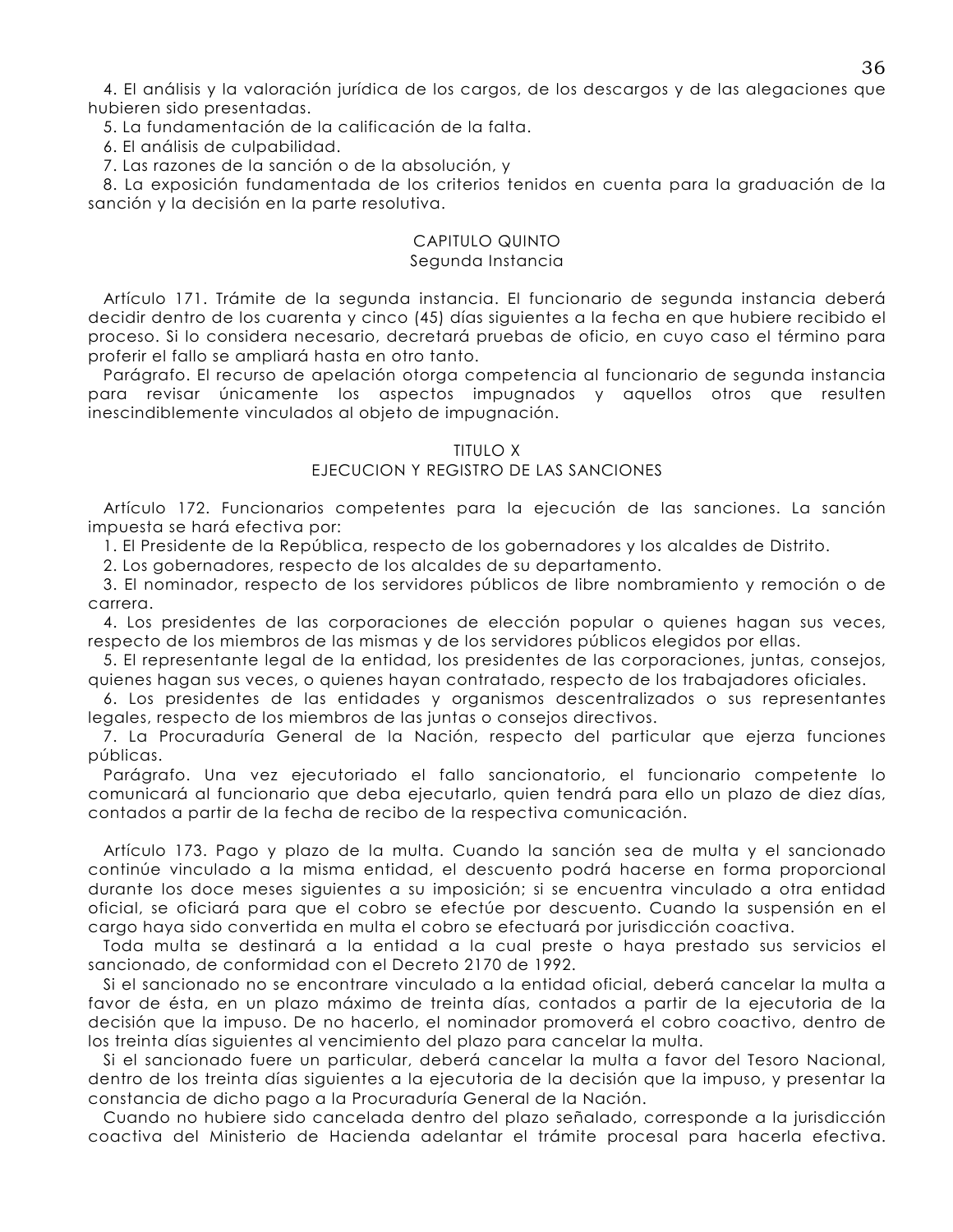4. El análisis y la valoración jurídica de los cargos, de los descargos y de las alegaciones que hubieren sido presentadas.

5. La fundamentación de la calificación de la falta.

6. El análisis de culpabilidad.

7. Las razones de la sanción o de la absolución, y

8. La exposición fundamentada de los criterios tenidos en cuenta para la graduación de la sanción y la decisión en la parte resolutiva.

## CAPITULO QUINTO
## Segunda Instancia

Artículo 171. Trámite de la segunda instancia. El funcionario de segunda instancia deberá decidir dentro de los cuarenta y cinco (45) días siguientes a la fecha en que hubiere recibido el proceso. Si lo considera necesario, decretará pruebas de oficio, en cuyo caso el término para proferir el fallo se ampliará hasta en otro tanto.

Parágrafo. El recurso de apelación otorga competencia al funcionario de segunda instancia para revisar únicamente los aspectos impugnados y aquellos otros que resulten inescindiblemente vinculados al objeto de impugnación.

# TITULO X
# EJECUCION Y REGISTRO DE LAS SANCIONES

Artículo 172. Funcionarios competentes para la ejecución de las sanciones. La sanción impuesta se hará efectiva por:

1. El Presidente de la República, respecto de los gobernadores y los alcaldes de Distrito.
2. Los gobernadores, respecto de los alcaldes de su departamento.
3. El nominador, respecto de los servidores públicos de libre nombramiento y remoción o de carrera.
4. Los presidentes de las corporaciones de elección popular o quienes hagan sus veces, respecto de los miembros de las mismas y de los servidores públicos elegidos por ellas.
5. El representante legal de la entidad, los presidentes de las corporaciones, juntas, consejos, quienes hagan sus veces, o quienes hayan contratado, respecto de los trabajadores oficiales.
6. Los presidentes de las entidades y organismos descentralizados o sus representantes legales, respecto de los miembros de las juntas o consejos directivos.
7. La Procuraduría General de la Nación, respecto del particular que ejerza funciones públicas.

Parágrafo. Una vez ejecutoriado el fallo sancionatorio, el funcionario competente lo comunicará al funcionario que deba ejecutarlo, quien tendrá para ello un plazo de diez días, contados a partir de la fecha de recibo de la respectiva comunicación.

Artículo 173. Pago y plazo de la multa. Cuando la sanción sea de multa y el sancionado continúe vinculado a la misma entidad, el descuento podrá hacerse en forma proporcional durante los doce meses siguientes a su imposición; si se encuentra vinculado a otra entidad oficial, se oficiará para que el cobro se efectúe por descuento. Cuando la suspensión en el cargo haya sido convertida en multa el cobro se efectuará por jurisdicción coactiva.

Toda multa se destinará a la entidad a la cual preste o haya prestado sus servicios el sancionado, de conformidad con el Decreto 2170 de 1992.

Si el sancionado no se encontrare vinculado a la entidad oficial, deberá cancelar la multa a favor de ésta, en un plazo máximo de treinta días, contados a partir de la ejecutoria de la decisión que la impuso. De no hacerlo, el nominador promoverá el cobro coactivo, dentro de los treinta días siguientes al vencimiento del plazo para cancelar la multa.

Si el sancionado fuere un particular, deberá cancelar la multa a favor del Tesoro Nacional, dentro de los treinta días siguientes a la ejecutoria de la decisión que la impuso, y presentar la constancia de dicho pago a la Procuraduría General de la Nación.

Cuando no hubiere sido cancelada dentro del plazo señalado, corresponde a la jurisdicción coactiva del Ministerio de Hacienda adelantar el trámite procesal para hacerla efectiva.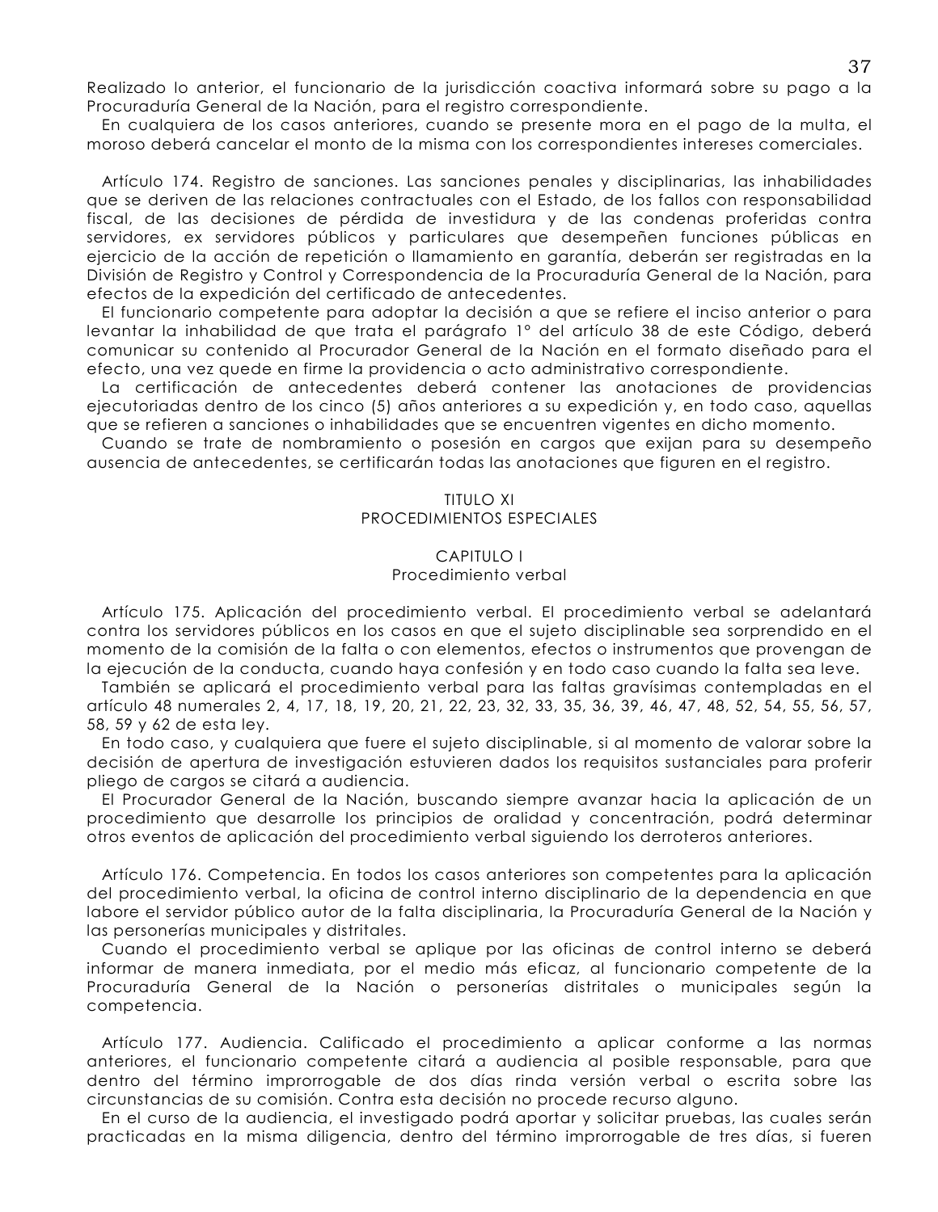Realizado lo anterior, el funcionario de la jurisdicción coactiva informará sobre su pago a la Procuraduría General de la Nación, para el registro correspondiente.

En cualquiera de los casos anteriores, cuando se presente mora en el pago de la multa, el moroso deberá cancelar el monto de la misma con los correspondientes intereses comerciales.

Artículo 174. Registro de sanciones. Las sanciones penales y disciplinarias, las inhabilidades que se deriven de las relaciones contractuales con el Estado, de los fallos con responsabilidad fiscal, de las decisiones de pérdida de investidura y de las condenas proferidas contra servidores, ex servidores públicos y particulares que desempeñen funciones públicas en ejercicio de la acción de repetición o llamamiento en garantía, deberán ser registradas en la División de Registro y Control y Correspondencia de la Procuraduría General de la Nación, para efectos de la expedición del certificado de antecedentes.

El funcionario competente para adoptar la decisión a que se refiere el inciso anterior o para levantar la inhabilidad de que trata el parágrafo 1° del artículo 38 de este Código, deberá comunicar su contenido al Procurador General de la Nación en el formato diseñado para el efecto, una vez quede en firme la providencia o acto administrativo correspondiente.

La certificación de antecedentes deberá contener las anotaciones de providencias ejecutoriadas dentro de los cinco (5) años anteriores a su expedición y, en todo caso, aquellas que se refieren a sanciones o inhabilidades que se encuentren vigentes en dicho momento.

Cuando se trate de nombramiento o posesión en cargos que exijan para su desempeño ausencia de antecedentes, se certificarán todas las anotaciones que figuren en el registro.

## TITULO XI
## PROCEDIMIENTOS ESPECIALES

### CAPITULO I
### Procedimiento verbal

Artículo 175. Aplicación del procedimiento verbal. El procedimiento verbal se adelantará contra los servidores públicos en los casos en que el sujeto disciplinable sea sorprendido en el momento de la comisión de la falta o con elementos, efectos o instrumentos que provengan de la ejecución de la conducta, cuando haya confesión y en todo caso cuando la falta sea leve.

También se aplicará el procedimiento verbal para las faltas gravísimas contempladas en el artículo 48 numerales 2, 4, 17, 18, 19, 20, 21, 22, 23, 32, 33, 35, 36, 39, 46, 47, 48, 52, 54, 55, 56, 57, 58, 59 y 62 de esta ley.

En todo caso, y cualquiera que fuere el sujeto disciplinable, si al momento de valorar sobre la decisión de apertura de investigación estuvieren dados los requisitos sustanciales para proferir pliego de cargos se citará a audiencia.

El Procurador General de la Nación, buscando siempre avanzar hacia la aplicación de un procedimiento que desarrolle los principios de oralidad y concentración, podrá determinar otros eventos de aplicación del procedimiento verbal siguiendo los derroteros anteriores.

Artículo 176. Competencia. En todos los casos anteriores son competentes para la aplicación del procedimiento verbal, la oficina de control interno disciplinario de la dependencia en que labore el servidor público autor de la falta disciplinaria, la Procuraduría General de la Nación y las personerías municipales y distritales.

Cuando el procedimiento verbal se aplique por las oficinas de control interno se deberá informar de manera inmediata, por el medio más eficaz, al funcionario competente de la Procuraduría General de la Nación o personerías distritales o municipales según la competencia.

Artículo 177. Audiencia. Calificado el procedimiento a aplicar conforme a las normas anteriores, el funcionario competente citará a audiencia al posible responsable, para que dentro del término improrrogable de dos días rinda versión verbal o escrita sobre las circunstancias de su comisión. Contra esta decisión no procede recurso alguno.

En el curso de la audiencia, el investigado podrá aportar y solicitar pruebas, las cuales serán practicadas en la misma diligencia, dentro del término improrrogable de tres días, si fueren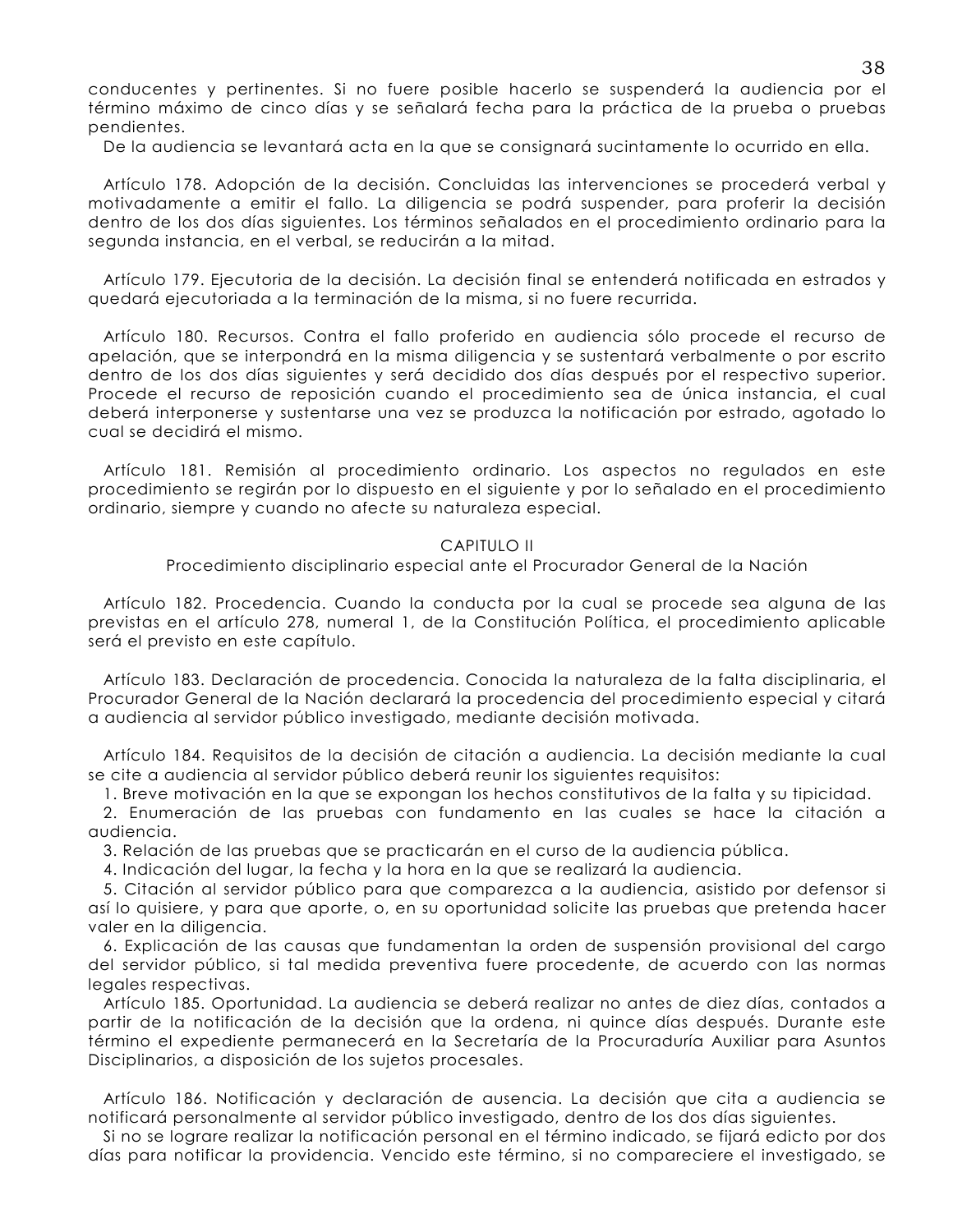conducentes y pertinentes. Si no fuere posible hacerlo se suspenderá la audiencia por el término máximo de cinco días y se señalará fecha para la práctica de la prueba o pruebas pendientes.

De la audiencia se levantará acta en la que se consignará sucintamente lo ocurrido en ella.

Artículo 178. Adopción de la decisión. Concluidas las intervenciones se procederá verbal y motivadamente a emitir el fallo. La diligencia se podrá suspender, para proferir la decisión dentro de los dos días siguientes. Los términos señalados en el procedimiento ordinario para la segunda instancia, en el verbal, se reducirán a la mitad.

Artículo 179. Ejecutoria de la decisión. La decisión final se entenderá notificada en estrados y quedará ejecutoriada a la terminación de la misma, si no fuere recurrida.

Artículo 180. Recursos. Contra el fallo proferido en audiencia sólo procede el recurso de apelación, que se interpondrá en la misma diligencia y se sustentará verbalmente o por escrito dentro de los dos días siguientes y será decidido dos días después por el respectivo superior. Procede el recurso de reposición cuando el procedimiento sea de única instancia, el cual deberá interponerse y sustentarse una vez se produzca la notificación por estrado, agotado lo cual se decidirá el mismo.

Artículo 181. Remisión al procedimiento ordinario. Los aspectos no regulados en este procedimiento se regirán por lo dispuesto en el siguiente y por lo señalado en el procedimiento ordinario, siempre y cuando no afecte su naturaleza especial.

## CAPITULO II
## Procedimiento disciplinario especial ante el Procurador General de la Nación

Artículo 182. Procedencia. Cuando la conducta por la cual se procede sea alguna de las previstas en el artículo 278, numeral 1, de la Constitución Política, el procedimiento aplicable será el previsto en este capítulo.

Artículo 183. Declaración de procedencia. Conocida la naturaleza de la falta disciplinaria, el Procurador General de la Nación declarará la procedencia del procedimiento especial y citará a audiencia al servidor público investigado, mediante decisión motivada.

Artículo 184. Requisitos de la decisión de citación a audiencia. La decisión mediante la cual se cite a audiencia al servidor público deberá reunir los siguientes requisitos:

1. Breve motivación en la que se expongan los hechos constitutivos de la falta y su tipicidad.
2. Enumeración de las pruebas con fundamento en las cuales se hace la citación a audiencia.
3. Relación de las pruebas que se practicarán en el curso de la audiencia pública.
4. Indicación del lugar, la fecha y la hora en la que se realizará la audiencia.
5. Citación al servidor público para que comparezca a la audiencia, asistido por defensor si así lo quisiere, y para que aporte, o, en su oportunidad solicite las pruebas que pretenda hacer valer en la diligencia.
6. Explicación de las causas que fundamentan la orden de suspensión provisional del cargo del servidor público, si tal medida preventiva fuere procedente, de acuerdo con las normas legales respectivas.

Artículo 185. Oportunidad. La audiencia se deberá realizar no antes de diez días, contados a partir de la notificación de la decisión que la ordena, ni quince días después. Durante este término el expediente permanecerá en la Secretaría de la Procuraduría Auxiliar para Asuntos Disciplinarios, a disposición de los sujetos procesales.

Artículo 186. Notificación y declaración de ausencia. La decisión que cita a audiencia se notificará personalmente al servidor público investigado, dentro de los dos días siguientes.

Si no se lograre realizar la notificación personal en el término indicado, se fijará edicto por dos días para notificar la providencia. Vencido este término, si no compareciere el investigado, se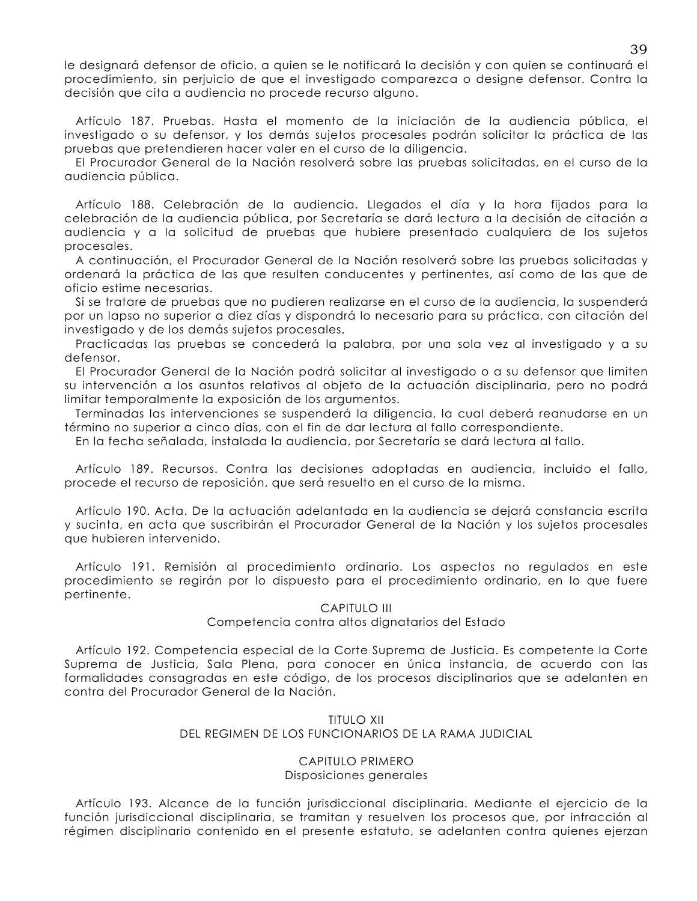le designará defensor de oficio, a quien se le notificará la decisión y con quien se continuará el procedimiento, sin perjuicio de que el investigado comparezca o designe defensor. Contra la decisión que cita a audiencia no procede recurso alguno.

Artículo 187. Pruebas. Hasta el momento de la iniciación de la audiencia pública, el investigado o su defensor, y los demás sujetos procesales podrán solicitar la práctica de las pruebas que pretendieren hacer valer en el curso de la diligencia.

El Procurador General de la Nación resolverá sobre las pruebas solicitadas, en el curso de la audiencia pública.

Artículo 188. Celebración de la audiencia. Llegados el día y la hora fijados para la celebración de la audiencia pública, por Secretaría se dará lectura a la decisión de citación a audiencia y a la solicitud de pruebas que hubiere presentado cualquiera de los sujetos procesales.

A continuación, el Procurador General de la Nación resolverá sobre las pruebas solicitadas y ordenará la práctica de las que resulten conducentes y pertinentes, así como de las que de oficio estime necesarias.

Si se tratare de pruebas que no pudieren realizarse en el curso de la audiencia, la suspenderá por un lapso no superior a diez días y dispondrá lo necesario para su práctica, con citación del investigado y de los demás sujetos procesales.

Practicadas las pruebas se concederá la palabra, por una sola vez al investigado y a su defensor.

El Procurador General de la Nación podrá solicitar al investigado o a su defensor que limiten su intervención a los asuntos relativos al objeto de la actuación disciplinaria, pero no podrá limitar temporalmente la exposición de los argumentos.

Terminadas las intervenciones se suspenderá la diligencia, la cual deberá reanudarse en un término no superior a cinco días, con el fin de dar lectura al fallo correspondiente.

En la fecha señalada, instalada la audiencia, por Secretaría se dará lectura al fallo.

Artículo 189. Recursos. Contra las decisiones adoptadas en audiencia, incluido el fallo, procede el recurso de reposición, que será resuelto en el curso de la misma.

Artículo 190. Acta. De la actuación adelantada en la audiencia se dejará constancia escrita y sucinta, en acta que suscribirán el Procurador General de la Nación y los sujetos procesales que hubieren intervenido.

Artículo 191. Remisión al procedimiento ordinario. Los aspectos no regulados en este procedimiento se regirán por lo dispuesto para el procedimiento ordinario, en lo que fuere pertinente.

## CAPITULO III
### Competencia contra altos dignatarios del Estado

Artículo 192. Competencia especial de la Corte Suprema de Justicia. Es competente la Corte Suprema de Justicia, Sala Plena, para conocer en única instancia, de acuerdo con las formalidades consagradas en este código, de los procesos disciplinarios que se adelanten en contra del Procurador General de la Nación.

# TITULO XII
## DEL REGIMEN DE LOS FUNCIONARIOS DE LA RAMA JUDICIAL

## CAPITULO PRIMERO
### Disposiciones generales

Artículo 193. Alcance de la función jurisdiccional disciplinaria. Mediante el ejercicio de la función jurisdiccional disciplinaria, se tramitan y resuelven los procesos que, por infracción al régimen disciplinario contenido en el presente estatuto, se adelanten contra quienes ejerzan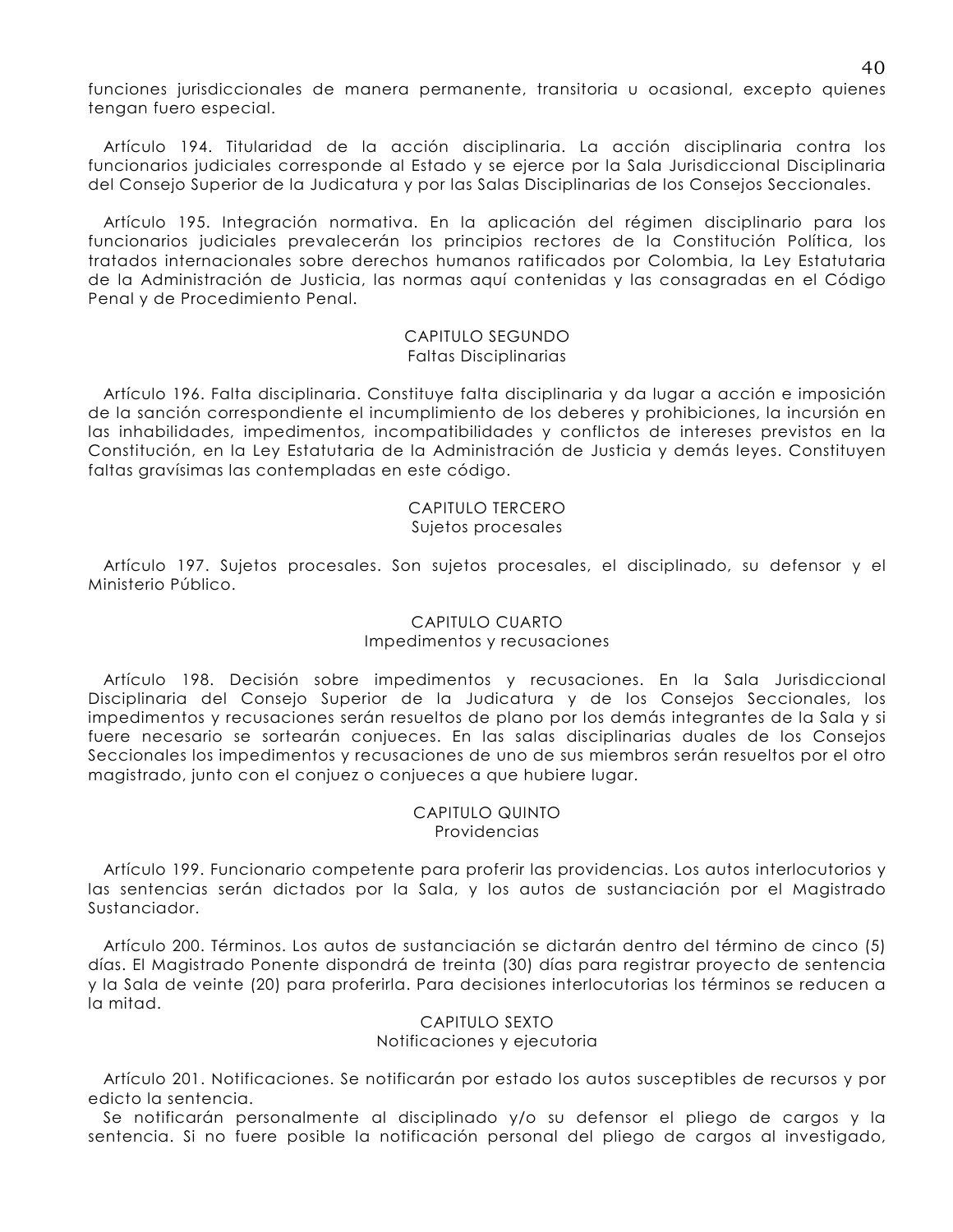funciones jurisdiccionales de manera permanente, transitoria u ocasional, excepto quienes tengan fuero especial.

Artículo 194. Titularidad de la acción disciplinaria. La acción disciplinaria contra los funcionarios judiciales corresponde al Estado y se ejerce por la Sala Jurisdiccional Disciplinaria del Consejo Superior de la Judicatura y por las Salas Disciplinarias de los Consejos Seccionales.

Artículo 195. Integración normativa. En la aplicación del régimen disciplinario para los funcionarios judiciales prevalecerán los principios rectores de la Constitución Política, los tratados internacionales sobre derechos humanos ratificados por Colombia, la Ley Estatutaria de la Administración de Justicia, las normas aquí contenidas y las consagradas en el Código Penal y de Procedimiento Penal.

## CAPITULO SEGUNDO
## Faltas Disciplinarias

Artículo 196. Falta disciplinaria. Constituye falta disciplinaria y da lugar a acción e imposición de la sanción correspondiente el incumplimiento de los deberes y prohibiciones, la incursión en las inhabilidades, impedimentos, incompatibilidades y conflictos de intereses previstos en la Constitución, en la Ley Estatutaria de la Administración de Justicia y demás leyes. Constituyen faltas gravísimas las contempladas en este código.

## CAPITULO TERCERO
## Sujetos procesales

Artículo 197. Sujetos procesales. Son sujetos procesales, el disciplinado, su defensor y el Ministerio Público.

## CAPITULO CUARTO
## Impedimentos y recusaciones

Artículo 198. Decisión sobre impedimentos y recusaciones. En la Sala Jurisdiccional Disciplinaria del Consejo Superior de la Judicatura y de los Consejos Seccionales, los impedimentos y recusaciones serán resueltos de plano por los demás integrantes de la Sala y si fuere necesario se sortearán conjueces. En las salas disciplinarias duales de los Consejos Seccionales los impedimentos y recusaciones de uno de sus miembros serán resueltos por el otro magistrado, junto con el conjuez o conjueces a que hubiere lugar.

## CAPITULO QUINTO
## Providencias

Artículo 199. Funcionario competente para proferir las providencias. Los autos interlocutorios y las sentencias serán dictados por la Sala, y los autos de sustanciación por el Magistrado Sustanciador.

Artículo 200. Términos. Los autos de sustanciación se dictarán dentro del término de cinco (5) días. El Magistrado Ponente dispondrá de treinta (30) días para registrar proyecto de sentencia y la Sala de veinte (20) para proferirla. Para decisiones interlocutorias los términos se reducen a la mitad.

## CAPITULO SEXTO
## Notificaciones y ejecutoria

Artículo 201. Notificaciones. Se notificarán por estado los autos susceptibles de recursos y por edicto la sentencia.

Se notificarán personalmente al disciplinado y/o su defensor el pliego de cargos y la sentencia. Si no fuere posible la notificación personal del pliego de cargos al investigado,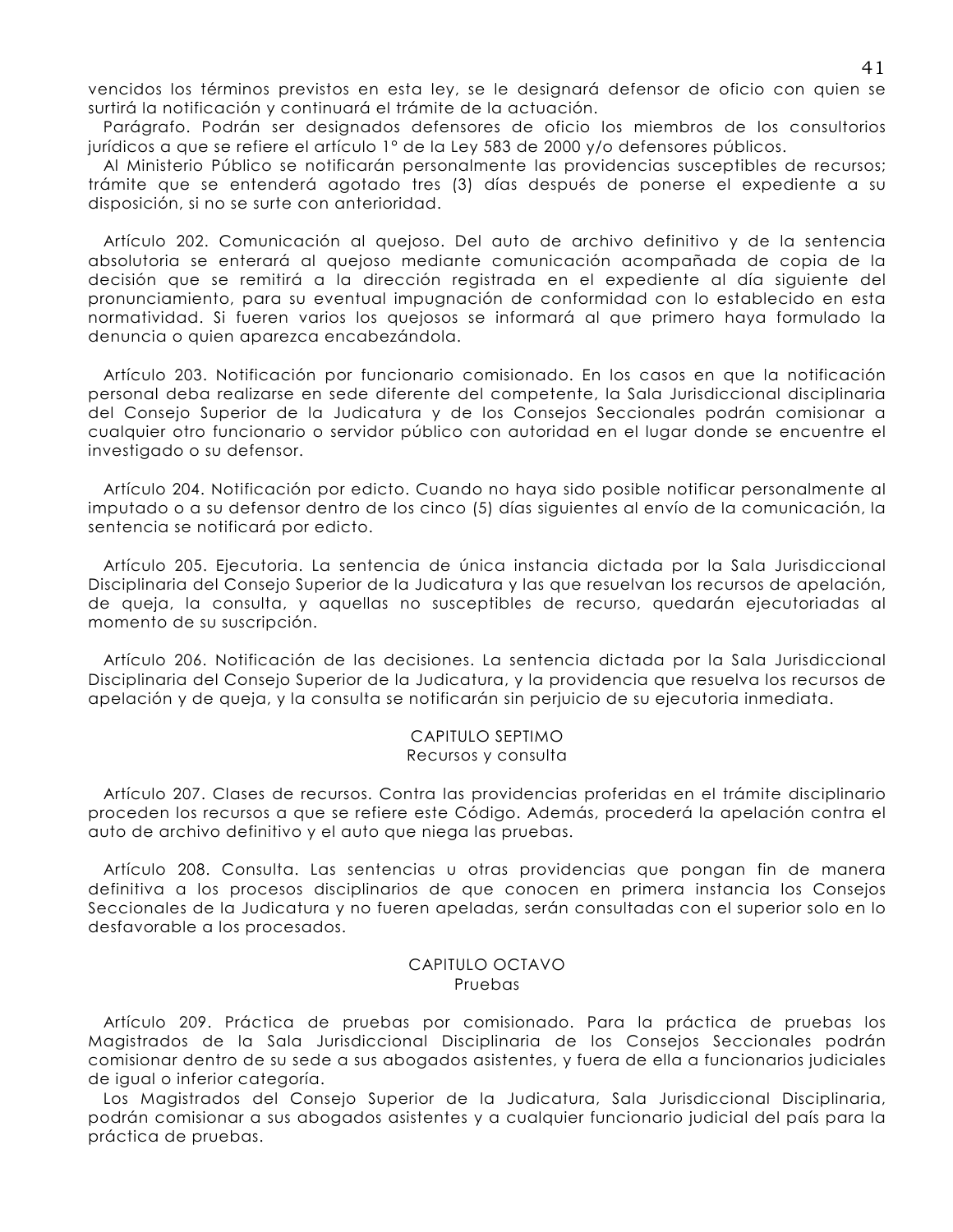vencidos los términos previstos en esta ley, se le designará defensor de oficio con quien se surtirá la notificación y continuará el trámite de la actuación.

Parágrafo. Podrán ser designados defensores de oficio los miembros de los consultorios jurídicos a que se refiere el artículo 1° de la Ley 583 de 2000 y/o defensores públicos.

Al Ministerio Público se notificarán personalmente las providencias susceptibles de recursos; trámite que se entenderá agotado tres (3) días después de ponerse el expediente a su disposición, si no se surte con anterioridad.

Artículo 202. Comunicación al quejoso. Del auto de archivo definitivo y de la sentencia absolutoria se enterará al quejoso mediante comunicación acompañada de copia de la decisión que se remitirá a la dirección registrada en el expediente al día siguiente del pronunciamiento, para su eventual impugnación de conformidad con lo establecido en esta normatividad. Si fueren varios los quejosos se informará al que primero haya formulado la denuncia o quien aparezca encabezándola.

Artículo 203. Notificación por funcionario comisionado. En los casos en que la notificación personal deba realizarse en sede diferente del competente, la Sala Jurisdiccional disciplinaria del Consejo Superior de la Judicatura y de los Consejos Seccionales podrán comisionar a cualquier otro funcionario o servidor público con autoridad en el lugar donde se encuentre el investigado o su defensor.

Artículo 204. Notificación por edicto. Cuando no haya sido posible notificar personalmente al imputado o a su defensor dentro de los cinco (5) días siguientes al envío de la comunicación, la sentencia se notificará por edicto.

Artículo 205. Ejecutoria. La sentencia de única instancia dictada por la Sala Jurisdiccional Disciplinaria del Consejo Superior de la Judicatura y las que resuelvan los recursos de apelación, de queja, la consulta, y aquellas no susceptibles de recurso, quedarán ejecutoriadas al momento de su suscripción.

Artículo 206. Notificación de las decisiones. La sentencia dictada por la Sala Jurisdiccional Disciplinaria del Consejo Superior de la Judicatura, y la providencia que resuelva los recursos de apelación y de queja, y la consulta se notificarán sin perjuicio de su ejecutoria inmediata.

## CAPITULO SEPTIMO
### Recursos y consulta

Artículo 207. Clases de recursos. Contra las providencias proferidas en el trámite disciplinario proceden los recursos a que se refiere este Código. Además, procederá la apelación contra el auto de archivo definitivo y el auto que niega las pruebas.

Artículo 208. Consulta. Las sentencias u otras providencias que pongan fin de manera definitiva a los procesos disciplinarios de que conocen en primera instancia los Consejos Seccionales de la Judicatura y no fueren apeladas, serán consultadas con el superior solo en lo desfavorable a los procesados.

## CAPITULO OCTAVO
### Pruebas

Artículo 209. Práctica de pruebas por comisionado. Para la práctica de pruebas los Magistrados de la Sala Jurisdiccional Disciplinaria de los Consejos Seccionales podrán comisionar dentro de su sede a sus abogados asistentes, y fuera de ella a funcionarios judiciales de igual o inferior categoría.

Los Magistrados del Consejo Superior de la Judicatura, Sala Jurisdiccional Disciplinaria, podrán comisionar a sus abogados asistentes y a cualquier funcionario judicial del país para la práctica de pruebas.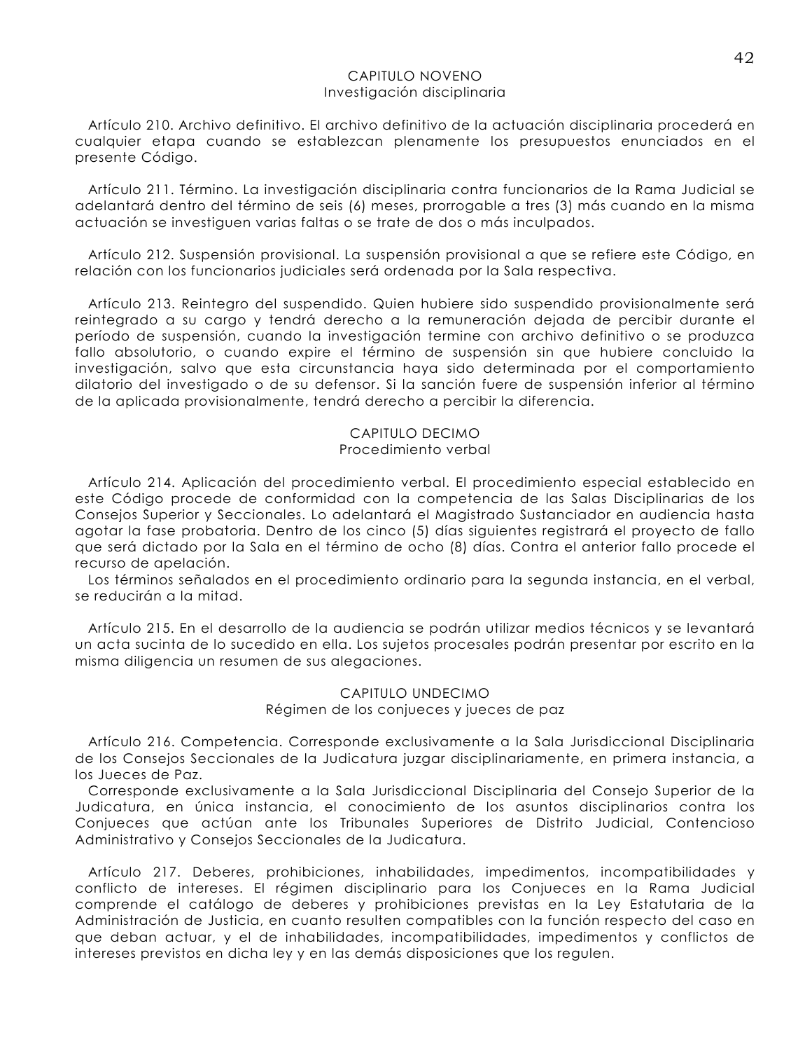## CAPITULO NOVENO
### Investigación disciplinaria

Artículo 210. Archivo definitivo. El archivo definitivo de la actuación disciplinaria procederá en cualquier etapa cuando se establezcan plenamente los presupuestos enunciados en el presente Código.

Artículo 211. Término. La investigación disciplinaria contra funcionarios de la Rama Judicial se adelantará dentro del término de seis (6) meses, prorrogable a tres (3) más cuando en la misma actuación se investiguen varias faltas o se trate de dos o más inculpados.

Artículo 212. Suspensión provisional. La suspensión provisional a que se refiere este Código, en relación con los funcionarios judiciales será ordenada por la Sala respectiva.

Artículo 213. Reintegro del suspendido. Quien hubiere sido suspendido provisionalmente será reintegrado a su cargo y tendrá derecho a la remuneración dejada de percibir durante el período de suspensión, cuando la investigación termine con archivo definitivo o se produzca fallo absolutorio, o cuando expire el término de suspensión sin que hubiere concluido la investigación, salvo que esta circunstancia haya sido determinada por el comportamiento dilatorio del investigado o de su defensor. Si la sanción fuere de suspensión inferior al término de la aplicada provisionalmente, tendrá derecho a percibir la diferencia.

## CAPITULO DECIMO
### Procedimiento verbal

Artículo 214. Aplicación del procedimiento verbal. El procedimiento especial establecido en este Código procede de conformidad con la competencia de las Salas Disciplinarias de los Consejos Superior y Seccionales. Lo adelantará el Magistrado Sustanciador en audiencia hasta agotar la fase probatoria. Dentro de los cinco (5) días siguientes registrará el proyecto de fallo que será dictado por la Sala en el término de ocho (8) días. Contra el anterior fallo procede el recurso de apelación.

Los términos señalados en el procedimiento ordinario para la segunda instancia, en el verbal, se reducirán a la mitad.

Artículo 215. En el desarrollo de la audiencia se podrán utilizar medios técnicos y se levantará un acta sucinta de lo sucedido en ella. Los sujetos procesales podrán presentar por escrito en la misma diligencia un resumen de sus alegaciones.

## CAPITULO UNDECIMO
### Régimen de los conjueces y jueces de paz

Artículo 216. Competencia. Corresponde exclusivamente a la Sala Jurisdiccional Disciplinaria de los Consejos Seccionales de la Judicatura juzgar disciplinariamente, en primera instancia, a los Jueces de Paz.

Corresponde exclusivamente a la Sala Jurisdiccional Disciplinaria del Consejo Superior de la Judicatura, en única instancia, el conocimiento de los asuntos disciplinarios contra los Conjueces que actúan ante los Tribunales Superiores de Distrito Judicial, Contencioso Administrativo y Consejos Seccionales de la Judicatura.

Artículo 217. Deberes, prohibiciones, inhabilidades, impedimentos, incompatibilidades y conflicto de intereses. El régimen disciplinario para los Conjueces en la Rama Judicial comprende el catálogo de deberes y prohibiciones previstas en la Ley Estatutaria de la Administración de Justicia, en cuanto resulten compatibles con la función respecto del caso en que deban actuar, y el de inhabilidades, incompatibilidades, impedimentos y conflictos de intereses previstos en dicha ley y en las demás disposiciones que los regulen.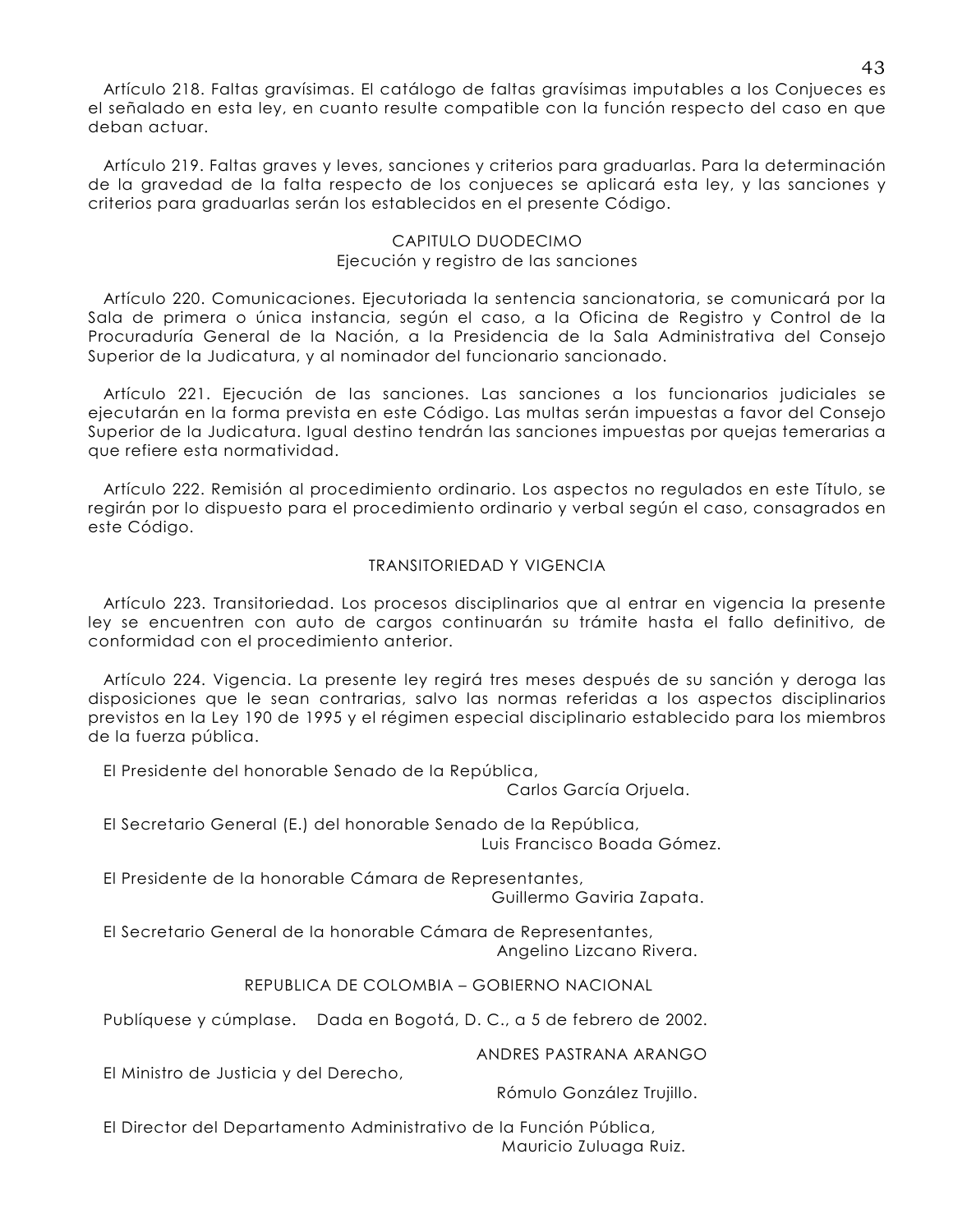Artículo 218. Faltas gravísimas. El catálogo de faltas gravísimas imputables a los Conjueces es el señalado en esta ley, en cuanto resulte compatible con la función respecto del caso en que deban actuar.

Artículo 219. Faltas graves y leves, sanciones y criterios para graduarlas. Para la determinación de la gravedad de la falta respecto de los conjueces se aplicará esta ley, y las sanciones y criterios para graduarlas serán los establecidos en el presente Código.

## CAPITULO DUODECIMO
### Ejecución y registro de las sanciones

Artículo 220. Comunicaciones. Ejecutoriada la sentencia sancionatoria, se comunicará por la Sala de primera o única instancia, según el caso, a la Oficina de Registro y Control de la Procuraduría General de la Nación, a la Presidencia de la Sala Administrativa del Consejo Superior de la Judicatura, y al nominador del funcionario sancionado.

Artículo 221. Ejecución de las sanciones. Las sanciones a los funcionarios judiciales se ejecutarán en la forma prevista en este Código. Las multas serán impuestas a favor del Consejo Superior de la Judicatura. Igual destino tendrán las sanciones impuestas por quejas temerarias a que refiere esta normatividad.

Artículo 222. Remisión al procedimiento ordinario. Los aspectos no regulados en este Título, se regirán por lo dispuesto para el procedimiento ordinario y verbal según el caso, consagrados en este Código.

## TRANSITORIEDAD Y VIGENCIA

Artículo 223. Transitoriedad. Los procesos disciplinarios que al entrar en vigencia la presente ley se encuentren con auto de cargos continuarán su trámite hasta el fallo definitivo, de conformidad con el procedimiento anterior.

Artículo 224. Vigencia. La presente ley regirá tres meses después de su sanción y deroga las disposiciones que le sean contrarias, salvo las normas referidas a los aspectos disciplinarios previstos en la Ley 190 de 1995 y el régimen especial disciplinario establecido para los miembros de la fuerza pública.

El Presidente del honorable Senado de la República,
Carlos García Orjuela.

El Secretario General (E.) del honorable Senado de la República,
Luis Francisco Boada Gómez.

El Presidente de la honorable Cámara de Representantes,
Guillermo Gaviria Zapata.

El Secretario General de la honorable Cámara de Representantes,
Angelino Lizcano Rivera.

REPUBLICA DE COLOMBIA – GOBIERNO NACIONAL

Publíquese y cúmplase. Dada en Bogotá, D. C., a 5 de febrero de 2002.

ANDRES PASTRANA ARANGO

El Ministro de Justicia y del Derecho,
Rómulo González Trujillo.

El Director del Departamento Administrativo de la Función Pública,
Mauricio Zuluaga Ruiz.